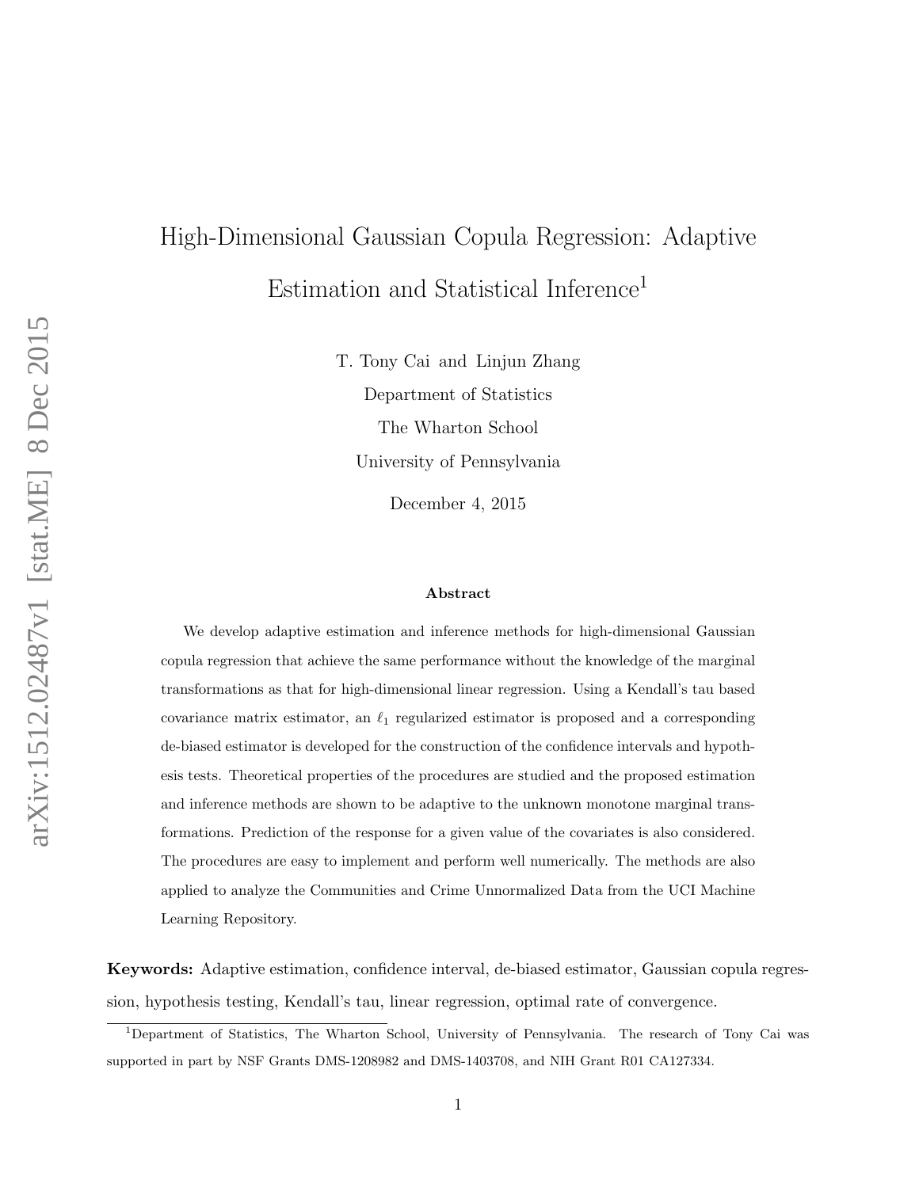# High-Dimensional Gaussian Copula Regression: Adaptive Estimation and Statistical Inference[1]

T. Tony Cai and Linjun Zhang

Department of Statistics

The Wharton School

University of Pennsylvania

December 4, 2015

### Abstract

We develop adaptive estimation and inference methods for high-dimensional Gaussian copula regression that achieve the same performance without the knowledge of the marginal transformations as that for high-dimensional linear regression. Using a Kendall's tau based covariance matrix estimator, an $\ell_1$ regularized estimator is proposed and a corresponding de-biased estimator is developed for the construction of the confidence intervals and hypothesis tests. Theoretical properties of the procedures are studied and the proposed estimation and inference methods are shown to be adaptive to the unknown monotone marginal transformations. Prediction of the response for a given value of the covariates is also considered. The procedures are easy to implement and perform well numerically. The methods are also applied to analyze the Communities and Crime Unnormalized Data from the UCI Machine Learning Repository.

**Keywords:** Adaptive estimation, confidence interval, de-biased estimator, Gaussian copula regression, hypothesis testing, Kendall's tau, linear regression, optimal rate of convergence.

[1]Department of Statistics, The Wharton School, University of Pennsylvania. The research of Tony Cai was supported in part by NSF Grants DMS-1208982 and DMS-1403708, and NIH Grant R01 CA127334.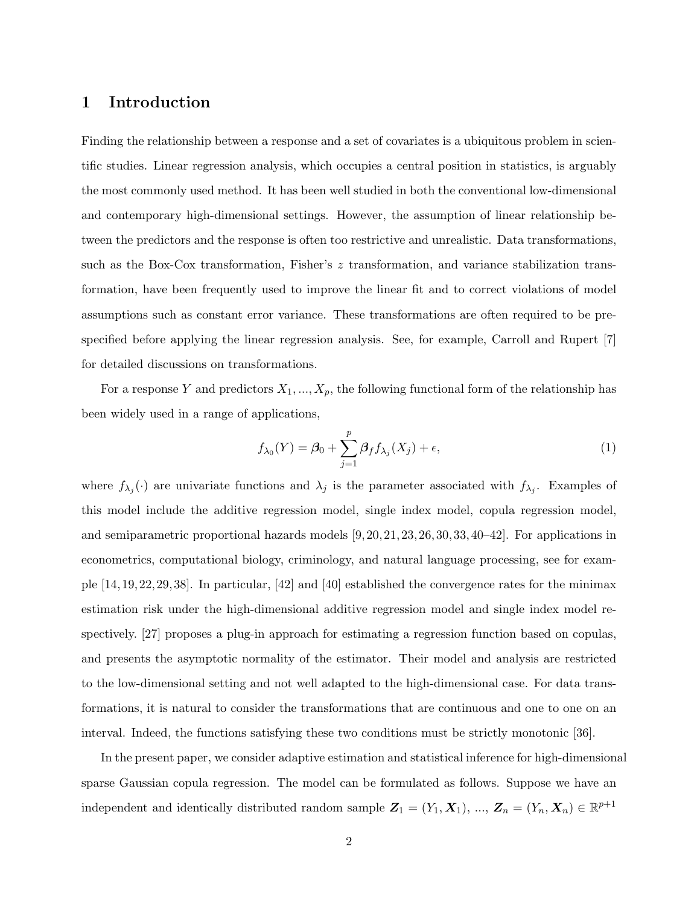# 1 Introduction

Finding the relationship between a response and a set of covariates is a ubiquitous problem in scientific studies. Linear regression analysis, which occupies a central position in statistics, is arguably the most commonly used method. It has been well studied in both the conventional low-dimensional and contemporary high-dimensional settings. However, the assumption of linear relationship between the predictors and the response is often too restrictive and unrealistic. Data transformations, such as the Box-Cox transformation, Fisher's $z$ transformation, and variance stabilization transformation, have been frequently used to improve the linear fit and to correct violations of model assumptions such as constant error variance. These transformations are often required to be prespecified before applying the linear regression analysis. See, for example, Carroll and Rupert [7] for detailed discussions on transformations.

For a response $Y$ and predictors $X_1, ..., X_p$, the following functional form of the relationship has been widely used in a range of applications,

$$f_{\lambda_0}(Y) = \boldsymbol{\beta}_0 + \sum_{j=1}^{p} \boldsymbol{\beta}_f f_{\lambda_j}(X_j) + \epsilon, \tag{1}$$

where $f_{\lambda_j}(\cdot)$ are univariate functions and $\lambda_j$ is the parameter associated with $f_{\lambda_j}$. Examples of this model include the additive regression model, single index model, copula regression model, and semiparametric proportional hazards models [9, 20, 21, 23, 26, 30, 33, 40–42]. For applications in econometrics, computational biology, criminology, and natural language processing, see for example [14, 19, 22, 29, 38]. In particular, [42] and [40] established the convergence rates for the minimax estimation risk under the high-dimensional additive regression model and single index model respectively. [27] proposes a plug-in approach for estimating a regression function based on copulas, and presents the asymptotic normality of the estimator. Their model and analysis are restricted to the low-dimensional setting and not well adapted to the high-dimensional case. For data transformations, it is natural to consider the transformations that are continuous and one to one on an interval. Indeed, the functions satisfying these two conditions must be strictly monotonic [36].

In the present paper, we consider adaptive estimation and statistical inference for high-dimensional sparse Gaussian copula regression. The model can be formulated as follows. Suppose we have an independent and identically distributed random sample $\boldsymbol{Z}_1 = (Y_1, \boldsymbol{X}_1)$, ..., $\boldsymbol{Z}_n = (Y_n, \boldsymbol{X}_n) \in \mathbb{R}^{p+1}$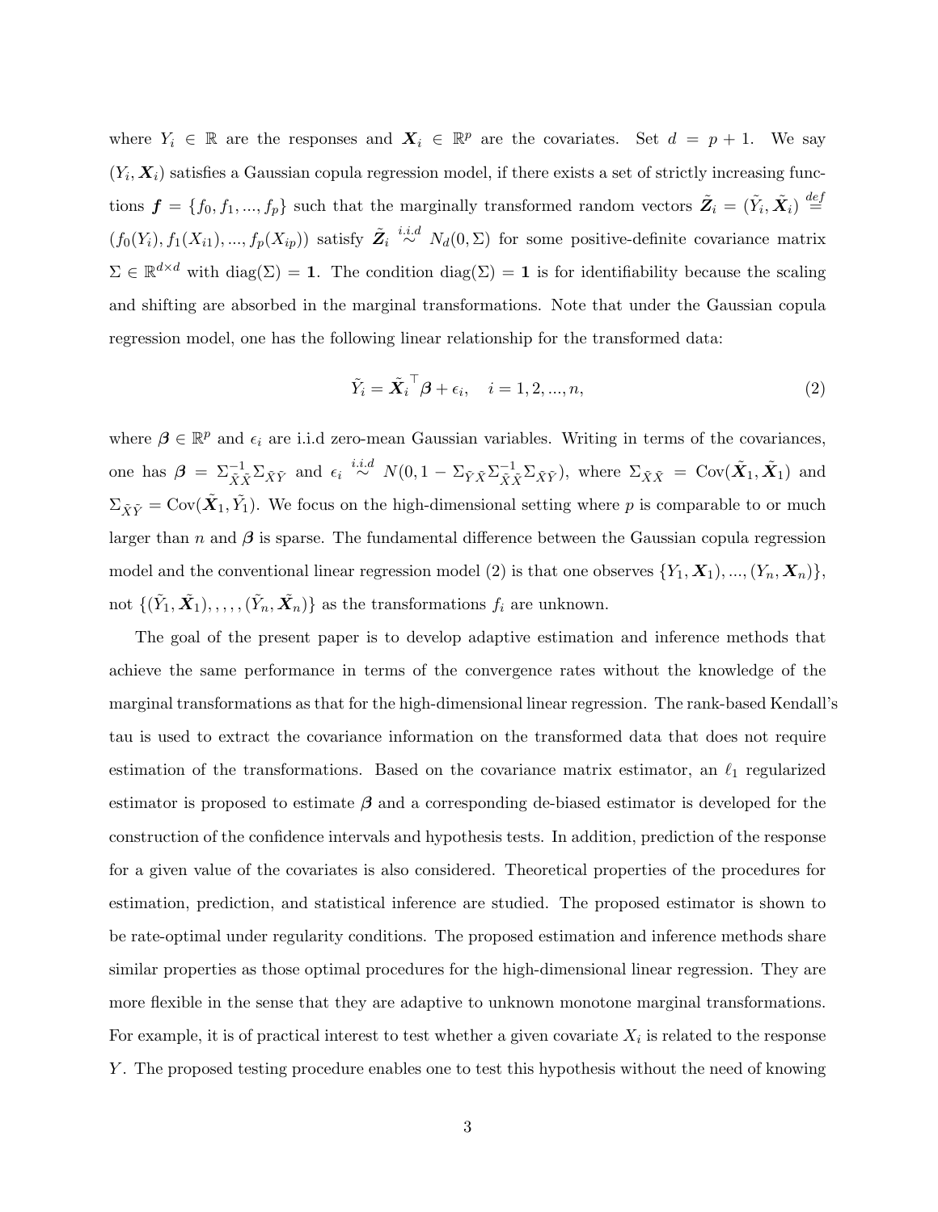where $Y_i \in \mathbb{R}$ are the responses and $\boldsymbol{X}_i \in \mathbb{R}^p$ are the covariates. Set $d = p + 1$. We say $(Y_i, \boldsymbol{X}_i)$ satisfies a Gaussian copula regression model, if there exists a set of strictly increasing functions $\boldsymbol{f} = \{f_0, f_1, ..., f_p\}$ such that the marginally transformed random vectors $\tilde{\boldsymbol{Z}}_i = (\tilde{Y}_i, \tilde{\boldsymbol{X}}_i) \stackrel{def}{=} (f_0(Y_i), f_1(X_{i1}), ..., f_p(X_{ip}))$ satisfy $\tilde{\boldsymbol{Z}}_i \stackrel{i.i.d}{\sim} N_d(0, \Sigma)$ for some positive-definite covariance matrix $\Sigma \in \mathbb{R}^{d \times d}$ with $\text{diag}(\Sigma) = \mathbf{1}$. The condition $\text{diag}(\Sigma) = \mathbf{1}$ is for identifiability because the scaling and shifting are absorbed in the marginal transformations. Note that under the Gaussian copula regression model, one has the following linear relationship for the transformed data:

$$\tilde{Y}_i = \tilde{\boldsymbol{X}}_i^\top \boldsymbol{\beta} + \epsilon_i, \quad i = 1, 2, ..., n, \tag{2}$$

where $\boldsymbol{\beta} \in \mathbb{R}^p$ and $\epsilon_i$ are i.i.d zero-mean Gaussian variables. Writing in terms of the covariances, one has $\boldsymbol{\beta} = \Sigma_{\tilde{X}\tilde{X}}^{-1} \Sigma_{\tilde{X}\tilde{Y}}$ and $\epsilon_i \stackrel{i.i.d}{\sim} N(0, 1 - \Sigma_{\tilde{Y}\tilde{X}} \Sigma_{\tilde{X}\tilde{X}}^{-1} \Sigma_{\tilde{X}\tilde{Y}})$, where $\Sigma_{\tilde{X}\tilde{X}} = \text{Cov}(\tilde{\boldsymbol{X}}_1, \tilde{\boldsymbol{X}}_1)$ and $\Sigma_{\tilde{X}\tilde{Y}} = \text{Cov}(\tilde{\boldsymbol{X}}_1, \tilde{Y}_1)$. We focus on the high-dimensional setting where $p$ is comparable to or much larger than $n$ and $\boldsymbol{\beta}$ is sparse. The fundamental difference between the Gaussian copula regression model and the conventional linear regression model (2) is that one observes $\{Y_1, \boldsymbol{X}_1), ..., (Y_n, \boldsymbol{X}_n)\}$, not $\{(\tilde{Y}_1, \tilde{\boldsymbol{X}}_1), , , , , (\tilde{Y}_n, \tilde{\boldsymbol{X}}_n)\}$ as the transformations $f_i$ are unknown.

The goal of the present paper is to develop adaptive estimation and inference methods that achieve the same performance in terms of the convergence rates without the knowledge of the marginal transformations as that for the high-dimensional linear regression. The rank-based Kendall's tau is used to extract the covariance information on the transformed data that does not require estimation of the transformations. Based on the covariance matrix estimator, an $\ell_1$ regularized estimator is proposed to estimate $\boldsymbol{\beta}$ and a corresponding de-biased estimator is developed for the construction of the confidence intervals and hypothesis tests. In addition, prediction of the response for a given value of the covariates is also considered. Theoretical properties of the procedures for estimation, prediction, and statistical inference are studied. The proposed estimator is shown to be rate-optimal under regularity conditions. The proposed estimation and inference methods share similar properties as those optimal procedures for the high-dimensional linear regression. They are more flexible in the sense that they are adaptive to unknown monotone marginal transformations. For example, it is of practical interest to test whether a given covariate $X_i$ is related to the response $Y$. The proposed testing procedure enables one to test this hypothesis without the need of knowing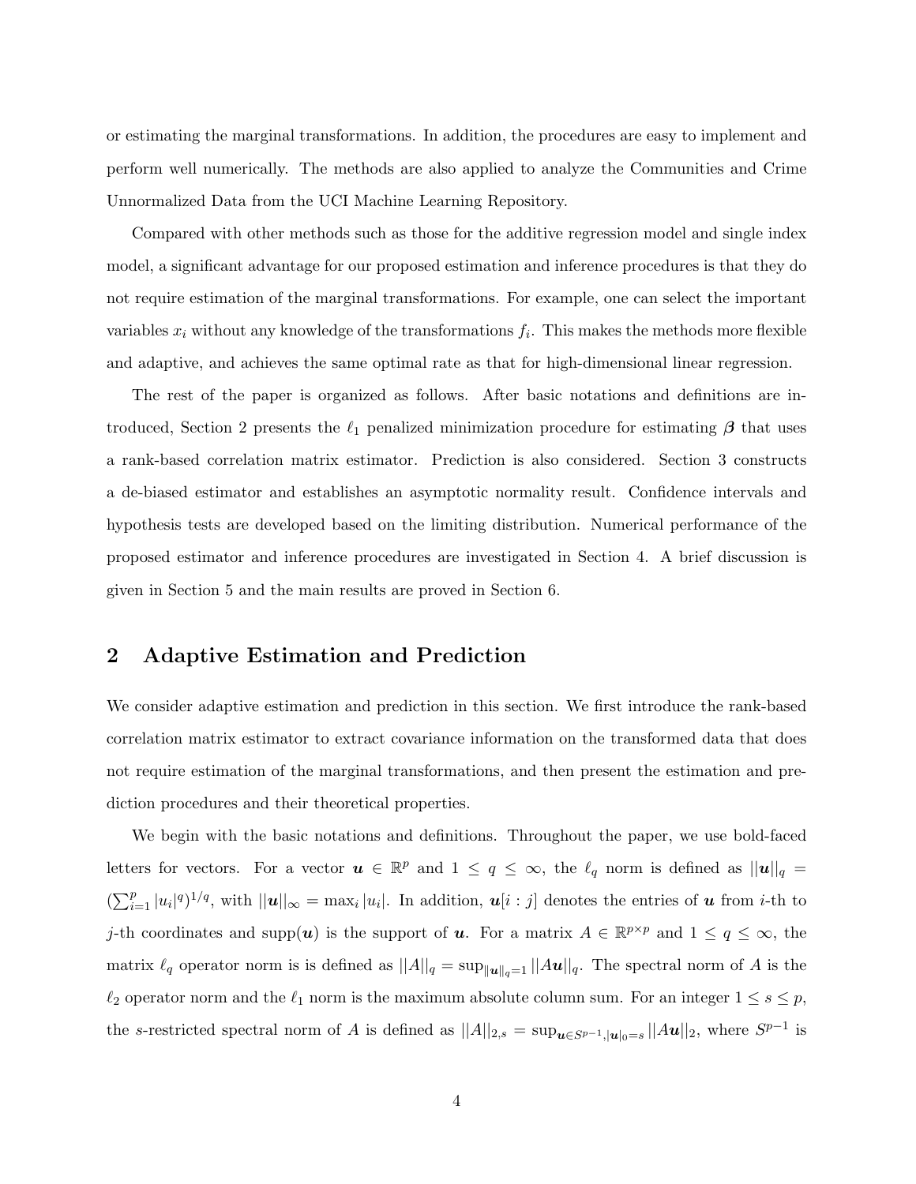or estimating the marginal transformations. In addition, the procedures are easy to implement and perform well numerically. The methods are also applied to analyze the Communities and Crime Unnormalized Data from the UCI Machine Learning Repository.

Compared with other methods such as those for the additive regression model and single index model, a significant advantage for our proposed estimation and inference procedures is that they do not require estimation of the marginal transformations. For example, one can select the important variables $x_i$ without any knowledge of the transformations $f_i$. This makes the methods more flexible and adaptive, and achieves the same optimal rate as that for high-dimensional linear regression.

The rest of the paper is organized as follows. After basic notations and definitions are introduced, Section 2 presents the $\ell_1$ penalized minimization procedure for estimating $\boldsymbol{\beta}$ that uses a rank-based correlation matrix estimator. Prediction is also considered. Section 3 constructs a de-biased estimator and establishes an asymptotic normality result. Confidence intervals and hypothesis tests are developed based on the limiting distribution. Numerical performance of the proposed estimator and inference procedures are investigated in Section 4. A brief discussion is given in Section 5 and the main results are proved in Section 6.

## 2 Adaptive Estimation and Prediction

We consider adaptive estimation and prediction in this section. We first introduce the rank-based correlation matrix estimator to extract covariance information on the transformed data that does not require estimation of the marginal transformations, and then present the estimation and prediction procedures and their theoretical properties.

We begin with the basic notations and definitions. Throughout the paper, we use bold-faced letters for vectors. For a vector $\boldsymbol{u} \in \mathbb{R}^p$ and $1 \leq q \leq \infty$, the $\ell_q$ norm is defined as $||\boldsymbol{u}||_q = (\sum_{i=1}^p |u_i|^q)^{1/q}$, with $||\boldsymbol{u}||_\infty = \max_i |u_i|$. In addition, $\boldsymbol{u}[i:j]$ denotes the entries of $\boldsymbol{u}$ from $i$-th to $j$-th coordinates and $\text{supp}(\boldsymbol{u})$ is the support of $\boldsymbol{u}$. For a matrix $A \in \mathbb{R}^{p\times p}$ and $1 \leq q \leq \infty$, the matrix $\ell_q$ operator norm is is defined as $||A||_q = \sup_{\|\boldsymbol{u}\|_q=1} ||A\boldsymbol{u}||_q$. The spectral norm of $A$ is the $\ell_2$ operator norm and the $\ell_1$ norm is the maximum absolute column sum. For an integer $1 \leq s \leq p$, the $s$-restricted spectral norm of $A$ is defined as $||A||_{2,s} = \sup_{\boldsymbol{u}\in S^{p-1}, |\boldsymbol{u}|_0=s} ||A\boldsymbol{u}||_2$, where $S^{p-1}$ is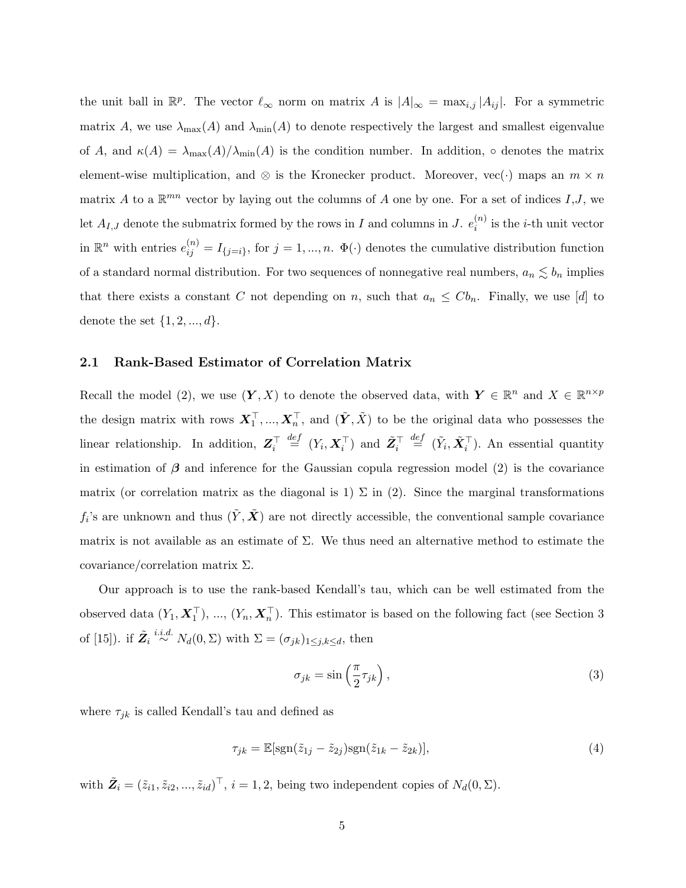the unit ball in $\mathbb{R}^p$. The vector $\ell_\infty$ norm on matrix $A$ is $|A|_\infty = \max_{i,j} |A_{ij}|$. For a symmetric matrix $A$, we use $\lambda_{\max}(A)$ and $\lambda_{\min}(A)$ to denote respectively the largest and smallest eigenvalue of $A$, and $\kappa(A) = \lambda_{\max}(A)/\lambda_{\min}(A)$ is the condition number. In addition, $\circ$ denotes the matrix element-wise multiplication, and $\otimes$ is the Kronecker product. Moreover, $\text{vec}(\cdot)$ maps an $m \times n$ matrix $A$ to a $\mathbb{R}^{mn}$ vector by laying out the columns of $A$ one by one. For a set of indices $I$,$J$, we let $A_{I,J}$ denote the submatrix formed by the rows in $I$ and columns in $J$. $e_i^{(n)}$ is the $i$-th unit vector in $\mathbb{R}^n$ with entries $e_{ij}^{(n)} = I_{\{j=i\}}$, for $j = 1, ..., n$. $\Phi(\cdot)$ denotes the cumulative distribution function of a standard normal distribution. For two sequences of nonnegative real numbers, $a_n \lesssim b_n$ implies that there exists a constant $C$ not depending on $n$, such that $a_n \leq Cb_n$. Finally, we use $[d]$ to denote the set $\{1, 2, ..., d\}$.

### 2.1 Rank-Based Estimator of Correlation Matrix

Recall the model (2), we use $(\boldsymbol{Y}, X)$ to denote the observed data, with $\boldsymbol{Y} \in \mathbb{R}^n$ and $X \in \mathbb{R}^{n\times p}$ the design matrix with rows $\boldsymbol{X}_1^\top, ..., \boldsymbol{X}_n^\top$, and $(\tilde{\boldsymbol{Y}}, \tilde{X})$ to be the original data who possesses the linear relationship. In addition, $\boldsymbol{Z}_i^\top \overset{def}{=} (Y_i, \boldsymbol{X}_i^\top)$ and $\tilde{\boldsymbol{Z}}_i^\top \overset{def}{=} (\tilde{Y}_i, \tilde{\boldsymbol{X}}_i^\top)$. An essential quantity in estimation of $\boldsymbol{\beta}$ and inference for the Gaussian copula regression model (2) is the covariance matrix (or correlation matrix as the diagonal is 1) $\Sigma$ in (2). Since the marginal transformations $f_i$'s are unknown and thus $(\tilde{Y}, \tilde{\boldsymbol{X}})$ are not directly accessible, the conventional sample covariance matrix is not available as an estimate of $\Sigma$. We thus need an alternative method to estimate the covariance/correlation matrix $\Sigma$.

Our approach is to use the rank-based Kendall's tau, which can be well estimated from the observed data $(Y_1, \boldsymbol{X}_1^\top)$, ..., $(Y_n, \boldsymbol{X}_n^\top)$. This estimator is based on the following fact (see Section 3 of [15]). if $\tilde{\boldsymbol{Z}}_i \overset{i.i.d.}{\sim} N_d(0, \Sigma)$ with $\Sigma = (\sigma_{jk})_{1\leq j,k\leq d}$, then

$$\sigma_{jk} = \sin\left(\frac{\pi}{2}\tau_{jk}\right), \tag{3}$$

where $\tau_{jk}$ is called Kendall's tau and defined as

$$\tau_{jk} = \mathbb{E}[\text{sgn}(\tilde{z}_{1j} - \tilde{z}_{2j})\text{sgn}(\tilde{z}_{1k} - \tilde{z}_{2k})], \tag{4}$$

with $\tilde{\boldsymbol{Z}}_i = (\tilde{z}_{i1}, \tilde{z}_{i2}, ..., \tilde{z}_{id})^\top$, $i = 1, 2$, being two independent copies of $N_d(0, \Sigma)$.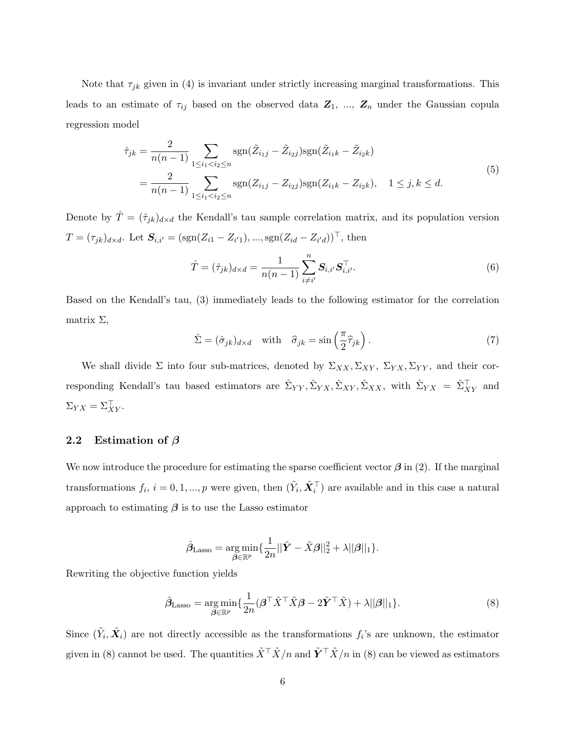Note that $\tau_{jk}$ given in (4) is invariant under strictly increasing marginal transformations. This leads to an estimate of $\tau_{ij}$ based on the observed data $\boldsymbol{Z}_1$, ..., $\boldsymbol{Z}_n$ under the Gaussian copula regression model

$$
\begin{aligned}
\hat{\tau}_{jk} &= \frac{2}{n(n-1)} \sum_{1 \le i_1 < i_2 \le n} \operatorname{sgn}(\tilde{Z}_{i_1 j} - \tilde{Z}_{i_2 j}) \operatorname{sgn}(\tilde{Z}_{i_1 k} - \tilde{Z}_{i_2 k}) \\
&= \frac{2}{n(n-1)} \sum_{1 \le i_1 < i_2 \le n} \operatorname{sgn}(Z_{i_1 j} - Z_{i_2 j}) \operatorname{sgn}(Z_{i_1 k} - Z_{i_2 k}), \quad 1 \le j, k \le d.
\end{aligned}
\tag{5}
$$

Denote by $\hat{T} = (\hat{\tau}_{jk})_{d \times d}$ the Kendall's tau sample correlation matrix, and its population version $T = (\tau_{jk})_{d \times d}$. Let $\boldsymbol{S}_{i,i'} = (\operatorname{sgn}(Z_{i1} - Z_{i'1}), ..., \operatorname{sgn}(Z_{id} - Z_{i'd}))^\top$, then

$$
\hat{T} = (\hat{\tau}_{jk})_{d \times d} = \frac{1}{n(n-1)} \sum_{i \neq i'}^{n} \boldsymbol{S}_{i,i'} \boldsymbol{S}_{i,i'}^\top. \tag{6}
$$

Based on the Kendall's tau, (3) immediately leads to the following estimator for the correlation matrix $\Sigma$,

$$
\hat{\Sigma} = (\hat{\sigma}_{jk})_{d \times d} \quad \text{with} \quad \widehat{\sigma}_{jk} = \sin\left(\frac{\pi}{2} \widehat{\tau}_{jk}\right). \tag{7}
$$

We shall divide $\Sigma$ into four sub-matrices, denoted by $\Sigma_{XX}, \Sigma_{XY}$, $\Sigma_{YX}, \Sigma_{YY}$, and their corresponding Kendall's tau based estimators are $\hat{\Sigma}_{YY}, \hat{\Sigma}_{YX}, \hat{\Sigma}_{XY}, \hat{\Sigma}_{XX}$, with $\hat{\Sigma}_{YX} = \hat{\Sigma}_{XY}^\top$ and $\Sigma_{YX} = \Sigma_{XY}^\top$.

## 2.2 Estimation of $\boldsymbol{\beta}$

We now introduce the procedure for estimating the sparse coefficient vector $\boldsymbol{\beta}$ in (2). If the marginal transformations $f_i$, $i = 0, 1, ..., p$ were given, then $(\tilde{Y}_i, \tilde{\boldsymbol{X}}_i^\top)$ are available and in this case a natural approach to estimating $\boldsymbol{\beta}$ is to use the Lasso estimator

$$
\hat{\boldsymbol{\beta}}_{\text{Lasso}} = \underset{\boldsymbol{\beta} \in \mathbb{R}^p}{\arg\min} \{ \frac{1}{2n} ||\tilde{\boldsymbol{Y}} - \tilde{X}\boldsymbol{\beta}||_2^2 + \lambda ||\boldsymbol{\beta}||_1 \}.
$$

Rewriting the objective function yields

$$
\hat{\boldsymbol{\beta}}_{\text{Lasso}} = \underset{\boldsymbol{\beta} \in \mathbb{R}^p}{\arg\min} \{ \frac{1}{2n} (\boldsymbol{\beta}^\top \tilde{X}^\top \tilde{X} \boldsymbol{\beta} - 2\tilde{\boldsymbol{Y}}^\top \tilde{X}) + \lambda ||\boldsymbol{\beta}||_1 \}. \tag{8}
$$

Since $(\tilde{Y}_i, \tilde{\boldsymbol{X}}_i)$ are not directly accessible as the transformations $f_i$'s are unknown, the estimator given in (8) cannot be used. The quantities $\tilde{X}^\top \tilde{X}/n$ and $\tilde{\boldsymbol{Y}}^\top \tilde{X}/n$ in (8) can be viewed as estimators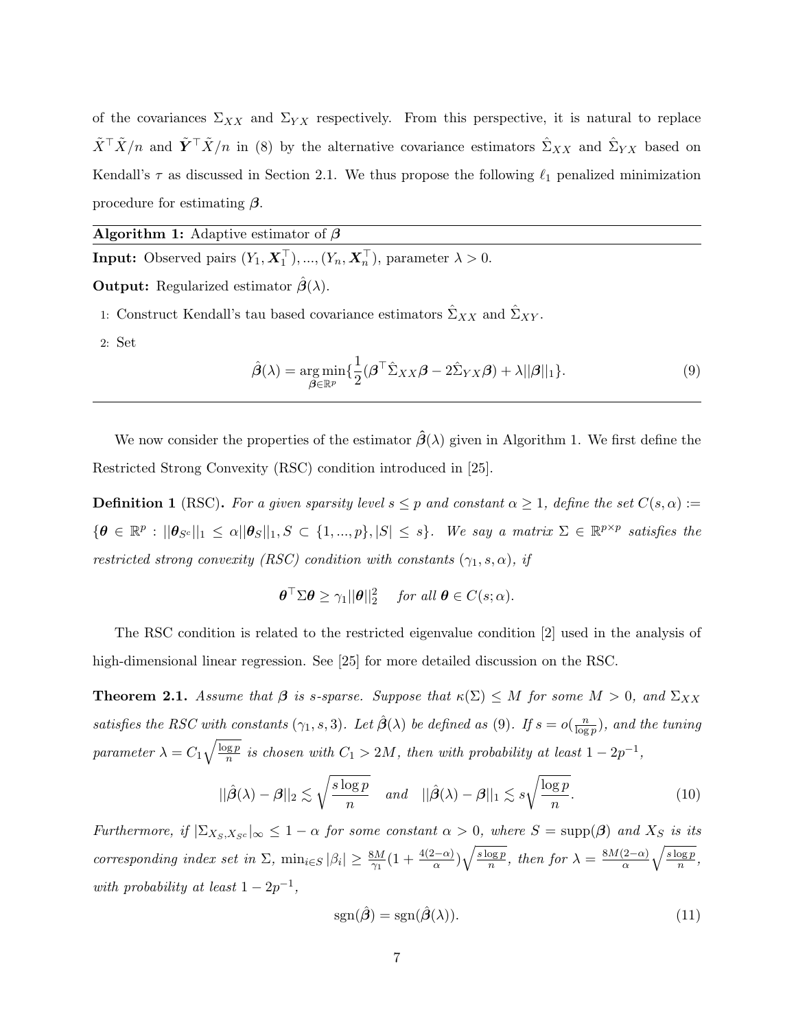of the covariances $\Sigma_{XX}$ and $\Sigma_{YX}$ respectively. From this perspective, it is natural to replace $\tilde{X}^\top \tilde{X}/n$ and $\tilde{\boldsymbol{Y}}^\top \tilde{X}/n$ in (8) by the alternative covariance estimators $\hat{\Sigma}_{XX}$ and $\hat{\Sigma}_{YX}$ based on Kendall's $\tau$ as discussed in Section 2.1. We thus propose the following $\ell_1$ penalized minimization procedure for estimating $\boldsymbol{\beta}$.

---

**Algorithm 1:** Adaptive estimator of $\boldsymbol{\beta}$

---

**Input:** Observed pairs $(Y_1, \boldsymbol{X}_1^\top), ..., (Y_n, \boldsymbol{X}_n^\top)$, parameter $\lambda > 0$.

**Output:** Regularized estimator $\hat{\boldsymbol{\beta}}(\lambda)$.

1: Construct Kendall's tau based covariance estimators $\hat{\Sigma}_{XX}$ and $\hat{\Sigma}_{XY}$.

2: Set

$$\hat{\boldsymbol{\beta}}(\lambda) = \underset{\boldsymbol{\beta} \in \mathbb{R}^p}{\arg\min} \{ \frac{1}{2} (\boldsymbol{\beta}^\top \hat{\Sigma}_{XX} \boldsymbol{\beta} - 2 \hat{\Sigma}_{YX} \boldsymbol{\beta}) + \lambda ||\boldsymbol{\beta}||_1 \}. \tag{9}$$

---

We now consider the properties of the estimator $\hat{\boldsymbol{\beta}}(\lambda)$ given in Algorithm 1. We first define the Restricted Strong Convexity (RSC) condition introduced in [25].

**Definition 1** (RSC). *For a given sparsity level $s \leq p$ and constant $\alpha \geq 1$, define the set $C(s, \alpha) := \{\boldsymbol{\theta} \in \mathbb{R}^p : ||\boldsymbol{\theta}_{S^c}||_1 \leq \alpha ||\boldsymbol{\theta}_S||_1, S \subset \{1, ..., p\}, |S| \leq s\}$. We say a matrix $\Sigma \in \mathbb{R}^{p \times p}$ satisfies the restricted strong convexity (RSC) condition with constants $(\gamma_1, s, \alpha)$, if*

$$\boldsymbol{\theta}^\top \Sigma \boldsymbol{\theta} \geq \gamma_1 ||\boldsymbol{\theta}||_2^2 \quad \text{for all } \boldsymbol{\theta} \in C(s; \alpha).$$

The RSC condition is related to the restricted eigenvalue condition [2] used in the analysis of high-dimensional linear regression. See [25] for more detailed discussion on the RSC.

**Theorem 2.1.** *Assume that $\boldsymbol{\beta}$ is $s$-sparse. Suppose that $\kappa(\Sigma) \leq M$ for some $M > 0$, and $\Sigma_{XX}$ satisfies the RSC with constants $(\gamma_1, s, 3)$. Let $\hat{\boldsymbol{\beta}}(\lambda)$ be defined as (9). If $s = o(\frac{n}{\log p})$, and the tuning parameter $\lambda = C_1 \sqrt{\frac{\log p}{n}}$ is chosen with $C_1 > 2M$, then with probability at least $1 - 2p^{-1}$,*

$$||\hat{\boldsymbol{\beta}}(\lambda) - \boldsymbol{\beta}||_2 \lesssim \sqrt{\frac{s \log p}{n}} \quad \text{and} \quad ||\hat{\boldsymbol{\beta}}(\lambda) - \boldsymbol{\beta}||_1 \lesssim s \sqrt{\frac{\log p}{n}}. \tag{10}$$

*Furthermore, if $|\Sigma_{X_S, X_{S^c}}|_\infty \leq 1 - \alpha$ for some constant $\alpha > 0$, where $S = \text{supp}(\boldsymbol{\beta})$ and $X_S$ is its corresponding index set in $\Sigma$, $\min_{i \in S} |\beta_i| \geq \frac{8M}{\gamma_1}(1 + \frac{4(2-\alpha)}{\alpha}) \sqrt{\frac{s \log p}{n}}$, then for $\lambda = \frac{8M(2-\alpha)}{\alpha} \sqrt{\frac{s \log p}{n}}$, with probability at least $1 - 2p^{-1}$,*

$$\text{sgn}(\hat{\boldsymbol{\beta}}) = \text{sgn}(\hat{\boldsymbol{\beta}}(\lambda)). \tag{11}$$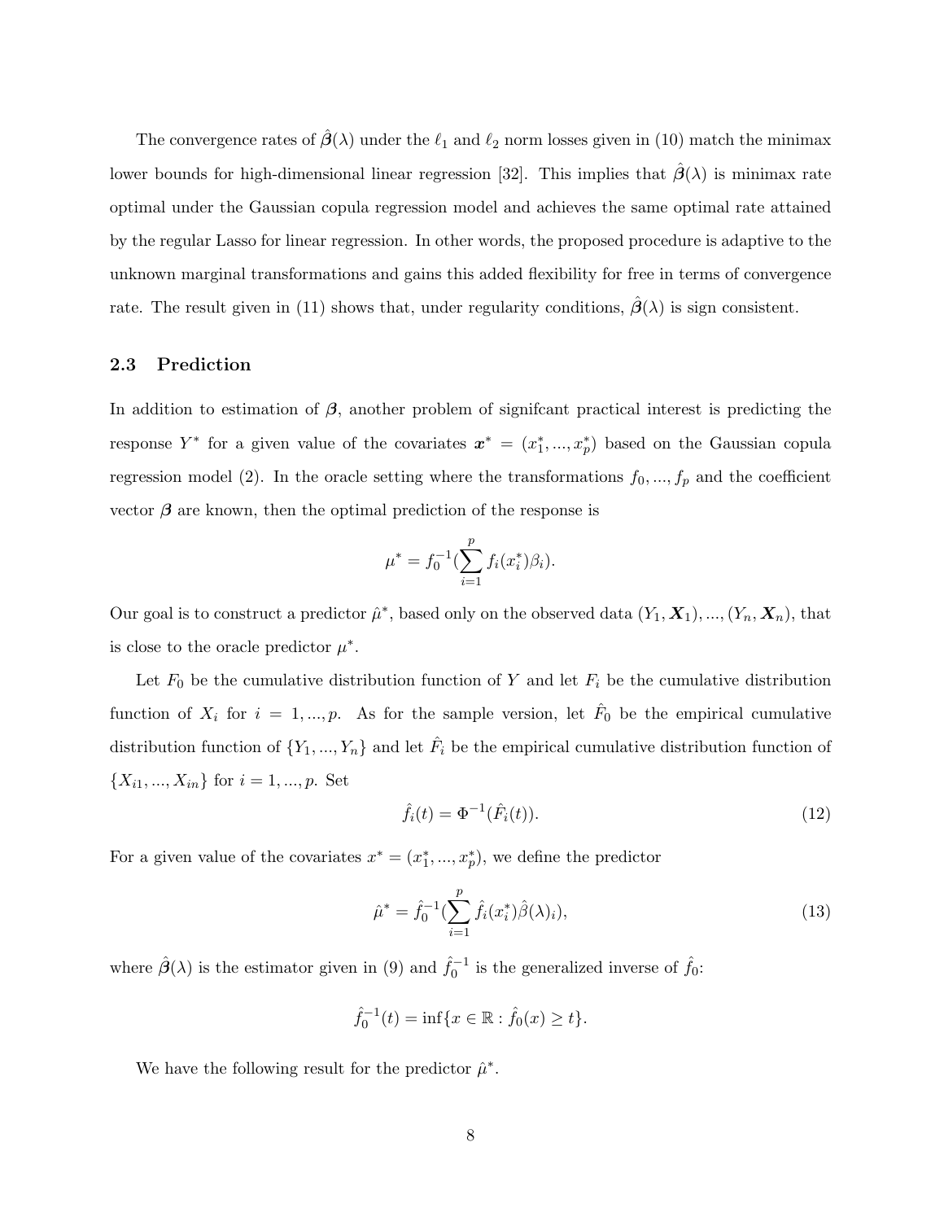The convergence rates of $\hat{\boldsymbol{\beta}}(\lambda)$ under the $\ell_1$ and $\ell_2$ norm losses given in (10) match the minimax lower bounds for high-dimensional linear regression [32]. This implies that $\hat{\boldsymbol{\beta}}(\lambda)$ is minimax rate optimal under the Gaussian copula regression model and achieves the same optimal rate attained by the regular Lasso for linear regression. In other words, the proposed procedure is adaptive to the unknown marginal transformations and gains this added flexibility for free in terms of convergence rate. The result given in (11) shows that, under regularity conditions, $\hat{\boldsymbol{\beta}}(\lambda)$ is sign consistent.

### 2.3 Prediction

In addition to estimation of $\boldsymbol{\beta}$, another problem of signifcant practical interest is predicting the response $Y^*$ for a given value of the covariates $\boldsymbol{x}^* = (x_1^*, ..., x_p^*)$ based on the Gaussian copula regression model (2). In the oracle setting where the transformations $f_0, ..., f_p$ and the coefficient vector $\boldsymbol{\beta}$ are known, then the optimal prediction of the response is

$$\mu^* = f_0^{-1}(\sum_{i=1}^{p} f_i(x_i^*)\beta_i).$$

Our goal is to construct a predictor $\hat{\mu}^*$, based only on the observed data $(Y_1, \boldsymbol{X}_1), ..., (Y_n, \boldsymbol{X}_n)$, that is close to the oracle predictor $\mu^*$.

Let $F_0$ be the cumulative distribution function of $Y$ and let $F_i$ be the cumulative distribution function of $X_i$ for $i = 1, ..., p$. As for the sample version, let $\hat{F}_0$ be the empirical cumulative distribution function of $\{Y_1, ..., Y_n\}$ and let $\hat{F}_i$ be the empirical cumulative distribution function of $\{X_{i1}, ..., X_{in}\}$ for $i = 1, ..., p$. Set

$$\hat{f}_i(t) = \Phi^{-1}(\hat{F}_i(t)). \tag{12}$$

For a given value of the covariates $x^* = (x_1^*, ..., x_p^*)$, we define the predictor

$$\hat{\mu}^* = \hat{f}_0^{-1}(\sum_{i=1}^{p} \hat{f}_i(x_i^*)\hat{\beta}(\lambda)_i), \tag{13}$$

where $\hat{\boldsymbol{\beta}}(\lambda)$ is the estimator given in (9) and $\hat{f}_0^{-1}$ is the generalized inverse of $\hat{f}_0$:

$$\hat{f}_0^{-1}(t) = \inf\{x \in \mathbb{R} : \hat{f}_0(x) \geq t\}.$$

We have the following result for the predictor $\hat{\mu}^*$.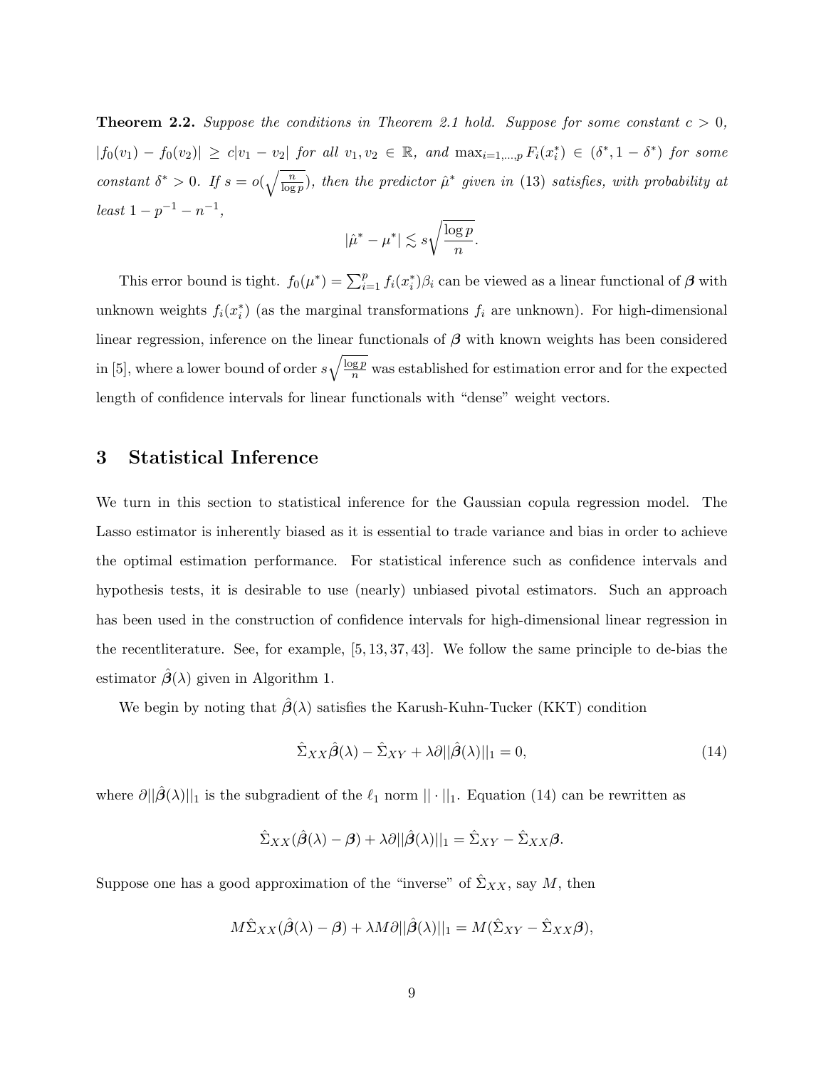**Theorem 2.2.** *Suppose the conditions in Theorem 2.1 hold. Suppose for some constant $c > 0$, $|f_0(v_1) - f_0(v_2)| \geq c|v_1 - v_2|$ for all $v_1, v_2 \in \mathbb{R}$, and $\max_{i=1,\dots,p} F_i(x_i^*) \in (\delta^*, 1 - \delta^*)$ for some constant $\delta^* > 0$. If $s = o(\sqrt{\frac{n}{\log p}})$, then the predictor $\hat{\mu}^*$ given in (13) satisfies, with probability at least $1 - p^{-1} - n^{-1}$,*

$$|\hat{\mu}^* - \mu^*| \lesssim s\sqrt{\frac{\log p}{n}}.$$

This error bound is tight. $f_0(\mu^*) = \sum_{i=1}^p f_i(x_i^*)\beta_i$ can be viewed as a linear functional of $\boldsymbol{\beta}$ with unknown weights $f_i(x_i^*)$ (as the marginal transformations $f_i$ are unknown). For high-dimensional linear regression, inference on the linear functionals of $\boldsymbol{\beta}$ with known weights has been considered in [5], where a lower bound of order $s\sqrt{\frac{\log p}{n}}$ was established for estimation error and for the expected length of confidence intervals for linear functionals with "dense" weight vectors.

## 3 Statistical Inference

We turn in this section to statistical inference for the Gaussian copula regression model. The Lasso estimator is inherently biased as it is essential to trade variance and bias in order to achieve the optimal estimation performance. For statistical inference such as confidence intervals and hypothesis tests, it is desirable to use (nearly) unbiased pivotal estimators. Such an approach has been used in the construction of confidence intervals for high-dimensional linear regression in the recentliterature. See, for example, [5, 13, 37, 43]. We follow the same principle to de-bias the estimator $\hat{\boldsymbol{\beta}}(\lambda)$ given in Algorithm 1.

We begin by noting that $\hat{\boldsymbol{\beta}}(\lambda)$ satisfies the Karush-Kuhn-Tucker (KKT) condition

$$\hat{\Sigma}_{XX}\hat{\boldsymbol{\beta}}(\lambda) - \hat{\Sigma}_{XY} + \lambda\partial||\hat{\boldsymbol{\beta}}(\lambda)||_1 = 0, \tag{14}$$

where $\partial||\hat{\boldsymbol{\beta}}(\lambda)||_1$ is the subgradient of the $\ell_1$ norm $||\cdot||_1$. Equation (14) can be rewritten as

$$\hat{\Sigma}_{X}(\hat{\boldsymbol{\beta}}(\lambda) - \boldsymbol{\beta}) + \lambda\partial||\hat{\boldsymbol{\beta}}(\lambda)||_1 = \hat{\Sigma}_{XY} - \hat{\Sigma}_{XX}\boldsymbol{\beta}.$$

Suppose one has a good approximation of the "inverse" of $\hat{\Sigma}_{XX}$, say $M$, then

$$M\hat{\Sigma}_{XX}(\hat{\boldsymbol{\beta}}(\lambda) - \boldsymbol{\beta}) + \lambda M\partial||\hat{\boldsymbol{\beta}}(\lambda)||_1 = M(\hat{\Sigma}_{XY} - \hat{\Sigma}_{XX}\boldsymbol{\beta}),$$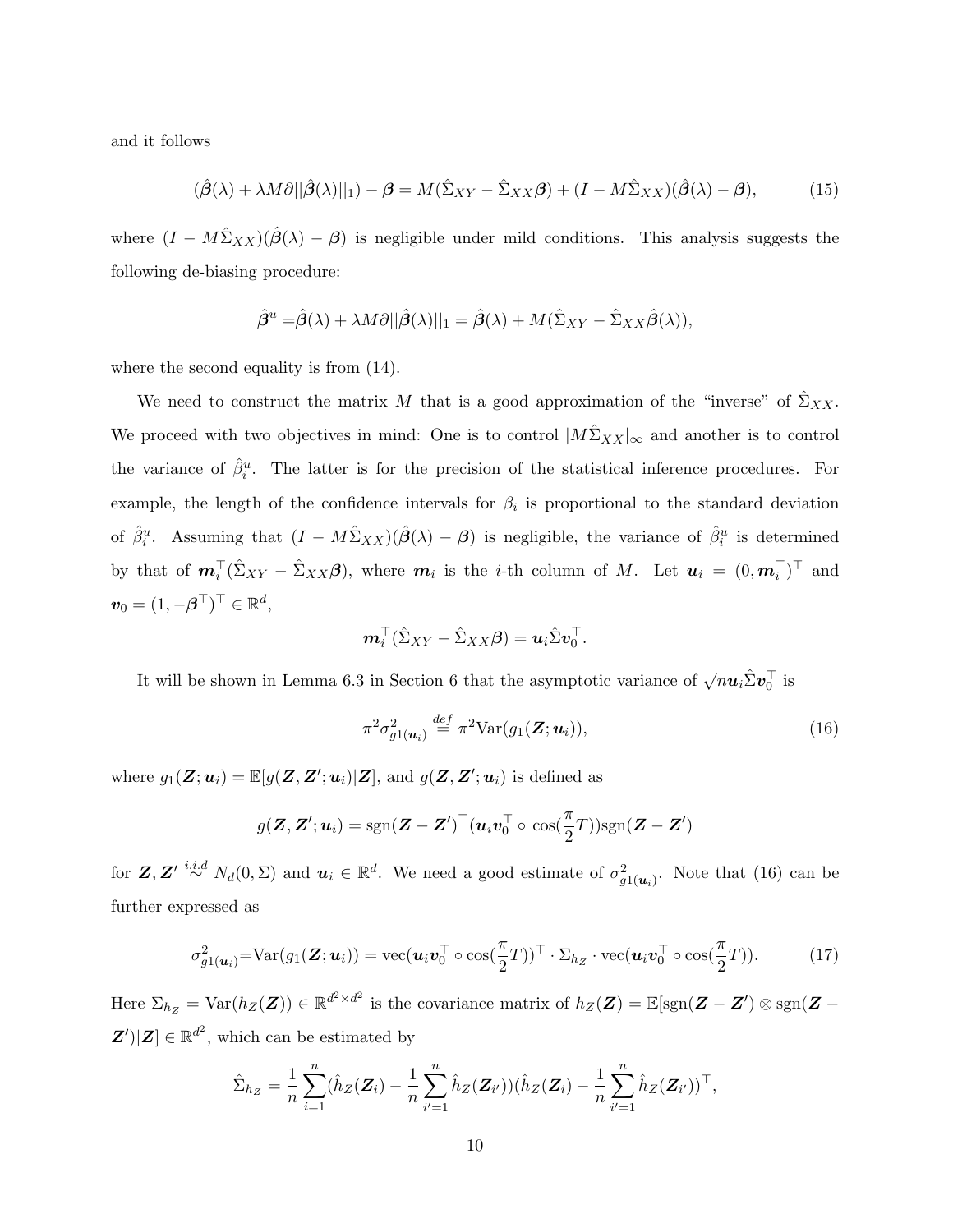and it follows

$$(\hat{\boldsymbol{\beta}}(\lambda) + \lambda M \partial ||\hat{\boldsymbol{\beta}}(\lambda)||_1) - \boldsymbol{\beta} = M(\hat{\Sigma}_{XY} - \hat{\Sigma}_{XX}\boldsymbol{\beta}) + (I - M\hat{\Sigma}_{XX})(\hat{\boldsymbol{\beta}}(\lambda) - \boldsymbol{\beta}), \tag{15}$$

where $(I - M\hat{\Sigma}_{XX})(\hat{\boldsymbol{\beta}}(\lambda) - \boldsymbol{\beta})$ is negligible under mild conditions. This analysis suggests the following de-biasing procedure:

$$\hat{\boldsymbol{\beta}}^u = \hat{\boldsymbol{\beta}}(\lambda) + \lambda M \partial ||\hat{\boldsymbol{\beta}}(\lambda)||_1 = \hat{\boldsymbol{\beta}}(\lambda) + M(\hat{\Sigma}_{XY} - \hat{\Sigma}_{XX}\hat{\boldsymbol{\beta}}(\lambda)),$$

where the second equality is from (14).

We need to construct the matrix $M$ that is a good approximation of the "inverse" of $\hat{\Sigma}_{XX}$. We proceed with two objectives in mind: One is to control $|M\hat{\Sigma}_{XX}|_\infty$ and another is to control the variance of $\hat{\beta}^u_i$. The latter is for the precision of the statistical inference procedures. For example, the length of the confidence intervals for $\beta_i$ is proportional to the standard deviation of $\hat{\beta}^u_i$. Assuming that $(I - M\hat{\Sigma}_{XX})(\hat{\boldsymbol{\beta}}(\lambda) - \boldsymbol{\beta})$ is negligible, the variance of $\hat{\beta}^u_i$ is determined by that of $\boldsymbol{m}_i^\top(\hat{\Sigma}_{XY} - \hat{\Sigma}_{XX}\boldsymbol{\beta})$, where $\boldsymbol{m}_i$ is the $i$-th column of $M$. Let $\boldsymbol{u}_i = (0, \boldsymbol{m}_i^\top)^\top$ and $\boldsymbol{v}_0 = (1, -\boldsymbol{\beta}^\top)^\top \in \mathbb{R}^d$,

$$\boldsymbol{m}_i^\top(\hat{\Sigma}_{XY} - \hat{\Sigma}_{XX}\boldsymbol{\beta}) = \boldsymbol{u}_i \hat{\Sigma} \boldsymbol{v}_0^\top.$$

It will be shown in Lemma 6.3 in Section 6 that the asymptotic variance of $\sqrt{n}\boldsymbol{u}_i\hat{\Sigma}\boldsymbol{v}_0^\top$ is

$$\pi^2 \sigma^2_{g1(\boldsymbol{u}_i)} \stackrel{def}{=} \pi^2 \mathrm{Var}(g_1(\boldsymbol{Z}; \boldsymbol{u}_i)), \tag{16}$$

where $g_1(\boldsymbol{Z}; \boldsymbol{u}_i) = \mathbb{E}[g(\boldsymbol{Z}, \boldsymbol{Z}'; \boldsymbol{u}_i)|\boldsymbol{Z}]$, and $g(\boldsymbol{Z}, \boldsymbol{Z}'; \boldsymbol{u}_i)$ is defined as

$$g(\boldsymbol{Z}, \boldsymbol{Z}'; \boldsymbol{u}_i) = \mathrm{sgn}(\boldsymbol{Z} - \boldsymbol{Z}')^\top(\boldsymbol{u}_i\boldsymbol{v}_0^\top \circ \cos(\frac{\pi}{2}T))\mathrm{sgn}(\boldsymbol{Z} - \boldsymbol{Z}')$$

for $\boldsymbol{Z}, \boldsymbol{Z}' \stackrel{i.i.d}{\sim} N_d(0, \Sigma)$ and $\boldsymbol{u}_i \in \mathbb{R}^d$. We need a good estimate of $\sigma^2_{g1(\boldsymbol{u}_i)}$. Note that (16) can be further expressed as

$$\sigma^2_{g1(\boldsymbol{u}_i)} = \mathrm{Var}(g_1(\boldsymbol{Z}; \boldsymbol{u}_i)) = \mathrm{vec}(\boldsymbol{u}_i\boldsymbol{v}_0^\top \circ \cos(\frac{\pi}{2}T))^\top \cdot \Sigma_{h_Z} \cdot \mathrm{vec}(\boldsymbol{u}_i\boldsymbol{v}_0^\top \circ \cos(\frac{\pi}{2}T)). \tag{17}$$

Here $\Sigma_{h_Z} = \mathrm{Var}(h_Z(\boldsymbol{Z})) \in \mathbb{R}^{d^2 \times d^2}$ is the covariance matrix of $h_Z(\boldsymbol{Z}) = \mathbb{E}[\mathrm{sgn}(\boldsymbol{Z} - \boldsymbol{Z}') \otimes \mathrm{sgn}(\boldsymbol{Z} - \boldsymbol{Z}')|\boldsymbol{Z}] \in \mathbb{R}^{d^2}$, which can be estimated by

$$\hat{\Sigma}_{h_Z} = \frac{1}{n}\sum_{i=1}^{n}(\hat{h}_Z(\boldsymbol{Z}_i) - \frac{1}{n}\sum_{i'=1}^{n}\hat{h}_Z(\boldsymbol{Z}_{i'}))(\hat{h}_Z(\boldsymbol{Z}_i) - \frac{1}{n}\sum_{i'=1}^{n}\hat{h}_Z(\boldsymbol{Z}_{i'}))^\top,$$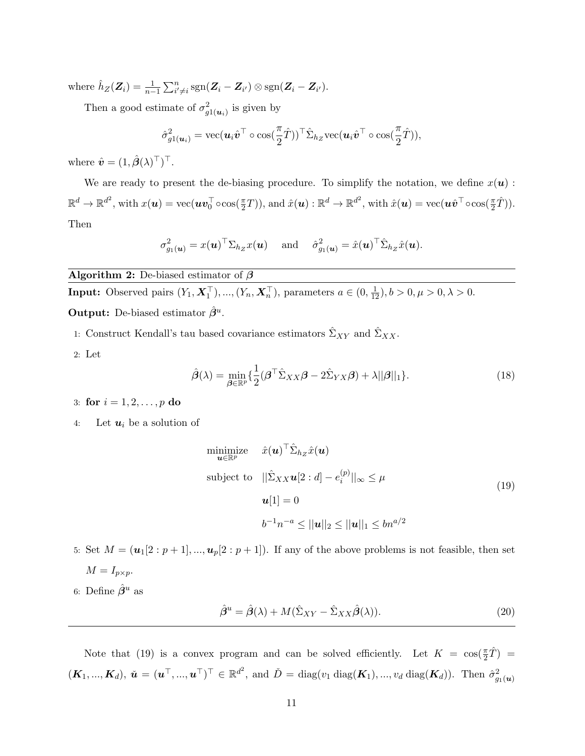where $\hat{h}_Z(\boldsymbol{Z}_i) = \frac{1}{n-1}\sum_{i' \neq i}^n \mathrm{sgn}(\boldsymbol{Z}_i - \boldsymbol{Z}_{i'}) \otimes \mathrm{sgn}(\boldsymbol{Z}_i - \boldsymbol{Z}_{i'})$.

Then a good estimate of $\sigma^2_{g1(\boldsymbol{u}_i)}$ is given by

$$\hat{\sigma}^2_{g1(\boldsymbol{u}_i)} = \mathrm{vec}(\boldsymbol{u}_i \hat{\boldsymbol{v}}^\top \circ \cos(\frac{\pi}{2}\hat{T}))^\top \hat{\Sigma}_{hZ} \mathrm{vec}(\boldsymbol{u}_i \hat{\boldsymbol{v}}^\top \circ \cos(\frac{\pi}{2}\hat{T})),$$

where $\hat{\boldsymbol{v}} = (1, \hat{\boldsymbol{\beta}}(\lambda)^\top)^\top$.

We are ready to present the de-biasing procedure. To simplify the notation, we define $x(\boldsymbol{u}) : \mathbb{R}^d \to \mathbb{R}^{d^2}$, with $x(\boldsymbol{u}) = \mathrm{vec}(\boldsymbol{u}\boldsymbol{v}_0^\top \circ \cos(\frac{\pi}{2}T))$, and $\hat{x}(\boldsymbol{u}) : \mathbb{R}^d \to \mathbb{R}^{d^2}$, with $\hat{x}(\boldsymbol{u}) = \mathrm{vec}(\boldsymbol{u}\hat{\boldsymbol{v}}^\top \circ \cos(\frac{\pi}{2}\hat{T}))$. Then

$$\sigma^2_{g_1(\boldsymbol{u})} = x(\boldsymbol{u})^\top \Sigma_{h_Z} x(\boldsymbol{u}) \quad \text{and} \quad \hat{\sigma}^2_{g_1(\boldsymbol{u})} = \hat{x}(\boldsymbol{u})^\top \hat{\Sigma}_{h_Z} \hat{x}(\boldsymbol{u}).$$

---

**Algorithm 2:** De-biased estimator of $\boldsymbol{\beta}$

---

**Input:** Observed pairs $(Y_1, \boldsymbol{X}_1^\top), ..., (Y_n, \boldsymbol{X}_n^\top)$, parameters $a \in (0, \frac{1}{12}), b > 0, \mu > 0, \lambda > 0$.

**Output:** De-biased estimator $\hat{\boldsymbol{\beta}}^u$.

1: Construct Kendall's tau based covariance estimators $\hat{\Sigma}_{XY}$ and $\hat{\Sigma}_{XX}$.

2: Let

$$\hat{\boldsymbol{\beta}}(\lambda) = \min_{\boldsymbol{\beta} \in \mathbb{R}^p} \{\frac{1}{2}(\boldsymbol{\beta}^\top \hat{\Sigma}_{XX} \boldsymbol{\beta} - 2\hat{\Sigma}_{YX}\boldsymbol{\beta}) + \lambda ||\boldsymbol{\beta}||_1\}. \tag{18}$$

3: **for** $i = 1, 2, \ldots, p$ **do**

4: Let $\boldsymbol{u}_i$ be a solution of

$$\begin{aligned} \underset{\boldsymbol{u} \in \mathbb{R}^p}{\text{minimize}} \quad & \hat{x}(\boldsymbol{u})^\top \hat{\Sigma}_{h_Z} \hat{x}(\boldsymbol{u}) \\ \text{subject to} \quad & ||\hat{\Sigma}_{XX}\boldsymbol{u}[2:d] - e_i^{(p)}||_\infty \leq \mu \\ & \boldsymbol{u}[1] = 0 \\ & b^{-1}n^{-a} \leq ||\boldsymbol{u}||_2 \leq ||\boldsymbol{u}||_1 \leq bn^{a/2} \end{aligned} \tag{19}$$

5: Set $M = (\boldsymbol{u}_1[2:p+1], ..., \boldsymbol{u}_p[2:p+1])$. If any of the above problems is not feasible, then set $M = I_{p \times p}$.

6: Define $\hat{\boldsymbol{\beta}}^u$ as

$$\hat{\boldsymbol{\beta}}^u = \hat{\boldsymbol{\beta}}(\lambda) + M(\hat{\Sigma}_{XY} - \hat{\Sigma}_{XX}\hat{\boldsymbol{\beta}}(\lambda)). \tag{20}$$

---

Note that (19) is a convex program and can be solved efficiently. Let $K = \cos(\frac{\pi}{2}\hat{T}) = (\boldsymbol{K}_1, ..., \boldsymbol{K}_d)$, $\check{\boldsymbol{u}} = (\boldsymbol{u}^\top, ..., \boldsymbol{u}^\top)^\top \in \mathbb{R}^{d^2}$, and $\check{D} = \mathrm{diag}(v_1 \,\mathrm{diag}(\boldsymbol{K}_1), ..., v_d \,\mathrm{diag}(\boldsymbol{K}_d))$. Then $\hat{\sigma}^2_{g_1(\boldsymbol{u})}$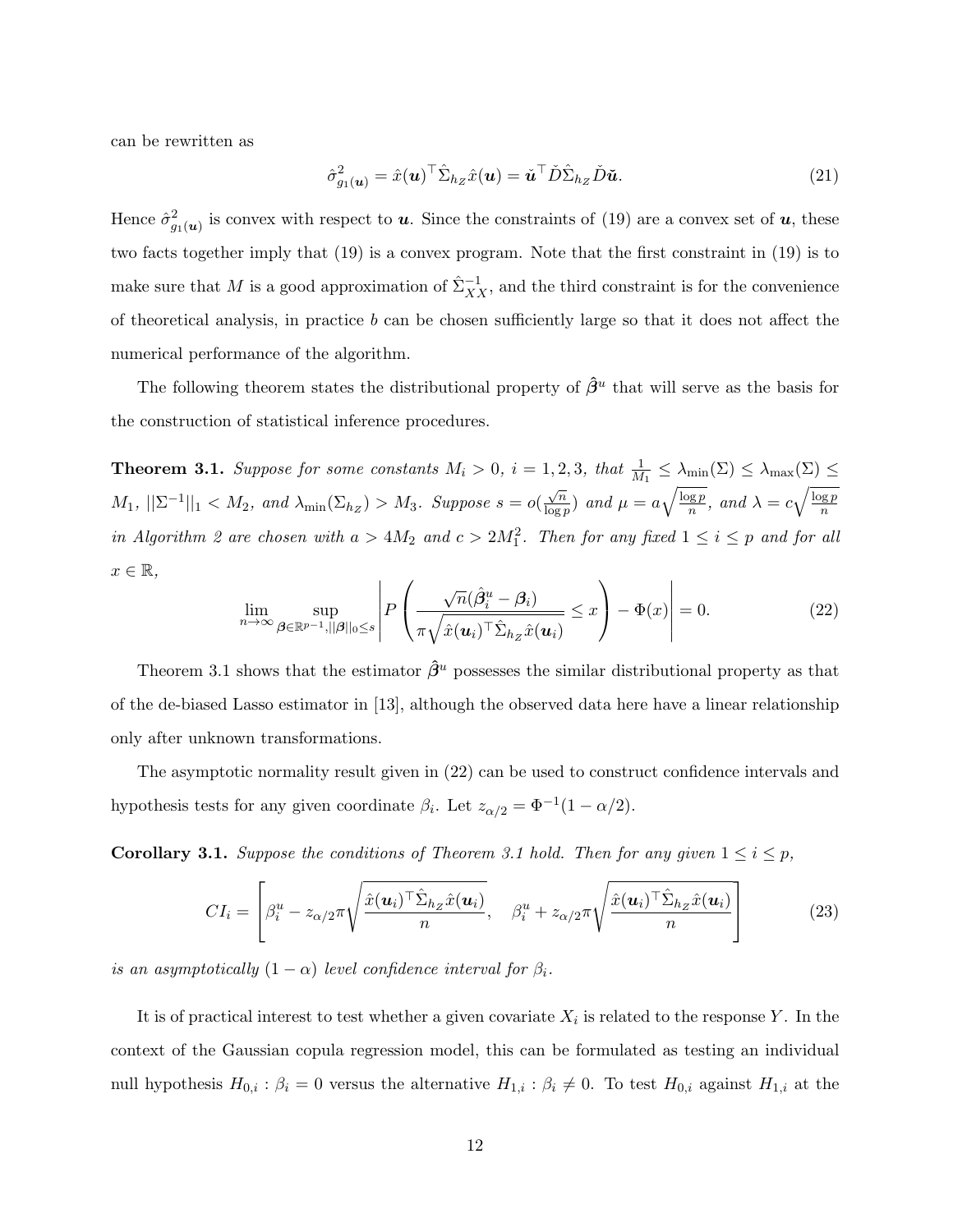can be rewritten as

$$\hat{\sigma}^2_{g_1(\boldsymbol{u})} = \hat{x}(\boldsymbol{u})^\top \hat{\Sigma}_{h_Z} \hat{x}(\boldsymbol{u}) = \check{\boldsymbol{u}}^\top \check{D} \hat{\Sigma}_{h_Z} \check{D} \check{\boldsymbol{u}}. \tag{21}$$

Hence $\hat{\sigma}^2_{g_1(\boldsymbol{u})}$ is convex with respect to $\boldsymbol{u}$. Since the constraints of (19) are a convex set of $\boldsymbol{u}$, these two facts together imply that (19) is a convex program. Note that the first constraint in (19) is to make sure that $M$ is a good approximation of $\hat{\Sigma}_{XX}^{-1}$, and the third constraint is for the convenience of theoretical analysis, in practice $b$ can be chosen sufficiently large so that it does not affect the numerical performance of the algorithm.

The following theorem states the distributional property of $\hat{\boldsymbol{\beta}}^u$ that will serve as the basis for the construction of statistical inference procedures.

**Theorem 3.1.** *Suppose for some constants $M_i > 0$, $i = 1, 2, 3$, that $\frac{1}{M_1} \leq \lambda_{\min}(\Sigma) \leq \lambda_{\max}(\Sigma) \leq M_1$, $||\Sigma^{-1}||_1 < M_2$, and $\lambda_{\min}(\Sigma_{h_Z}) > M_3$. Suppose $s = o(\frac{\sqrt{n}}{\log p})$ and $\mu = a\sqrt{\frac{\log p}{n}}$, and $\lambda = c\sqrt{\frac{\log p}{n}}$ in Algorithm 2 are chosen with $a > 4M_2$ and $c > 2M_1^2$. Then for any fixed $1 \leq i \leq p$ and for all $x \in \mathbb{R}$,*

$$\lim_{n\to\infty} \sup_{\boldsymbol{\beta}\in\mathbb{R}^{p-1}, ||\boldsymbol{\beta}||_0 \leq s} \left| P\left( \frac{\sqrt{n}(\hat{\boldsymbol{\beta}}_i^u - \boldsymbol{\beta}_i)}{\pi\sqrt{\hat{x}(\boldsymbol{u}_i)^\top \hat{\Sigma}_{h_Z} \hat{x}(\boldsymbol{u}_i)}} \leq x \right) - \Phi(x) \right| = 0. \tag{22}$$

Theorem 3.1 shows that the estimator $\hat{\boldsymbol{\beta}}^u$ possesses the similar distributional property as that of the de-biased Lasso estimator in [13], although the observed data here have a linear relationship only after unknown transformations.

The asymptotic normality result given in (22) can be used to construct confidence intervals and hypothesis tests for any given coordinate $\beta_i$. Let $z_{\alpha/2} = \Phi^{-1}(1 - \alpha/2)$.

**Corollary 3.1.** *Suppose the conditions of Theorem 3.1 hold. Then for any given $1 \leq i \leq p$,*

$$CI_i = \left[ \beta_i^u - z_{\alpha/2}\pi\sqrt{\frac{\hat{x}(\boldsymbol{u}_i)^\top \hat{\Sigma}_{h_Z} \hat{x}(\boldsymbol{u}_i)}{n}}, \quad \beta_i^u + z_{\alpha/2}\pi\sqrt{\frac{\hat{x}(\boldsymbol{u}_i)^\top \hat{\Sigma}_{h_Z} \hat{x}(\boldsymbol{u}_i)}{n}} \right] \tag{23}$$

*is an asymptotically $(1 - \alpha)$ level confidence interval for $\beta_i$.*

It is of practical interest to test whether a given covariate $X_i$ is related to the response $Y$. In the context of the Gaussian copula regression model, this can be formulated as testing an individual null hypothesis $H_{0,i} : \beta_i = 0$ versus the alternative $H_{1,i} : \beta_i \neq 0$. To test $H_{0,i}$ against $H_{1,i}$ at the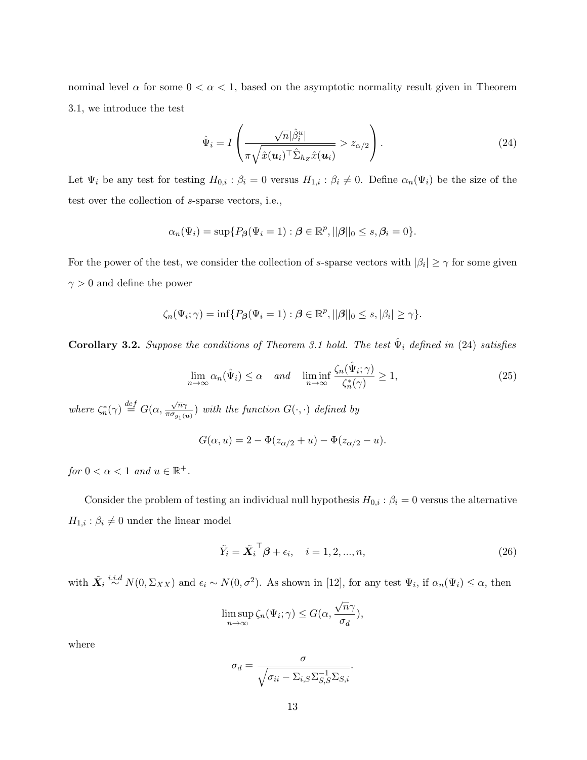nominal level $\alpha$ for some $0 < \alpha < 1$, based on the asymptotic normality result given in Theorem 3.1, we introduce the test

$$\hat{\Psi}_i = I\left(\frac{\sqrt{n}|\hat{\beta}_i^u|}{\pi\sqrt{\hat{x}(\boldsymbol{u}_i)^\top \hat{\Sigma}_{hZ}\hat{x}(\boldsymbol{u}_i)}} > z_{\alpha/2}\right). \tag{24}$$

Let $\Psi_i$ be any test for testing $H_{0,i} : \beta_i = 0$ versus $H_{1,i} : \beta_i \neq 0$. Define $\alpha_n(\Psi_i)$ be the size of the test over the collection of $s$-sparse vectors, i.e.,

$$\alpha_n(\Psi_i) = \sup\{P_{\boldsymbol{\beta}}(\Psi_i = 1) : \boldsymbol{\beta} \in \mathbb{R}^p, ||\boldsymbol{\beta}||_0 \leq s, \boldsymbol{\beta}_i = 0\}.$$

For the power of the test, we consider the collection of $s$-sparse vectors with $|\beta_i| \geq \gamma$ for some given $\gamma > 0$ and define the power

$$\zeta_n(\Psi_i; \gamma) = \inf\{P_{\boldsymbol{\beta}}(\Psi_i = 1) : \boldsymbol{\beta} \in \mathbb{R}^p, ||\boldsymbol{\beta}||_0 \leq s, |\beta_i| \geq \gamma\}.$$

**Corollary 3.2.** *Suppose the conditions of Theorem 3.1 hold. The test $\hat{\Psi}_i$ defined in (24) satisfies*

$$\lim_{n\to\infty} \alpha_n(\hat{\Psi}_i) \leq \alpha \quad \text{and} \quad \liminf_{n\to\infty} \frac{\zeta_n(\hat{\Psi}_i; \gamma)}{\zeta_n^*(\gamma)} \geq 1, \tag{25}$$

*where $\zeta_n^*(\gamma) \overset{def}{=} G(\alpha, \frac{\sqrt{n}\gamma}{\pi\sigma_{g_1(\boldsymbol{u})}})$ with the function $G(\cdot, \cdot)$ defined by*

$$G(\alpha, u) = 2 - \Phi(z_{\alpha/2} + u) - \Phi(z_{\alpha/2} - u).$$

*for $0 < \alpha < 1$ and $u \in \mathbb{R}^+$.*

Consider the problem of testing an individual null hypothesis $H_{0,i} : \beta_i = 0$ versus the alternative $H_{1,i} : \beta_i \neq 0$ under the linear model

$$\tilde{Y}_i = \tilde{\boldsymbol{X}}_i^\top \boldsymbol{\beta} + \epsilon_i, \quad i = 1, 2, ..., n, \tag{26}$$

with $\tilde{\boldsymbol{X}}_i \overset{i.i.d}{\sim} N(0, \Sigma_{XX})$ and $\epsilon_i \sim N(0, \sigma^2)$. As shown in [12], for any test $\Psi_i$, if $\alpha_n(\Psi_i) \leq \alpha$, then

$$\limsup_{n\to\infty} \zeta_n(\Psi_i; \gamma) \leq G(\alpha, \frac{\sqrt{n}\gamma}{\sigma_d}),$$

where

$$\sigma_d = \frac{\sigma}{\sqrt{\sigma_{ii} - \Sigma_{i,S}\Sigma_{S,S}^{-1}\Sigma_{S,i}}}.$$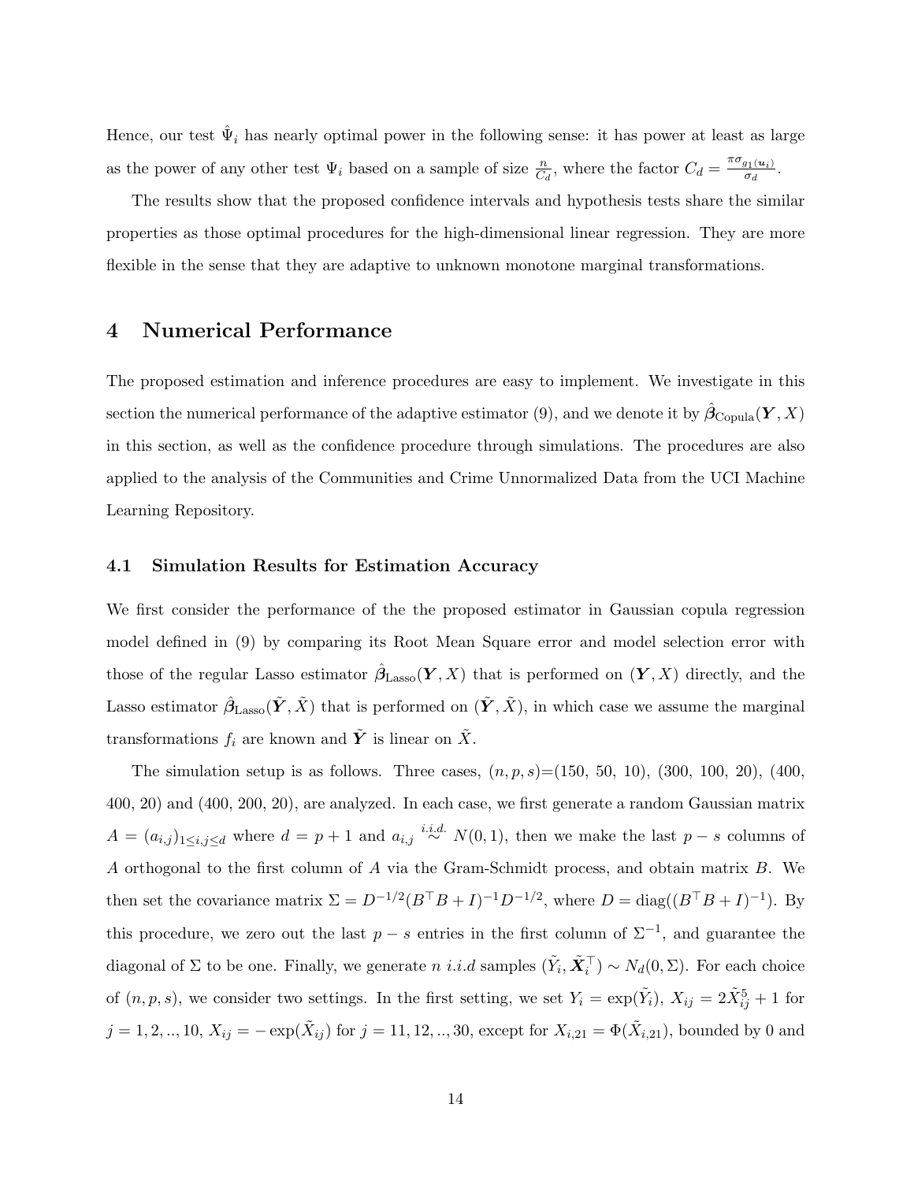Hence, our test $\hat{\Psi}_i$ has nearly optimal power in the following sense: it has power at least as large as the power of any other test $\Psi_i$ based on a sample of size $\frac{n}{C_d}$, where the factor $C_d = \frac{\pi \sigma_{g_1(\boldsymbol{u}_i)}}{\sigma_d}$.

The results show that the proposed confidence intervals and hypothesis tests share the similar properties as those optimal procedures for the high-dimensional linear regression. They are more flexible in the sense that they are adaptive to unknown monotone marginal transformations.

# 4 Numerical Performance

The proposed estimation and inference procedures are easy to implement. We investigate in this section the numerical performance of the adaptive estimator (9), and we denote it by $\hat{\boldsymbol{\beta}}_{\text{Copula}}(\boldsymbol{Y}, X)$ in this section, as well as the confidence procedure through simulations. The procedures are also applied to the analysis of the Communities and Crime Unnormalized Data from the UCI Machine Learning Repository.

## 4.1 Simulation Results for Estimation Accuracy

We first consider the performance of the the proposed estimator in Gaussian copula regression model defined in (9) by comparing its Root Mean Square error and model selection error with those of the regular Lasso estimator $\hat{\boldsymbol{\beta}}_{\text{Lasso}}(\boldsymbol{Y}, X)$ that is performed on $(\boldsymbol{Y}, X)$ directly, and the Lasso estimator $\hat{\boldsymbol{\beta}}_{\text{Lasso}}(\tilde{\boldsymbol{Y}}, \tilde{X})$ that is performed on $(\tilde{\boldsymbol{Y}}, \tilde{X})$, in which case we assume the marginal transformations $f_i$ are known and $\tilde{\boldsymbol{Y}}$ is linear on $\tilde{X}$.

The simulation setup is as follows. Three cases, $(n, p, s)$=(150, 50, 10), (300, 100, 20), (400, 400, 20) and (400, 200, 20), are analyzed. In each case, we first generate a random Gaussian matrix $A = (a_{i,j})_{1 \le i,j \le d}$ where $d = p + 1$ and $a_{i,j} \overset{i.i.d.}{\sim} N(0, 1)$, then we make the last $p - s$ columns of $A$ orthogonal to the first column of $A$ via the Gram-Schmidt process, and obtain matrix $B$. We then set the covariance matrix $\Sigma = D^{-1/2}(B^\top B + I)^{-1} D^{-1/2}$, where $D = \text{diag}((B^\top B + I)^{-1})$. By this procedure, we zero out the last $p - s$ entries in the first column of $\Sigma^{-1}$, and guarantee the diagonal of $\Sigma$ to be one. Finally, we generate $n$ $i.i.d$ samples $(\tilde{Y}_i, \tilde{\boldsymbol{X}}_i^\top) \sim N_d(0, \Sigma)$. For each choice of $(n, p, s)$, we consider two settings. In the first setting, we set $Y_i = \exp(\tilde{Y}_i)$, $X_{ij} = 2\tilde{X}_{ij}^5 + 1$ for $j = 1, 2, .., 10$, $X_{ij} = -\exp(\tilde{X}_{ij})$ for $j = 11, 12, .., 30$, except for $X_{i,21} = \Phi(\tilde{X}_{i,21})$, bounded by 0 and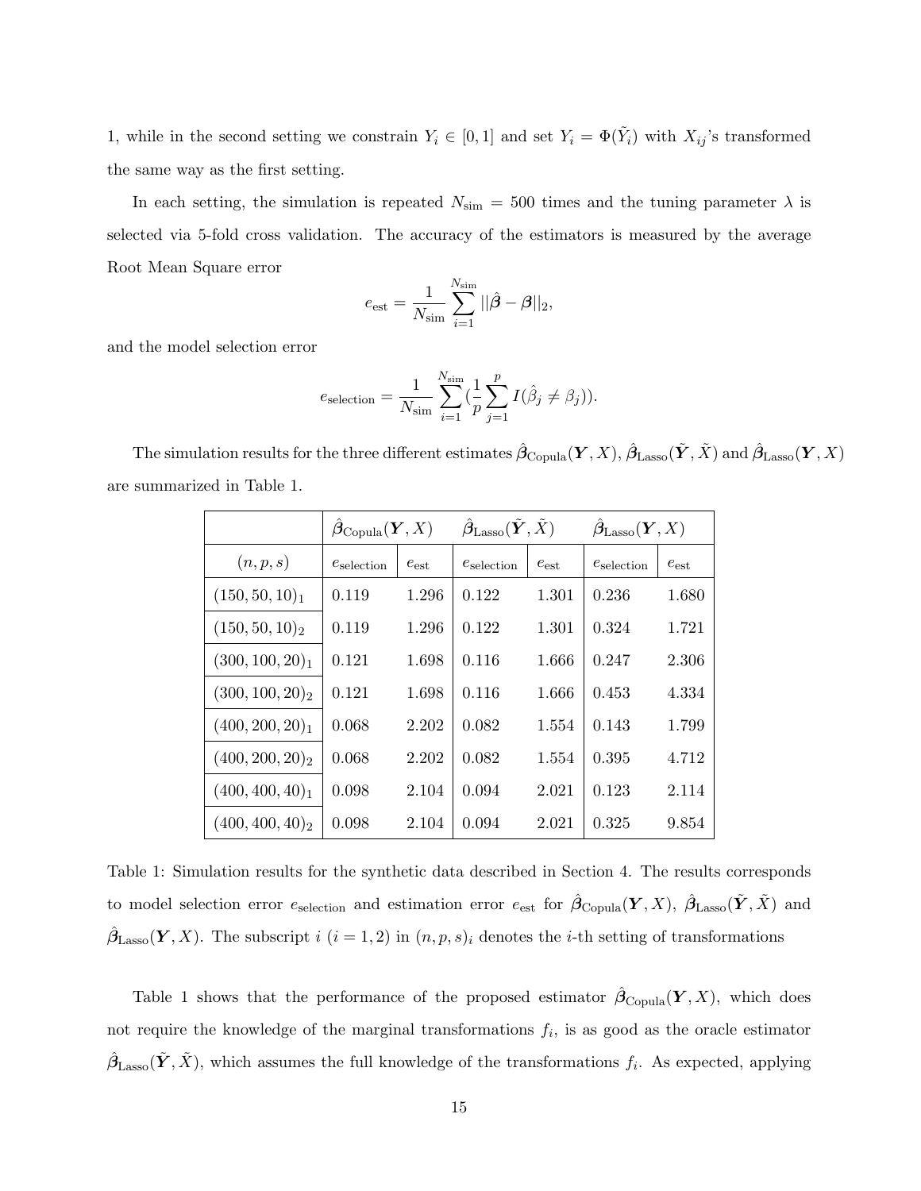1, while in the second setting we constrain $Y_i \in [0,1]$ and set $Y_i = \Phi(\tilde{Y}_i)$ with $X_{ij}$'s transformed the same way as the first setting.

In each setting, the simulation is repeated $N_{\text{sim}} = 500$ times and the tuning parameter $\lambda$ is selected via 5-fold cross validation. The accuracy of the estimators is measured by the average Root Mean Square error

$$e_{\text{est}} = \frac{1}{N_{\text{sim}}} \sum_{i=1}^{N_{\text{sim}}} ||\hat{\boldsymbol{\beta}} - \boldsymbol{\beta}||_2,$$

and the model selection error

$$e_{\text{selection}} = \frac{1}{N_{\text{sim}}} \sum_{i=1}^{N_{\text{sim}}} (\frac{1}{p} \sum_{j=1}^{p} I(\hat{\beta}_j \neq \beta_j)).$$

The simulation results for the three different estimates $\hat{\boldsymbol{\beta}}_{\text{Copula}}(\boldsymbol{Y}, X)$, $\hat{\boldsymbol{\beta}}_{\text{Lasso}}(\tilde{\boldsymbol{Y}}, \tilde{X})$ and $\hat{\boldsymbol{\beta}}_{\text{Lasso}}(\boldsymbol{Y}, X)$ are summarized in Table 1.

| | $\hat{\boldsymbol{\beta}}_{\text{Copula}}(\boldsymbol{Y}, X)$ | | $\hat{\boldsymbol{\beta}}_{\text{Lasso}}(\tilde{\boldsymbol{Y}}, \tilde{X})$ | | $\hat{\boldsymbol{\beta}}_{\text{Lasso}}(\boldsymbol{Y}, X)$ | |
|---|---|---|---|---|---|---|
| $(n, p, s)$ | $e_{\text{selection}}$ | $e_{\text{est}}$ | $e_{\text{selection}}$ | $e_{\text{est}}$ | $e_{\text{selection}}$ | $e_{\text{est}}$ |
| $(150, 50, 10)_1$ | 0.119 | 1.296 | 0.122 | 1.301 | 0.236 | 1.680 |
| $(150, 50, 10)_2$ | 0.119 | 1.296 | 0.122 | 1.301 | 0.324 | 1.721 |
| $(300, 100, 20)_1$ | 0.121 | 1.698 | 0.116 | 1.666 | 0.247 | 2.306 |
| $(300, 100, 20)_2$ | 0.121 | 1.698 | 0.116 | 1.666 | 0.453 | 4.334 |
| $(400, 200, 20)_1$ | 0.068 | 2.202 | 0.082 | 1.554 | 0.143 | 1.799 |
| $(400, 200, 20)_2$ | 0.068 | 2.202 | 0.082 | 1.554 | 0.395 | 4.712 |
| $(400, 400, 40)_1$ | 0.098 | 2.104 | 0.094 | 2.021 | 0.123 | 2.114 |
| $(400, 400, 40)_2$ | 0.098 | 2.104 | 0.094 | 2.021 | 0.325 | 9.854 |

Table 1: Simulation results for the synthetic data described in Section 4. The results corresponds to model selection error $e_{\text{selection}}$ and estimation error $e_{\text{est}}$ for $\hat{\boldsymbol{\beta}}_{\text{Copula}}(\boldsymbol{Y}, X)$, $\hat{\boldsymbol{\beta}}_{\text{Lasso}}(\tilde{\boldsymbol{Y}}, \tilde{X})$ and $\hat{\boldsymbol{\beta}}_{\text{Lasso}}(\boldsymbol{Y}, X)$. The subscript $i$ $(i = 1, 2)$ in $(n, p, s)_i$ denotes the $i$-th setting of transformations

Table 1 shows that the performance of the proposed estimator $\hat{\boldsymbol{\beta}}_{\text{Copula}}(\boldsymbol{Y}, X)$, which does not require the knowledge of the marginal transformations $f_i$, is as good as the oracle estimator $\hat{\boldsymbol{\beta}}_{\text{Lasso}}(\tilde{\boldsymbol{Y}}, \tilde{X})$, which assumes the full knowledge of the transformations $f_i$. As expected, applying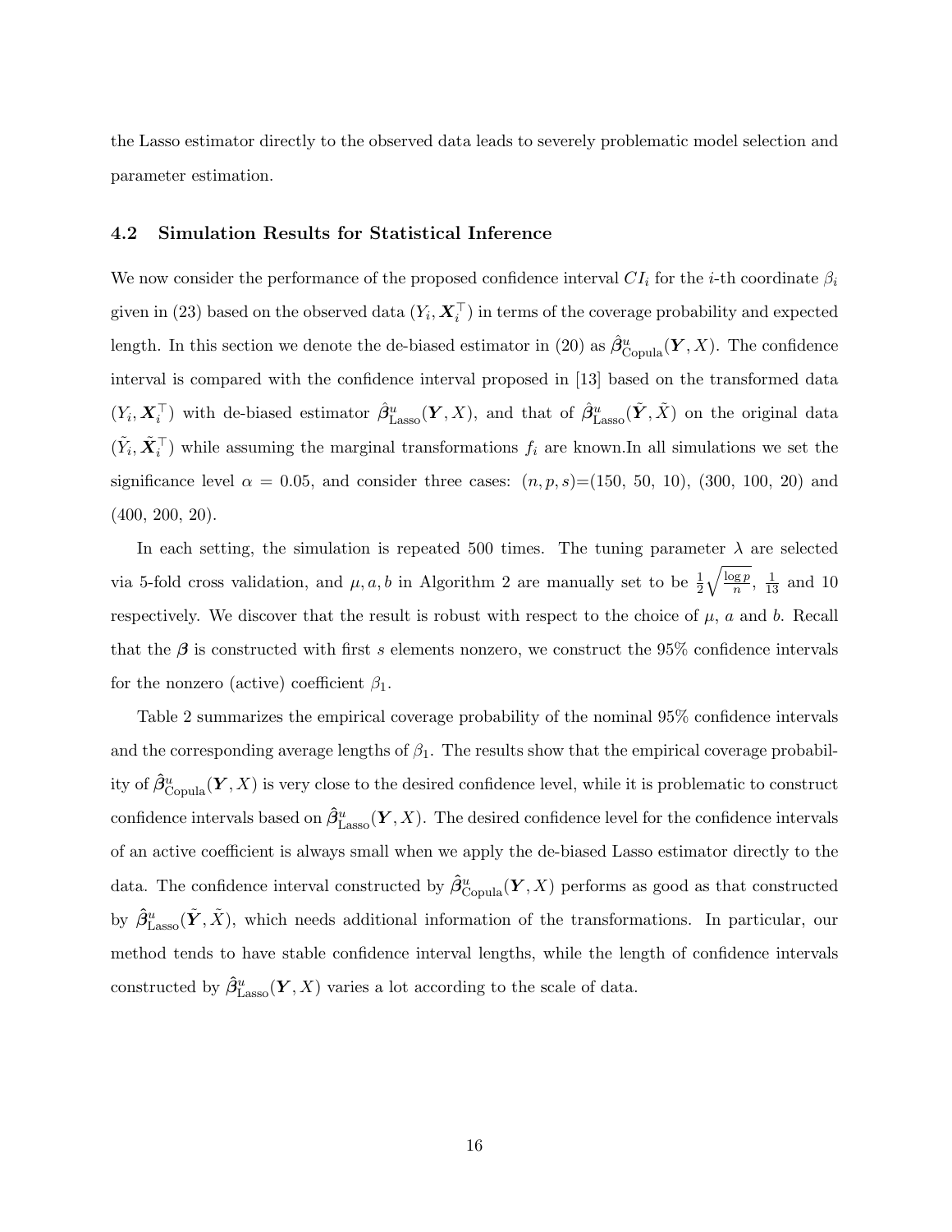the Lasso estimator directly to the observed data leads to severely problematic model selection and parameter estimation.

### 4.2 Simulation Results for Statistical Inference

We now consider the performance of the proposed confidence interval $CI_i$ for the $i$-th coordinate $\beta_i$ given in (23) based on the observed data $(Y_i, \boldsymbol{X}_i^\top)$ in terms of the coverage probability and expected length. In this section we denote the de-biased estimator in (20) as $\hat{\boldsymbol{\beta}}^u_{\text{Copula}}(\boldsymbol{Y}, X)$. The confidence interval is compared with the confidence interval proposed in [13] based on the transformed data $(Y_i, \boldsymbol{X}_i^\top)$ with de-biased estimator $\hat{\boldsymbol{\beta}}^u_{\text{Lasso}}(\boldsymbol{Y}, X)$, and that of $\hat{\boldsymbol{\beta}}^u_{\text{Lasso}}(\tilde{\boldsymbol{Y}}, \tilde{X})$ on the original data $(\tilde{Y}_i, \tilde{\boldsymbol{X}}_i^\top)$ while assuming the marginal transformations $f_i$ are known.In all simulations we set the significance level $\alpha = 0.05$, and consider three cases: $(n, p, s)$=(150, 50, 10), (300, 100, 20) and (400, 200, 20).

In each setting, the simulation is repeated 500 times. The tuning parameter $\lambda$ are selected via 5-fold cross validation, and $\mu, a, b$ in Algorithm 2 are manually set to be $\frac{1}{2}\sqrt{\frac{\log p}{n}}$, $\frac{1}{13}$ and 10 respectively. We discover that the result is robust with respect to the choice of $\mu$, $a$ and $b$. Recall that the $\boldsymbol{\beta}$ is constructed with first $s$ elements nonzero, we construct the 95% confidence intervals for the nonzero (active) coefficient $\beta_1$.

Table 2 summarizes the empirical coverage probability of the nominal 95% confidence intervals and the corresponding average lengths of $\beta_1$. The results show that the empirical coverage probability of $\hat{\boldsymbol{\beta}}^u_{\text{Copula}}(\boldsymbol{Y}, X)$ is very close to the desired confidence level, while it is problematic to construct confidence intervals based on $\hat{\boldsymbol{\beta}}^u_{\text{Lasso}}(\boldsymbol{Y}, X)$. The desired confidence level for the confidence intervals of an active coefficient is always small when we apply the de-biased Lasso estimator directly to the data. The confidence interval constructed by $\hat{\boldsymbol{\beta}}^u_{\text{Copula}}(\boldsymbol{Y}, X)$ performs as good as that constructed by $\hat{\boldsymbol{\beta}}^u_{\text{Lasso}}(\tilde{\boldsymbol{Y}}, \tilde{X})$, which needs additional information of the transformations. In particular, our method tends to have stable confidence interval lengths, while the length of confidence intervals constructed by $\hat{\boldsymbol{\beta}}^u_{\text{Lasso}}(\boldsymbol{Y}, X)$ varies a lot according to the scale of data.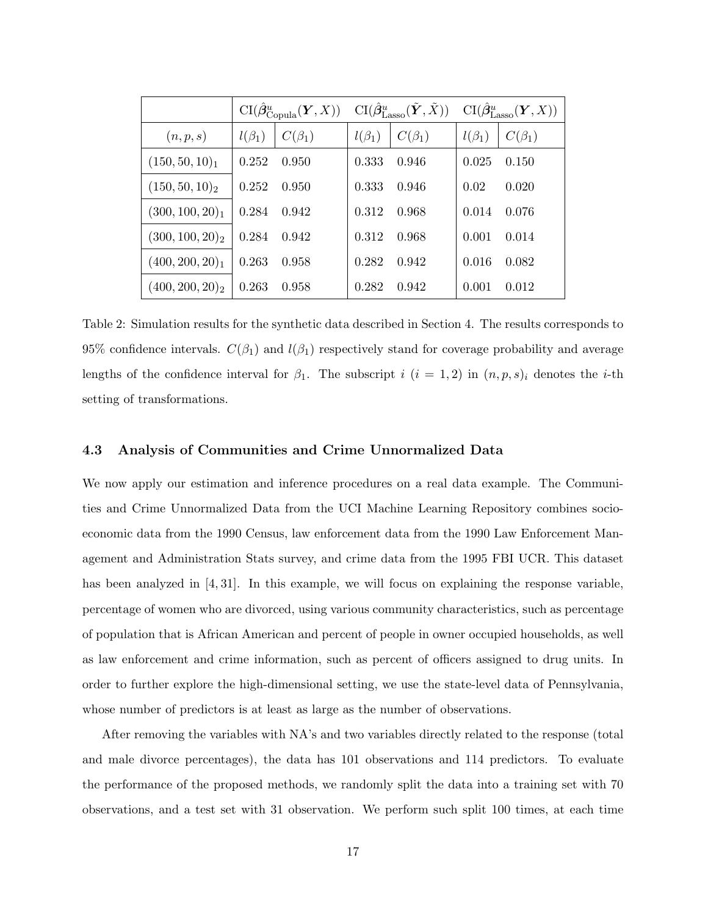| | $\mathrm{CI}(\hat{\boldsymbol{\beta}}^u_{\mathrm{Copula}}(\boldsymbol{Y}, X))$ | | $\mathrm{CI}(\hat{\boldsymbol{\beta}}^u_{\mathrm{Lasso}}(\tilde{\boldsymbol{Y}}, \tilde{X}))$ | | $\mathrm{CI}(\hat{\boldsymbol{\beta}}^u_{\mathrm{Lasso}}(\boldsymbol{Y}, X))$ | |
|---|---|---|---|---|---|---|
| $(n, p, s)$ | $l(\beta_1)$ | $C(\beta_1)$ | $l(\beta_1)$ | $C(\beta_1)$ | $l(\beta_1)$ | $C(\beta_1)$ |
| $(150, 50, 10)_1$ | 0.252 | 0.950 | 0.333 | 0.946 | 0.025 | 0.150 |
| $(150, 50, 10)_2$ | 0.252 | 0.950 | 0.333 | 0.946 | 0.02 | 0.020 |
| $(300, 100, 20)_1$ | 0.284 | 0.942 | 0.312 | 0.968 | 0.014 | 0.076 |
| $(300, 100, 20)_2$ | 0.284 | 0.942 | 0.312 | 0.968 | 0.001 | 0.014 |
| $(400, 200, 20)_1$ | 0.263 | 0.958 | 0.282 | 0.942 | 0.016 | 0.082 |
| $(400, 200, 20)_2$ | 0.263 | 0.958 | 0.282 | 0.942 | 0.001 | 0.012 |

Table 2: Simulation results for the synthetic data described in Section 4. The results corresponds to 95% confidence intervals. $C(\beta_1)$ and $l(\beta_1)$ respectively stand for coverage probability and average lengths of the confidence interval for $\beta_1$. The subscript $i$ ($i = 1, 2$) in $(n, p, s)_i$ denotes the $i$-th setting of transformations.

### 4.3 Analysis of Communities and Crime Unnormalized Data

We now apply our estimation and inference procedures on a real data example. The Communities and Crime Unnormalized Data from the UCI Machine Learning Repository combines socio-economic data from the 1990 Census, law enforcement data from the 1990 Law Enforcement Management and Administration Stats survey, and crime data from the 1995 FBI UCR. This dataset has been analyzed in [4, 31]. In this example, we will focus on explaining the response variable, percentage of women who are divorced, using various community characteristics, such as percentage of population that is African American and percent of people in owner occupied households, as well as law enforcement and crime information, such as percent of officers assigned to drug units. In order to further explore the high-dimensional setting, we use the state-level data of Pennsylvania, whose number of predictors is at least as large as the number of observations.

After removing the variables with NA's and two variables directly related to the response (total and male divorce percentages), the data has 101 observations and 114 predictors. To evaluate the performance of the proposed methods, we randomly split the data into a training set with 70 observations, and a test set with 31 observation. We perform such split 100 times, at each time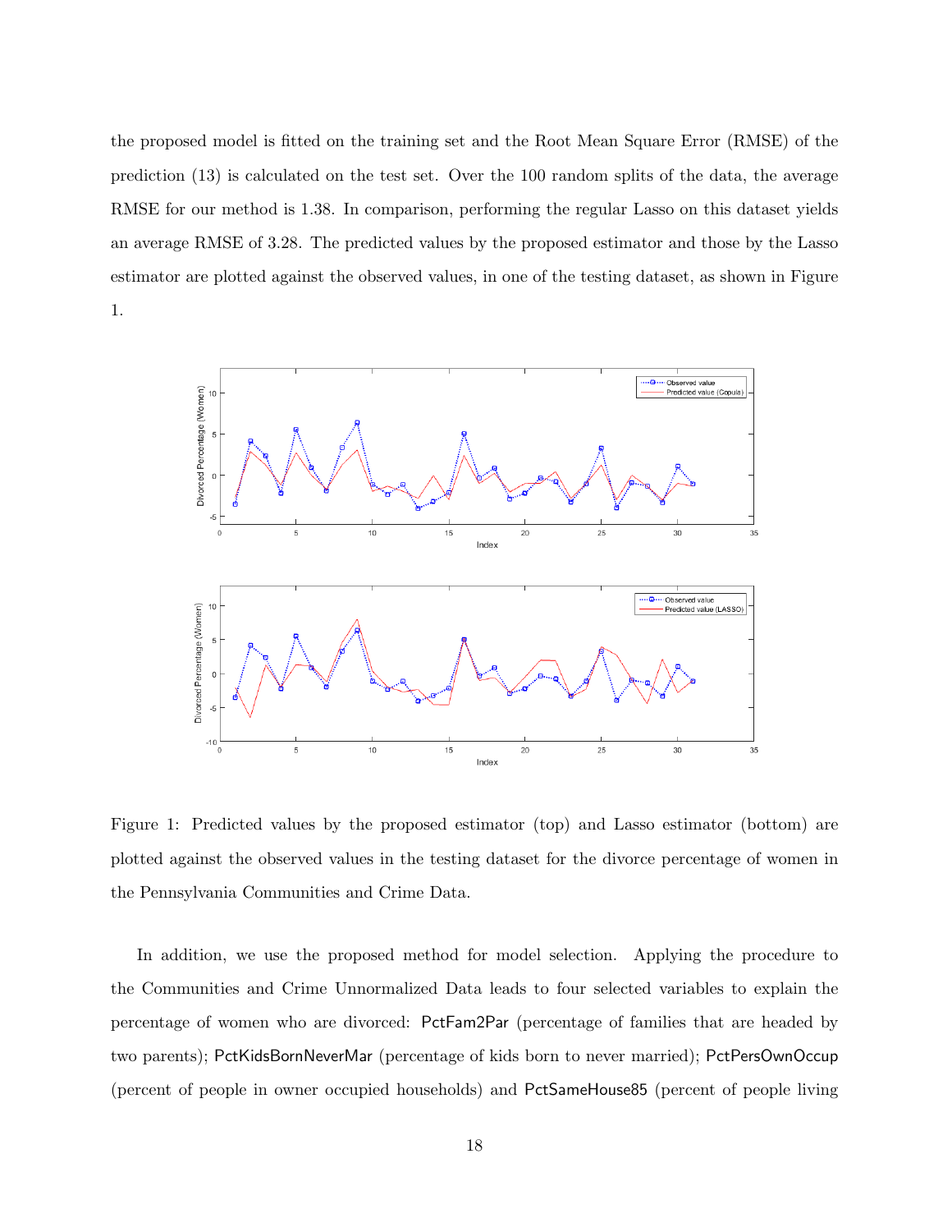the proposed model is fitted on the training set and the Root Mean Square Error (RMSE) of the prediction (13) is calculated on the test set. Over the 100 random splits of the data, the average RMSE for our method is 1.38. In comparison, performing the regular Lasso on this dataset yields an average RMSE of 3.28. The predicted values by the proposed estimator and those by the Lasso estimator are plotted against the observed values, in one of the testing dataset, as shown in Figure 1.

Figure 1: Predicted values by the proposed estimator (top) and Lasso estimator (bottom) are plotted against the observed values in the testing dataset for the divorce percentage of women in the Pennsylvania Communities and Crime Data.

In addition, we use the proposed method for model selection. Applying the procedure to the Communities and Crime Unnormalized Data leads to four selected variables to explain the percentage of women who are divorced: PctFam2Par (percentage of families that are headed by two parents); PctKidsBornNeverMar (percentage of kids born to never married); PctPersOwnOccup (percent of people in owner occupied households) and PctSameHouse85 (percent of people living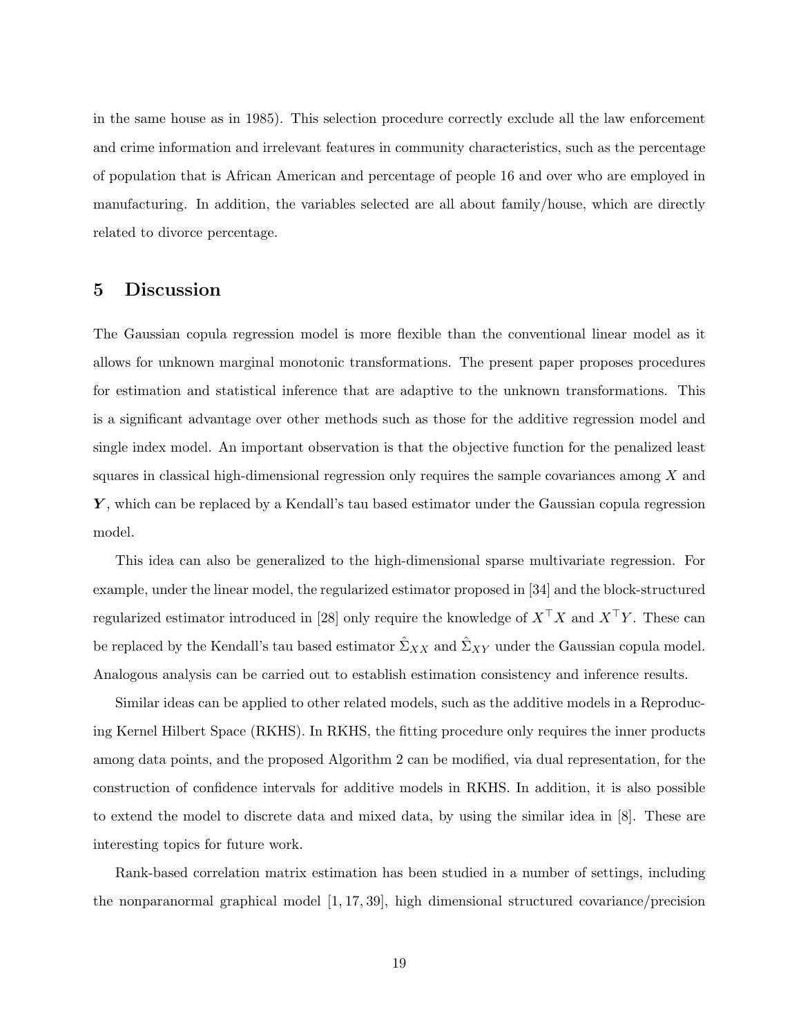in the same house as in 1985). This selection procedure correctly exclude all the law enforcement and crime information and irrelevant features in community characteristics, such as the percentage of population that is African American and percentage of people 16 and over who are employed in manufacturing. In addition, the variables selected are all about family/house, which are directly related to divorce percentage.

## 5 Discussion

The Gaussian copula regression model is more flexible than the conventional linear model as it allows for unknown marginal monotonic transformations. The present paper proposes procedures for estimation and statistical inference that are adaptive to the unknown transformations. This is a significant advantage over other methods such as those for the additive regression model and single index model. An important observation is that the objective function for the penalized least squares in classical high-dimensional regression only requires the sample covariances among $X$ and $\boldsymbol{Y}$, which can be replaced by a Kendall's tau based estimator under the Gaussian copula regression model.

This idea can also be generalized to the high-dimensional sparse multivariate regression. For example, under the linear model, the regularized estimator proposed in [34] and the block-structured regularized estimator introduced in [28] only require the knowledge of $X^\top X$ and $X^\top Y$. These can be replaced by the Kendall's tau based estimator $\hat{\Sigma}_{XX}$ and $\hat{\Sigma}_{XY}$ under the Gaussian copula model. Analogous analysis can be carried out to establish estimation consistency and inference results.

Similar ideas can be applied to other related models, such as the additive models in a Reproducing Kernel Hilbert Space (RKHS). In RKHS, the fitting procedure only requires the inner products among data points, and the proposed Algorithm 2 can be modified, via dual representation, for the construction of confidence intervals for additive models in RKHS. In addition, it is also possible to extend the model to discrete data and mixed data, by using the similar idea in [8]. These are interesting topics for future work.

Rank-based correlation matrix estimation has been studied in a number of settings, including the nonparanormal graphical model [1, 17, 39], high dimensional structured covariance/precision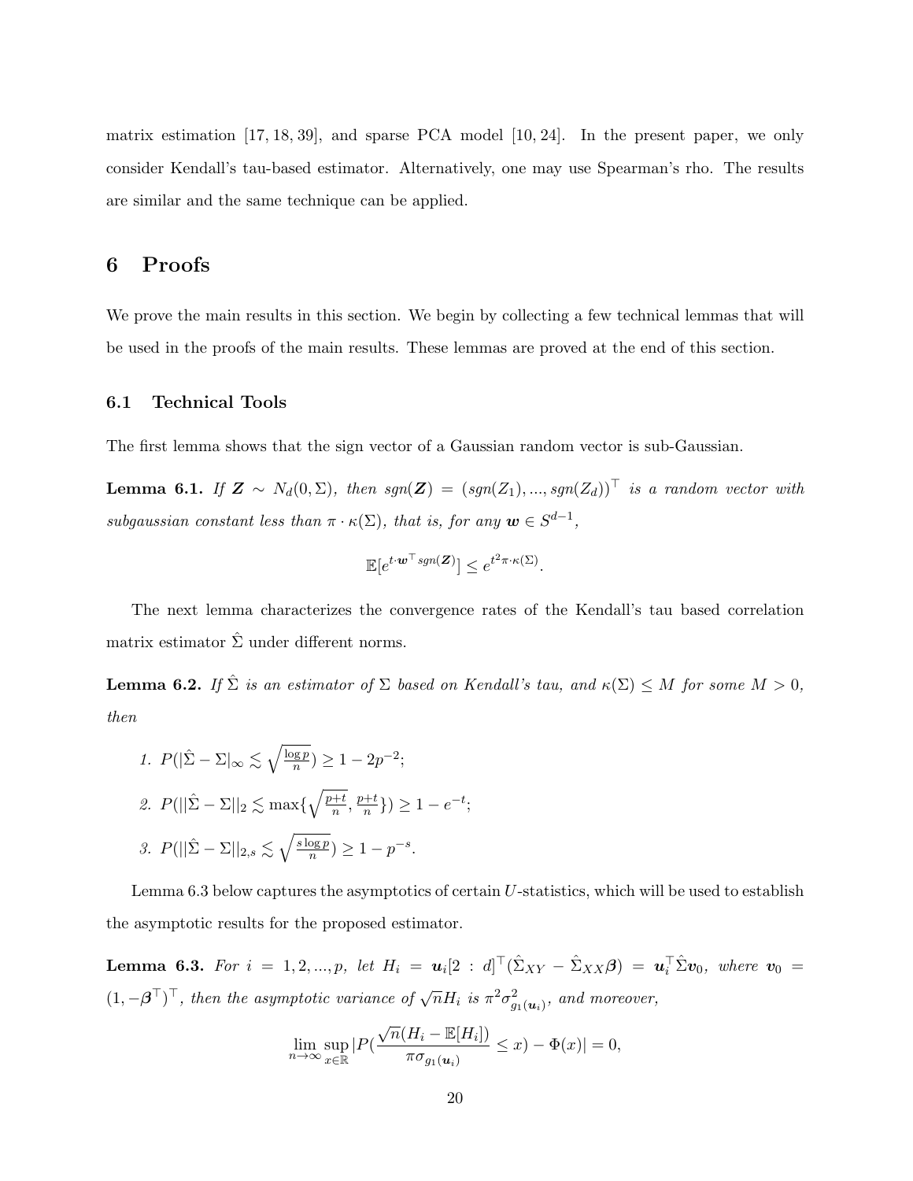matrix estimation [17, 18, 39], and sparse PCA model [10, 24]. In the present paper, we only consider Kendall's tau-based estimator. Alternatively, one may use Spearman's rho. The results are similar and the same technique can be applied.

# 6 Proofs

We prove the main results in this section. We begin by collecting a few technical lemmas that will be used in the proofs of the main results. These lemmas are proved at the end of this section.

## 6.1 Technical Tools

The first lemma shows that the sign vector of a Gaussian random vector is sub-Gaussian.

**Lemma 6.1.** *If $\boldsymbol{Z} \sim N_d(0, \Sigma)$, then $sgn(\boldsymbol{Z}) = (sgn(Z_1), ..., sgn(Z_d))^\top$ is a random vector with subgaussian constant less than $\pi \cdot \kappa(\Sigma)$, that is, for any $\boldsymbol{w} \in S^{d-1}$,*

$$\mathbb{E}[e^{t \cdot \boldsymbol{w}^\top sgn(\boldsymbol{Z})}] \leq e^{t^2 \pi \cdot \kappa(\Sigma)}.$$

The next lemma characterizes the convergence rates of the Kendall's tau based correlation matrix estimator $\hat{\Sigma}$ under different norms.

**Lemma 6.2.** *If $\hat{\Sigma}$ is an estimator of $\Sigma$ based on Kendall's tau, and $\kappa(\Sigma) \leq M$ for some $M > 0$, then*

1. $P(|\hat{\Sigma} - \Sigma|_\infty \lesssim \sqrt{\frac{\log p}{n}}) \geq 1 - 2p^{-2}$;
2. $P(||\hat{\Sigma} - \Sigma||_2 \lesssim \max\{\sqrt{\frac{p+t}{n}}, \frac{p+t}{n}\}) \geq 1 - e^{-t}$;
3. $P(||\hat{\Sigma} - \Sigma||_{2,s} \lesssim \sqrt{\frac{s \log p}{n}}) \geq 1 - p^{-s}$.

Lemma 6.3 below captures the asymptotics of certain $U$-statistics, which will be used to establish the asymptotic results for the proposed estimator.

**Lemma 6.3.** *For $i = 1, 2, ..., p$, let $H_i = \boldsymbol{u}_i[2 : d]^\top (\hat{\Sigma}_{XY} - \hat{\Sigma}_{XX}\boldsymbol{\beta}) = \boldsymbol{u}_i^\top \hat{\Sigma} \boldsymbol{v}_0$, where $\boldsymbol{v}_0 = (1, -\boldsymbol{\beta}^\top)^\top$, then the asymptotic variance of $\sqrt{n}H_i$ is $\pi^2 \sigma^2_{g_1(\boldsymbol{u}_i)}$, and moreover,*

$$\lim_{n \to \infty} \sup_{x \in \mathbb{R}} |P(\frac{\sqrt{n}(H_i - \mathbb{E}[H_i])}{\pi \sigma_{g_1(\boldsymbol{u}_i)}} \leq x) - \Phi(x)| = 0,$$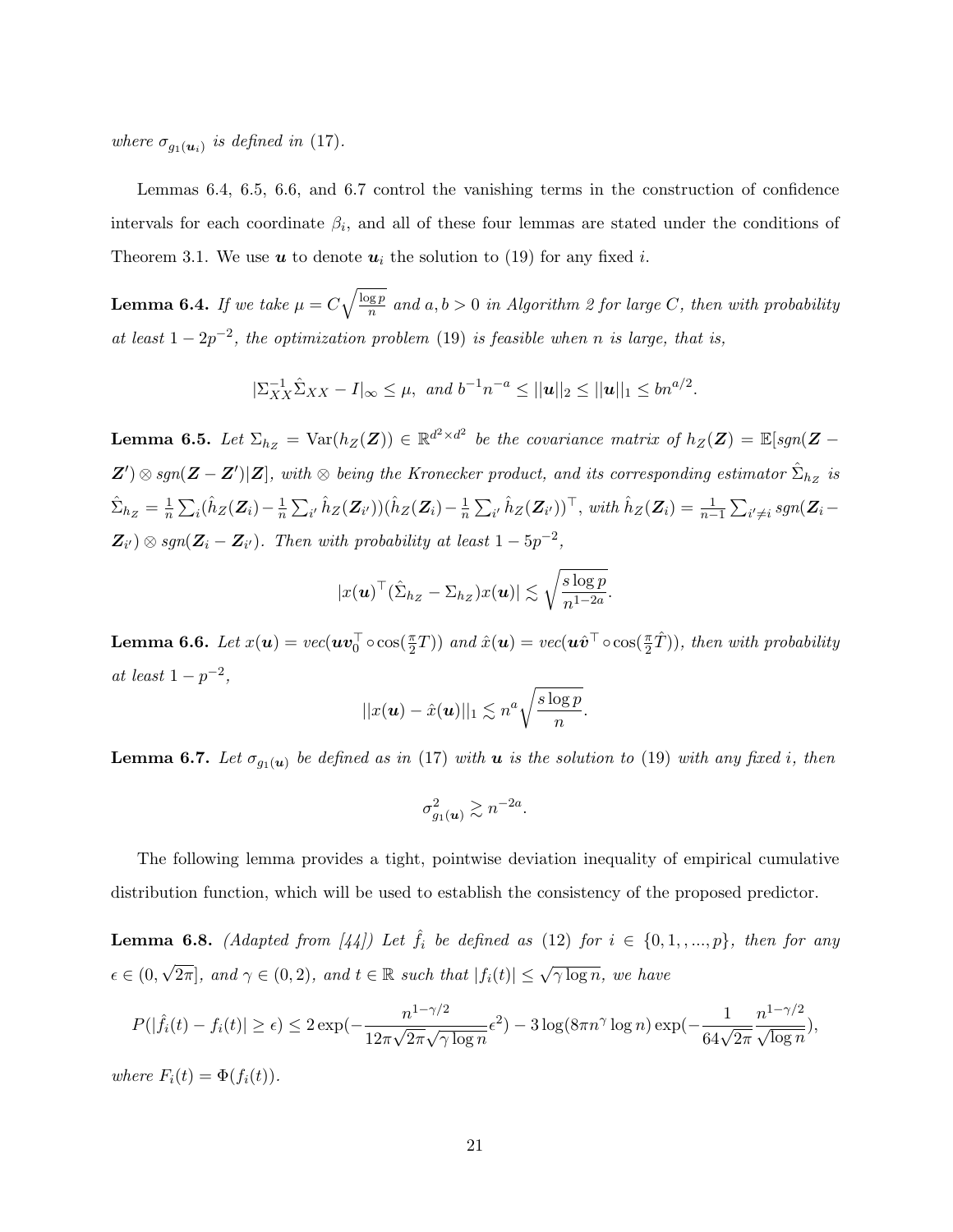where $\sigma_{g_1(\boldsymbol{u}_i)}$ is defined in (17).

Lemmas 6.4, 6.5, 6.6, and 6.7 control the vanishing terms in the construction of confidence intervals for each coordinate $\beta_i$, and all of these four lemmas are stated under the conditions of Theorem 3.1. We use $\boldsymbol{u}$ to denote $\boldsymbol{u}_i$ the solution to (19) for any fixed $i$.

**Lemma 6.4.** *If we take $\mu = C\sqrt{\frac{\log p}{n}}$ and $a, b > 0$ in Algorithm 2 for large $C$, then with probability at least $1 - 2p^{-2}$, the optimization problem (19) is feasible when $n$ is large, that is,*

$$|\Sigma_{XX}^{-1}\hat{\Sigma}_{XX} - I|_\infty \leq \mu, \text{ and } b^{-1}n^{-a} \leq ||\boldsymbol{u}||_2 \leq ||\boldsymbol{u}||_1 \leq bn^{a/2}.$$

**Lemma 6.5.** *Let $\Sigma_{h_Z} = \mathrm{Var}(h_Z(\boldsymbol{Z})) \in \mathbb{R}^{d^2 \times d^2}$ be the covariance matrix of $h_Z(\boldsymbol{Z}) = \mathbb{E}[sgn(\boldsymbol{Z} - \boldsymbol{Z}') \otimes sgn(\boldsymbol{Z} - \boldsymbol{Z}')|\boldsymbol{Z}]$, with $\otimes$ being the Kronecker product, and its corresponding estimator $\hat{\Sigma}_{h_Z}$ is $\hat{\Sigma}_{h_Z} = \frac{1}{n}\sum_i(\hat{h}_Z(\boldsymbol{Z}_i) - \frac{1}{n}\sum_{i'}\hat{h}_Z(\boldsymbol{Z}_{i'}))(\hat{h}_Z(\boldsymbol{Z}_i) - \frac{1}{n}\sum_{i'}\hat{h}_Z(\boldsymbol{Z}_{i'}))^\top$, with $\hat{h}_Z(\boldsymbol{Z}_i) = \frac{1}{n-1}\sum_{i' \neq i} sgn(\boldsymbol{Z}_i - \boldsymbol{Z}_{i'}) \otimes sgn(\boldsymbol{Z}_i - \boldsymbol{Z}_{i'})$. Then with probability at least $1 - 5p^{-2}$,*

$$|x(\boldsymbol{u})^\top(\hat{\Sigma}_{h_Z} - \Sigma_{h_Z})x(\boldsymbol{u})| \lesssim \sqrt{\frac{s\log p}{n^{1-2a}}}.$$

**Lemma 6.6.** *Let $x(\boldsymbol{u}) = vec(\boldsymbol{u}\boldsymbol{v}_0^\top \circ \cos(\frac{\pi}{2}T))$ and $\hat{x}(\boldsymbol{u}) = vec(\boldsymbol{u}\hat{\boldsymbol{v}}^\top \circ \cos(\frac{\pi}{2}\hat{T}))$, then with probability at least $1 - p^{-2}$,*

$$||x(\boldsymbol{u}) - \hat{x}(\boldsymbol{u})||_1 \lesssim n^a\sqrt{\frac{s\log p}{n}}.$$

**Lemma 6.7.** *Let $\sigma_{g_1(\boldsymbol{u})}$ be defined as in (17) with $\boldsymbol{u}$ is the solution to (19) with any fixed $i$, then*

$$\sigma^2_{g_1(\boldsymbol{u})} \gtrsim n^{-2a}.$$

The following lemma provides a tight, pointwise deviation inequality of empirical cumulative distribution function, which will be used to establish the consistency of the proposed predictor.

**Lemma 6.8.** *(Adapted from [44]) Let $\hat{f}_i$ be defined as (12) for $i \in \{0, 1, , ..., p\}$, then for any $\epsilon \in (0, \sqrt{2\pi}]$, and $\gamma \in (0, 2)$, and $t \in \mathbb{R}$ such that $|f_i(t)| \leq \sqrt{\gamma \log n}$, we have*

$$P(|\hat{f}_i(t) - f_i(t)| \geq \epsilon) \leq 2\exp(-\frac{n^{1-\gamma/2}}{12\pi\sqrt{2\pi}\sqrt{\gamma\log n}}\epsilon^2) - 3\log(8\pi n^\gamma \log n)\exp(-\frac{1}{64\sqrt{2\pi}}\frac{n^{1-\gamma/2}}{\sqrt{\log n}}),$$

*where $F_i(t) = \Phi(f_i(t))$.*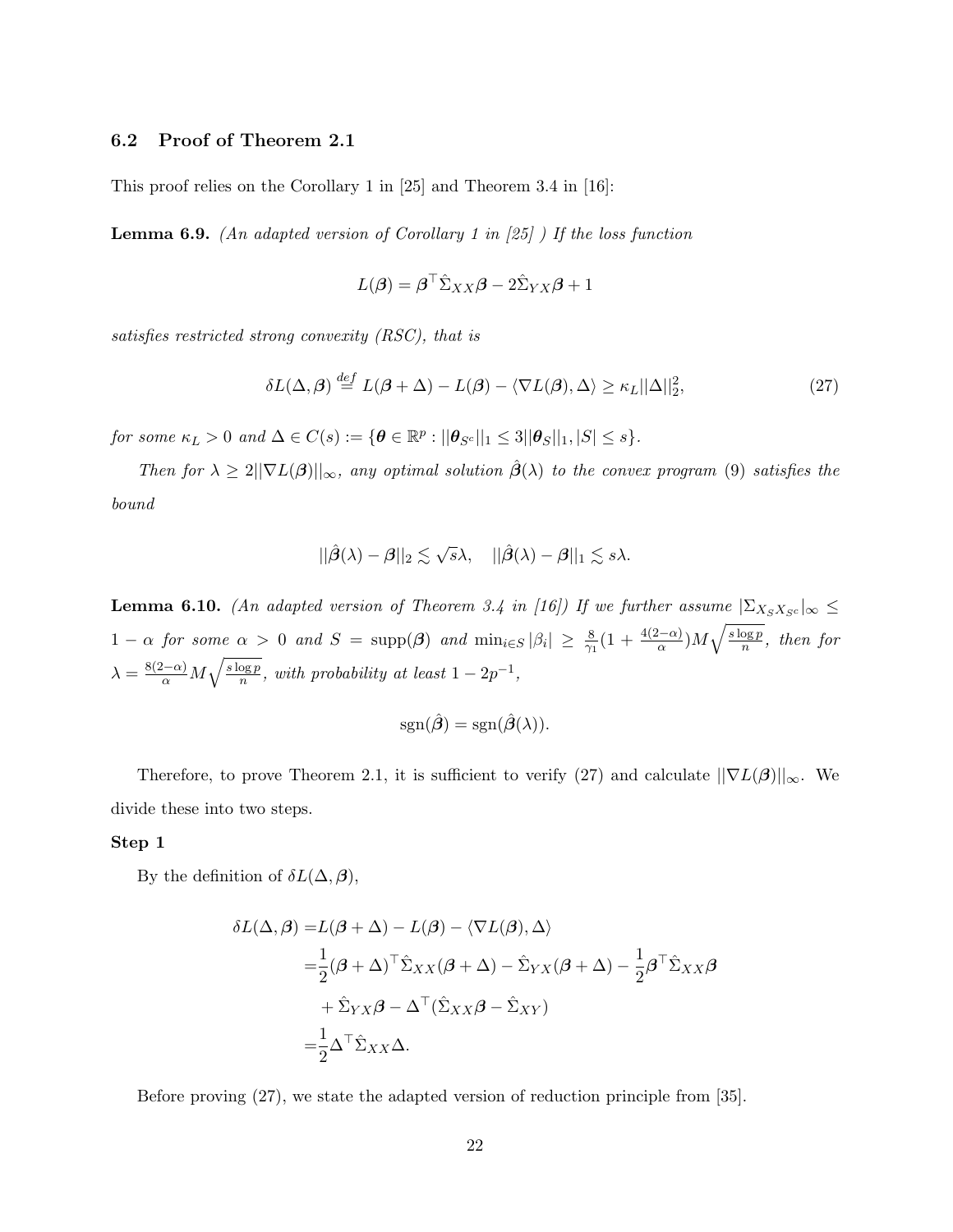### 6.2 Proof of Theorem 2.1

This proof relies on the Corollary 1 in [25] and Theorem 3.4 in [16]:

**Lemma 6.9.** *(An adapted version of Corollary 1 in [25] ) If the loss function*

$$L(\boldsymbol{\beta}) = \boldsymbol{\beta}^\top \hat{\Sigma}_{XX}\boldsymbol{\beta} - 2\hat{\Sigma}_{YX}\boldsymbol{\beta} + 1$$

*satisfies restricted strong convexity (RSC), that is*

$$\delta L(\Delta, \boldsymbol{\beta}) \overset{def}{=} L(\boldsymbol{\beta} + \Delta) - L(\boldsymbol{\beta}) - \langle \nabla L(\boldsymbol{\beta}), \Delta \rangle \geq \kappa_L ||\Delta||_2^2, \tag{27}$$

*for some $\kappa_L > 0$ and $\Delta \in C(s) := \{\boldsymbol{\theta} \in \mathbb{R}^p : ||\boldsymbol{\theta}_{S^c}||_1 \leq 3||\boldsymbol{\theta}_S||_1, |S| \leq s\}$.*

*Then for $\lambda \geq 2||\nabla L(\boldsymbol{\beta})||_\infty$, any optimal solution $\hat{\boldsymbol{\beta}}(\lambda)$ to the convex program (9) satisfies the bound*

$$||\hat{\boldsymbol{\beta}}(\lambda) - \boldsymbol{\beta}||_2 \lesssim \sqrt{s}\lambda, \quad ||\hat{\boldsymbol{\beta}}(\lambda) - \boldsymbol{\beta}||_1 \lesssim s\lambda.$$

**Lemma 6.10.** *(An adapted version of Theorem 3.4 in [16]) If we further assume $|\Sigma_{X_S X_{S^c}}|_\infty \leq 1 - \alpha$ for some $\alpha > 0$ and $S = \operatorname{supp}(\boldsymbol{\beta})$ and $\min_{i \in S} |\beta_i| \geq \frac{8}{\gamma_1}(1 + \frac{4(2-\alpha)}{\alpha})M\sqrt{\frac{s \log p}{n}}$, then for $\lambda = \frac{8(2-\alpha)}{\alpha} M\sqrt{\frac{s \log p}{n}}$, with probability at least $1 - 2p^{-1}$,*

$$\operatorname{sgn}(\hat{\boldsymbol{\beta}}) = \operatorname{sgn}(\hat{\boldsymbol{\beta}}(\lambda)).$$

Therefore, to prove Theorem 2.1, it is sufficient to verify (27) and calculate $||\nabla L(\boldsymbol{\beta})||_\infty$. We divide these into two steps.

**Step 1**

By the definition of $\delta L(\Delta, \boldsymbol{\beta})$,

$$\begin{aligned}
\delta L(\Delta, \boldsymbol{\beta}) =& L(\boldsymbol{\beta} + \Delta) - L(\boldsymbol{\beta}) - \langle \nabla L(\boldsymbol{\beta}), \Delta \rangle \\
=& \frac{1}{2}(\boldsymbol{\beta} + \Delta)^\top \hat{\Sigma}_{XX}(\boldsymbol{\beta} + \Delta) - \hat{\Sigma}_{YX}(\boldsymbol{\beta} + \Delta) - \frac{1}{2}\boldsymbol{\beta}^\top \hat{\Sigma}_{XX}\boldsymbol{\beta} \\
&+ \hat{\Sigma}_{YX}\boldsymbol{\beta} - \Delta^\top(\hat{\Sigma}_{XX}\boldsymbol{\beta} - \hat{\Sigma}_{XY}) \\
=& \frac{1}{2}\Delta^\top \hat{\Sigma}_{XX}\Delta.
\end{aligned}$$

Before proving (27), we state the adapted version of reduction principle from [35].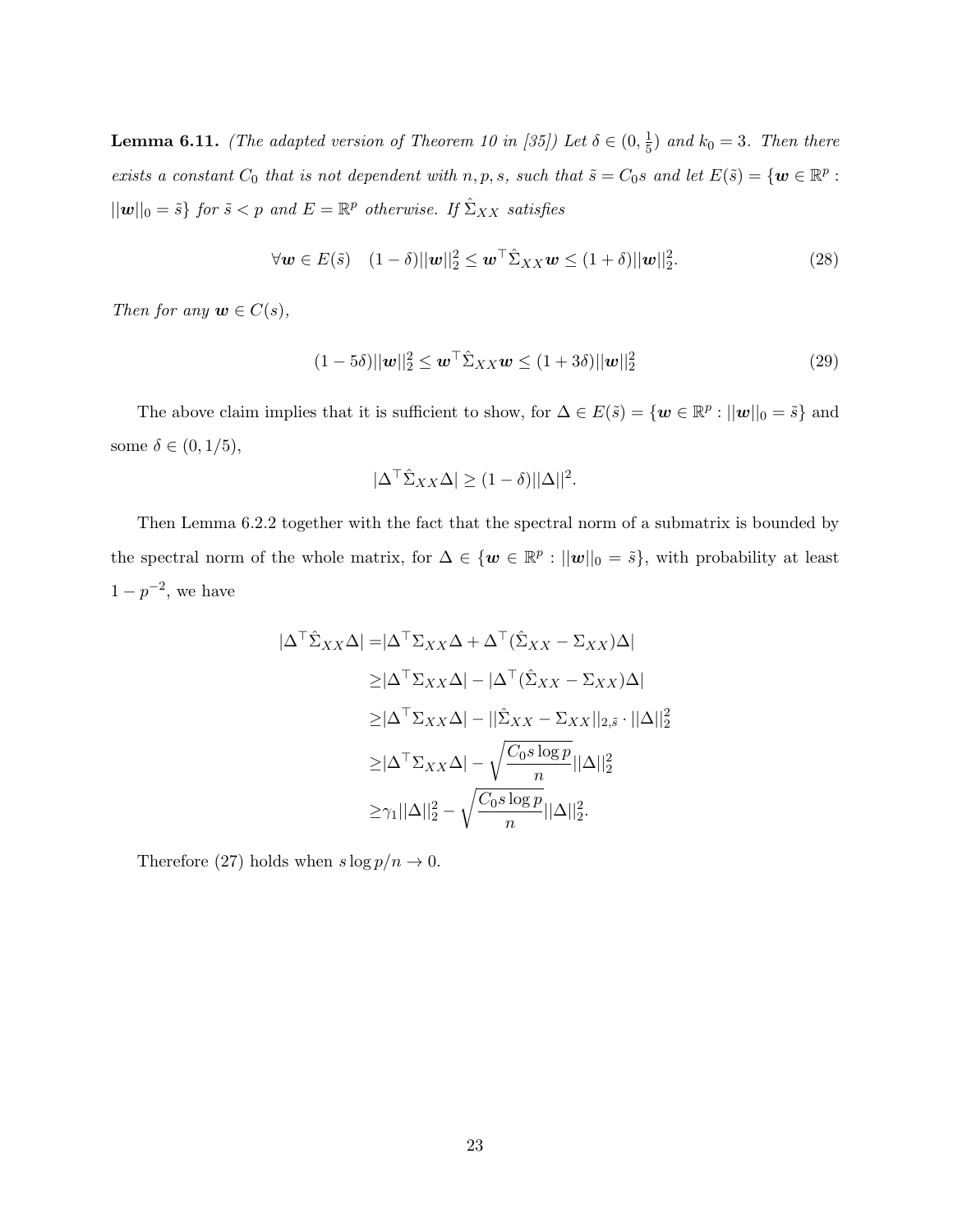**Lemma 6.11.** *(The adapted version of Theorem 10 in [35]) Let $\delta \in (0, \frac{1}{5})$ and $k_0 = 3$. Then there exists a constant $C_0$ that is not dependent with $n, p, s$, such that $\tilde{s} = C_0 s$ and let $E(\tilde{s}) = \{\boldsymbol{w} \in \mathbb{R}^p : ||\boldsymbol{w}||_0 = \tilde{s}\}$ for $\tilde{s} < p$ and $E = \mathbb{R}^p$ otherwise. If $\hat{\Sigma}_{XX}$ satisfies*

$$\forall \boldsymbol{w} \in E(\tilde{s}) \quad (1-\delta)||\boldsymbol{w}||_2^2 \leq \boldsymbol{w}^\top \hat{\Sigma}_{XX} \boldsymbol{w} \leq (1+\delta)||\boldsymbol{w}||_2^2. \tag{28}$$

*Then for any $\boldsymbol{w} \in C(s)$,*

$$(1-5\delta)||\boldsymbol{w}||_2^2 \leq \boldsymbol{w}^\top \hat{\Sigma}_{XX} \boldsymbol{w} \leq (1+3\delta)||\boldsymbol{w}||_2^2 \tag{29}$$

The above claim implies that it is sufficient to show, for $\Delta \in E(\tilde{s}) = \{\boldsymbol{w} \in \mathbb{R}^p : ||\boldsymbol{w}||_0 = \tilde{s}\}$ and some $\delta \in (0, 1/5)$,

$$|\Delta^\top \hat{\Sigma}_{XX} \Delta| \geq (1-\delta)||\Delta||^2.$$

Then Lemma 6.2.2 together with the fact that the spectral norm of a submatrix is bounded by the spectral norm of the whole matrix, for $\Delta \in \{\boldsymbol{w} \in \mathbb{R}^p : ||\boldsymbol{w}||_0 = \tilde{s}\}$, with probability at least $1 - p^{-2}$, we have

$$\begin{aligned}
|\Delta^\top \hat{\Sigma}_{XX} \Delta| =& |\Delta^\top \Sigma_{XX} \Delta + \Delta^\top (\hat{\Sigma}_{XX} - \Sigma_{XX}) \Delta| \\
\geq& |\Delta^\top \Sigma_{XX} \Delta| - |\Delta^\top (\hat{\Sigma}_{XX} - \Sigma_{XX}) \Delta| \\
\geq& |\Delta^\top \Sigma_{XX} \Delta| - ||\hat{\Sigma}_{XX} - \Sigma_{XX}||_{2,\tilde{s}} \cdot ||\Delta||_2^2 \\
\geq& |\Delta^\top \Sigma_{XX} \Delta| - \sqrt{\frac{C_0 s \log p}{n}} ||\Delta||_2^2 \\
\geq& \gamma_1 ||\Delta||_2^2 - \sqrt{\frac{C_0 s \log p}{n}} ||\Delta||_2^2.
\end{aligned}$$

Therefore (27) holds when $s \log p / n \to 0$.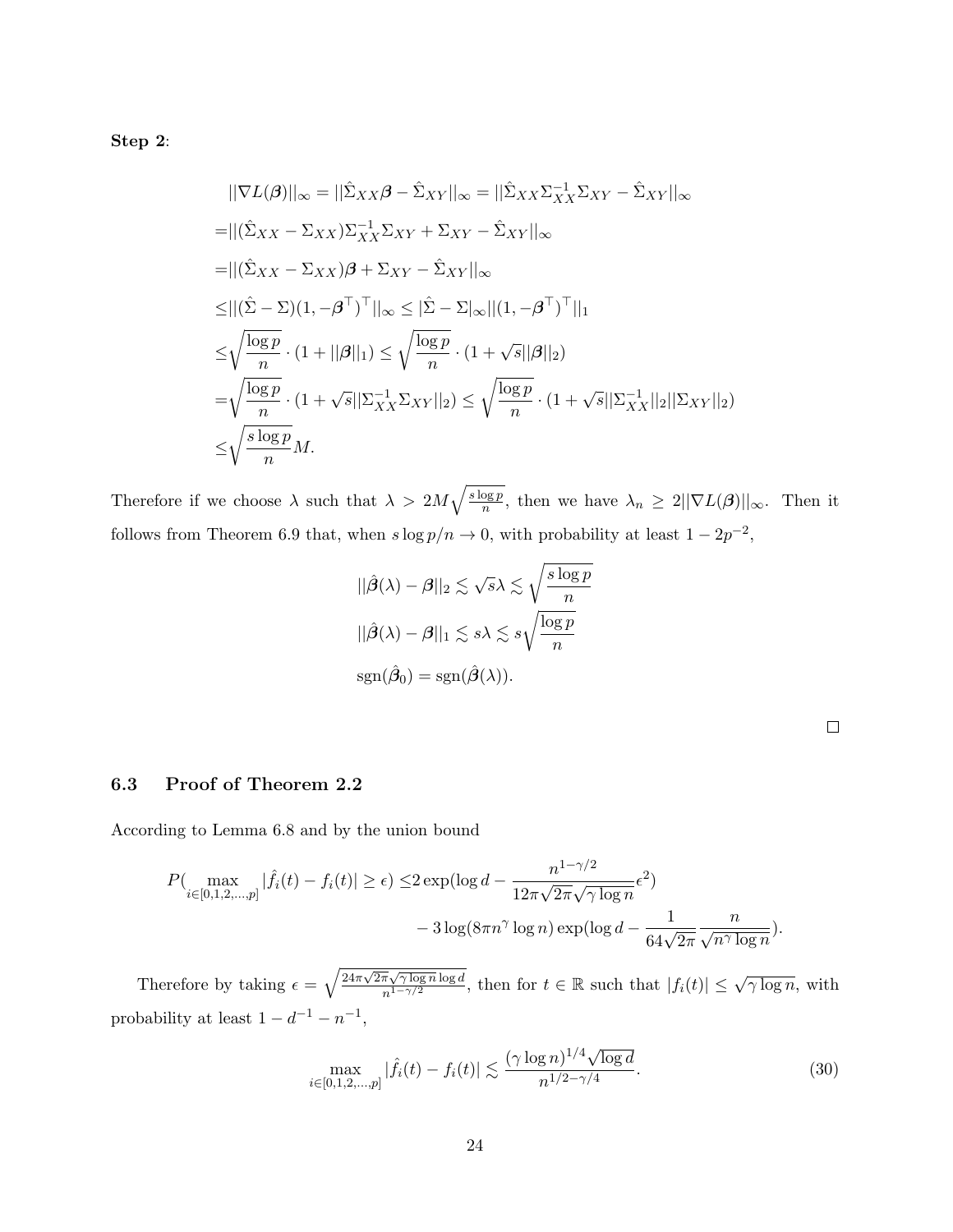**Step 2**:

$$
\begin{aligned}
&||\nabla L(\boldsymbol{\beta})||_\infty = ||\hat{\Sigma}_{XX}\boldsymbol{\beta} - \hat{\Sigma}_{XY}||_\infty = ||\hat{\Sigma}_{XX}\Sigma_{XX}^{-1}\Sigma_{XY} - \hat{\Sigma}_{XY}||_\infty \\
=&||(\hat{\Sigma}_{XX} - \Sigma_{XX})\Sigma_{XX}^{-1}\Sigma_{XY} + \Sigma_{XY} - \hat{\Sigma}_{XY}||_\infty \\
=&||(\hat{\Sigma}_{XX} - \Sigma_{XX})\boldsymbol{\beta} + \Sigma_{XY} - \hat{\Sigma}_{XY}||_\infty \\
\leq&||(\hat{\Sigma} - \Sigma)(1, -\boldsymbol{\beta}^\top)^\top||_\infty \leq |\hat{\Sigma} - \Sigma|_\infty ||(1, -\boldsymbol{\beta}^\top)^\top||_1 \\
\leq&\sqrt{\frac{\log p}{n}} \cdot (1 + ||\boldsymbol{\beta}||_1) \leq \sqrt{\frac{\log p}{n}} \cdot (1 + \sqrt{s}||\boldsymbol{\beta}||_2) \\
=&\sqrt{\frac{\log p}{n}} \cdot (1 + \sqrt{s}||\Sigma_{XX}^{-1}\Sigma_{XY}||_2) \leq \sqrt{\frac{\log p}{n}} \cdot (1 + \sqrt{s}||\Sigma_{XX}^{-1}||_2||\Sigma_{XY}||_2) \\
\leq&\sqrt{\frac{s\log p}{n}}M.
\end{aligned}
$$

Therefore if we choose $\lambda$ such that $\lambda > 2M\sqrt{\frac{s\log p}{n}}$, then we have $\lambda_n \geq 2||\nabla L(\boldsymbol{\beta})||_\infty$. Then it follows from Theorem 6.9 that, when $s\log p/n \to 0$, with probability at least $1 - 2p^{-2}$,

$$
\begin{aligned}
&||\hat{\boldsymbol{\beta}}(\lambda) - \boldsymbol{\beta}||_2 \lesssim \sqrt{s}\lambda \lesssim \sqrt{\frac{s\log p}{n}} \\
&||\hat{\boldsymbol{\beta}}(\lambda) - \boldsymbol{\beta}||_1 \lesssim s\lambda \lesssim s\sqrt{\frac{\log p}{n}} \\
&\operatorname{sgn}(\hat{\boldsymbol{\beta}}_0) = \operatorname{sgn}(\hat{\boldsymbol{\beta}}(\lambda)).
\end{aligned}
$$

□

### 6.3 Proof of Theorem 2.2

According to Lemma 6.8 and by the union bound

$$
\begin{aligned}
P(\max_{i\in[0,1,2,\ldots,p]} |\hat{f}_i(t) - f_i(t)| \geq \epsilon) \leq& 2\exp(\log d - \frac{n^{1-\gamma/2}}{12\pi\sqrt{2\pi}\sqrt{\gamma\log n}}\epsilon^2) \\
&- 3\log(8\pi n^\gamma \log n)\exp(\log d - \frac{1}{64\sqrt{2\pi}}\frac{n}{\sqrt{n^\gamma \log n}}).
\end{aligned}
$$

Therefore by taking $\epsilon = \sqrt{\frac{24\pi\sqrt{2\pi}\sqrt{\gamma\log n}\log d}{n^{1-\gamma/2}}}$, then for $t \in \mathbb{R}$ such that $|f_i(t)| \leq \sqrt{\gamma \log n}$, with probability at least $1 - d^{-1} - n^{-1}$,

$$
\max_{i\in[0,1,2,\ldots,p]} |\hat{f}_i(t) - f_i(t)| \lesssim \frac{(\gamma\log n)^{1/4}\sqrt{\log d}}{n^{1/2-\gamma/4}}. \tag{30}
$$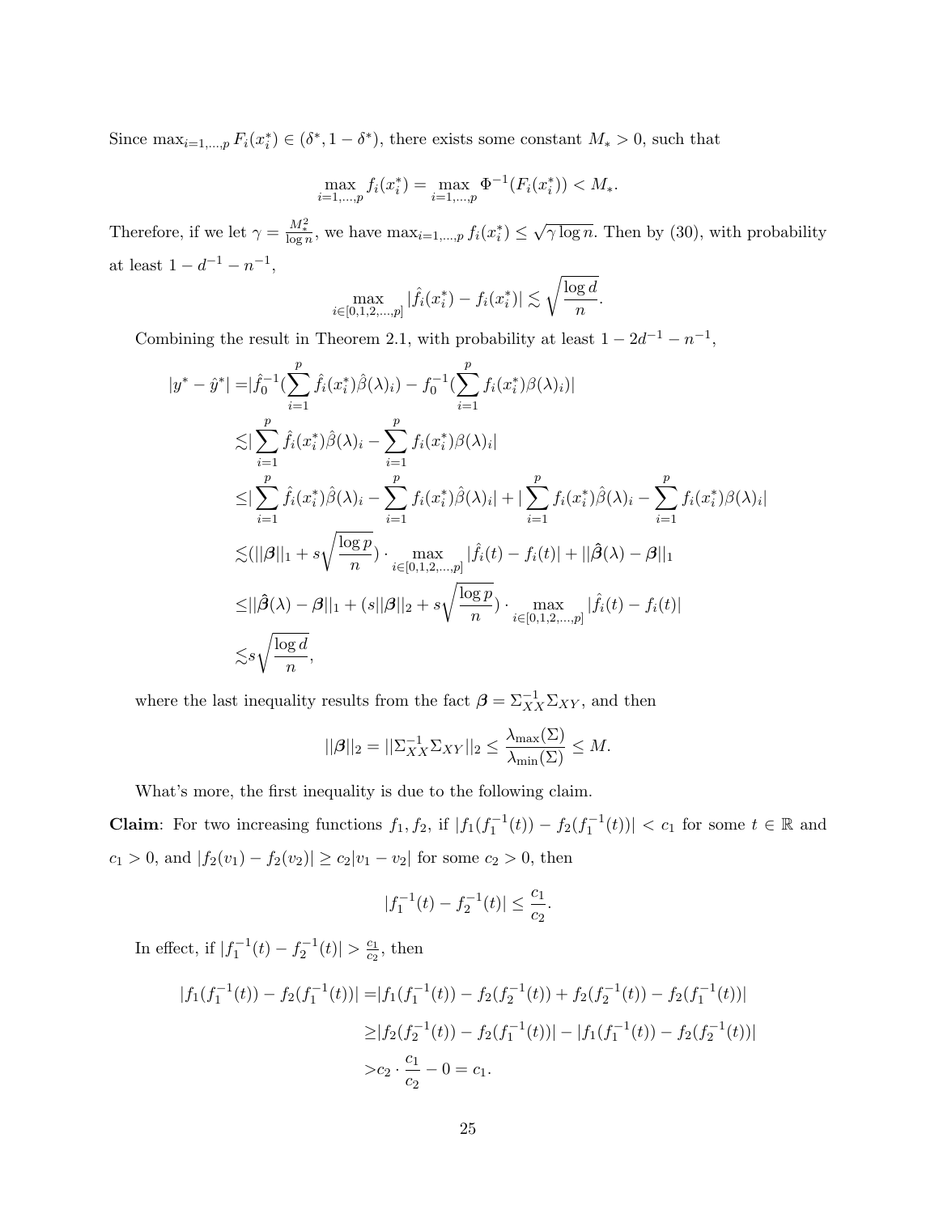Since $\max_{i=1,\dots,p} F_i(x_i^*) \in (\delta^*, 1-\delta^*)$, there exists some constant $M_* > 0$, such that

$$\max_{i=1,\dots,p} f_i(x_i^*) = \max_{i=1,\dots,p} \Phi^{-1}(F_i(x_i^*)) < M_*.$$

Therefore, if we let $\gamma = \frac{M_*^2}{\log n}$, we have $\max_{i=1,\dots,p} f_i(x_i^*) \leq \sqrt{\gamma \log n}$. Then by (30), with probability at least $1 - d^{-1} - n^{-1}$,

$$\max_{i \in [0,1,2,\dots,p]} |\hat{f}_i(x_i^*) - f_i(x_i^*)| \lesssim \sqrt{\frac{\log d}{n}}.$$

Combining the result in Theorem 2.1, with probability at least $1 - 2d^{-1} - n^{-1}$,

$$\begin{aligned}
|y^* - \hat{y}^*| =& |\hat{f}_0^{-1}(\sum_{i=1}^p \hat{f}_i(x_i^*)\hat{\beta}(\lambda)_i) - f_0^{-1}(\sum_{i=1}^p f_i(x_i^*)\beta(\lambda)_i)| \\
\lesssim& |\sum_{i=1}^p \hat{f}_i(x_i^*)\hat{\beta}(\lambda)_i - \sum_{i=1}^p f_i(x_i^*)\beta(\lambda)_i| \\
\leq& |\sum_{i=1}^p \hat{f}_i(x_i^*)\hat{\beta}(\lambda)_i - \sum_{i=1}^p f_i(x_i^*)\hat{\beta}(\lambda)_i| + |\sum_{i=1}^p f_i(x_i^*)\hat{\beta}(\lambda)_i - \sum_{i=1}^p f_i(x_i^*)\beta(\lambda)_i| \\
\lesssim& (||\boldsymbol{\beta}||_1 + s\sqrt{\frac{\log p}{n}}) \cdot \max_{i \in [0,1,2,\dots,p]} |\hat{f}_i(t) - f_i(t)| + ||\hat{\boldsymbol{\beta}}(\lambda) - \boldsymbol{\beta}||_1 \\
\leq& ||\hat{\boldsymbol{\beta}}(\lambda) - \boldsymbol{\beta}||_1 + (s||\boldsymbol{\beta}||_2 + s\sqrt{\frac{\log p}{n}}) \cdot \max_{i \in [0,1,2,\dots,p]} |\hat{f}_i(t) - f_i(t)| \\
\lesssim& s\sqrt{\frac{\log d}{n}},
\end{aligned}$$

where the last inequality results from the fact $\boldsymbol{\beta} = \Sigma_{XX}^{-1}\Sigma_{XY}$, and then

$$||\boldsymbol{\beta}||_2 = ||\Sigma_{XX}^{-1}\Sigma_{XY}||_2 \leq \frac{\lambda_{\max}(\Sigma)}{\lambda_{\min}(\Sigma)} \leq M.$$

What's more, the first inequality is due to the following claim.

**Claim**: For two increasing functions $f_1, f_2$, if $|f_1(f_1^{-1}(t)) - f_2(f_1^{-1}(t))| < c_1$ for some $t \in \mathbb{R}$ and $c_1 > 0$, and $|f_2(v_1) - f_2(v_2)| \geq c_2|v_1 - v_2|$ for some $c_2 > 0$, then

$$|f_1^{-1}(t) - f_2^{-1}(t)| \leq \frac{c_1}{c_2}.$$

In effect, if $|f_1^{-1}(t) - f_2^{-1}(t)| > \frac{c_1}{c_2}$, then

$$\begin{aligned}
|f_1(f_1^{-1}(t)) - f_2(f_1^{-1}(t))| =& |f_1(f_1^{-1}(t)) - f_2(f_2^{-1}(t)) + f_2(f_2^{-1}(t)) - f_2(f_1^{-1}(t))| \\
\geq& |f_2(f_2^{-1}(t)) - f_2(f_1^{-1}(t))| - |f_1(f_1^{-1}(t)) - f_2(f_2^{-1}(t))| \\
>& c_2 \cdot \frac{c_1}{c_2} - 0 = c_1.
\end{aligned}$$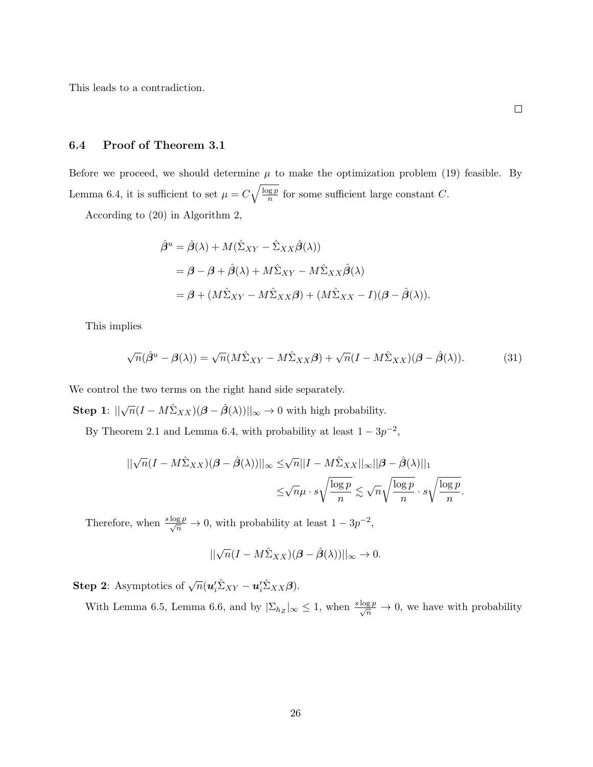This leads to a contradiction.

□

### 6.4 Proof of Theorem 3.1

Before we proceed, we should determine $\mu$ to make the optimization problem (19) feasible. By Lemma 6.4, it is sufficient to set $\mu = C\sqrt{\frac{\log p}{n}}$ for some sufficient large constant $C$.

According to (20) in Algorithm 2,

$$
\begin{aligned}
\hat{\boldsymbol{\beta}}^u &= \hat{\boldsymbol{\beta}}(\lambda) + M(\hat{\Sigma}_{XY} - \hat{\Sigma}_{XX}\hat{\boldsymbol{\beta}}(\lambda)) \\
&= \boldsymbol{\beta} - \boldsymbol{\beta} + \hat{\boldsymbol{\beta}}(\lambda) + M\hat{\Sigma}_{XY} - M\hat{\Sigma}_{XX}\hat{\boldsymbol{\beta}}(\lambda) \\
&= \boldsymbol{\beta} + (M\hat{\Sigma}_{XY} - M\hat{\Sigma}_{XX}\boldsymbol{\beta}) + (M\hat{\Sigma}_{XX} - I)(\boldsymbol{\beta} - \hat{\boldsymbol{\beta}}(\lambda)).
\end{aligned}
$$

This implies

$$
\sqrt{n}(\hat{\boldsymbol{\beta}}^u - \boldsymbol{\beta}(\lambda)) = \sqrt{n}(M\hat{\Sigma}_{XY} - M\hat{\Sigma}_{XX}\boldsymbol{\beta}) + \sqrt{n}(I - M\hat{\Sigma}_{XX})(\boldsymbol{\beta} - \hat{\boldsymbol{\beta}}(\lambda)). \tag{31}
$$

We control the two terms on the right hand side separately.

**Step 1**: $||\sqrt{n}(I - M\hat{\Sigma}_{XX})(\boldsymbol{\beta} - \hat{\boldsymbol{\beta}}(\lambda))||_\infty \to 0$ with high probability.

By Theorem 2.1 and Lemma 6.4, with probability at least $1 - 3p^{-2}$,

$$
\begin{aligned}
||\sqrt{n}(I - M\hat{\Sigma}_{XX})(\boldsymbol{\beta} - \hat{\boldsymbol{\beta}}(\lambda))||_\infty \leq& \sqrt{n}||I - M\hat{\Sigma}_{XX}||_\infty ||\boldsymbol{\beta} - \hat{\boldsymbol{\beta}}(\lambda)||_1 \\
\leq& \sqrt{n}\mu \cdot s\sqrt{\frac{\log p}{n}} \lesssim \sqrt{n}\sqrt{\frac{\log p}{n}} \cdot s\sqrt{\frac{\log p}{n}}.
\end{aligned}
$$

Therefore, when $\frac{s\log p}{\sqrt{n}} \to 0$, with probability at least $1 - 3p^{-2}$,

$$
||\sqrt{n}(I - M\hat{\Sigma}_{XX})(\boldsymbol{\beta} - \hat{\boldsymbol{\beta}}(\lambda))||_\infty \to 0.
$$

**Step 2**: Asymptotics of $\sqrt{n}(\boldsymbol{u}_i'\hat{\Sigma}_{XY} - \boldsymbol{u}_i'\hat{\Sigma}_{XX}\boldsymbol{\beta})$.

With Lemma 6.5, Lemma 6.6, and by $|\Sigma_{h_Z}|_\infty \leq 1$, when $\frac{s\log p}{\sqrt{n}} \to 0$, we have with probability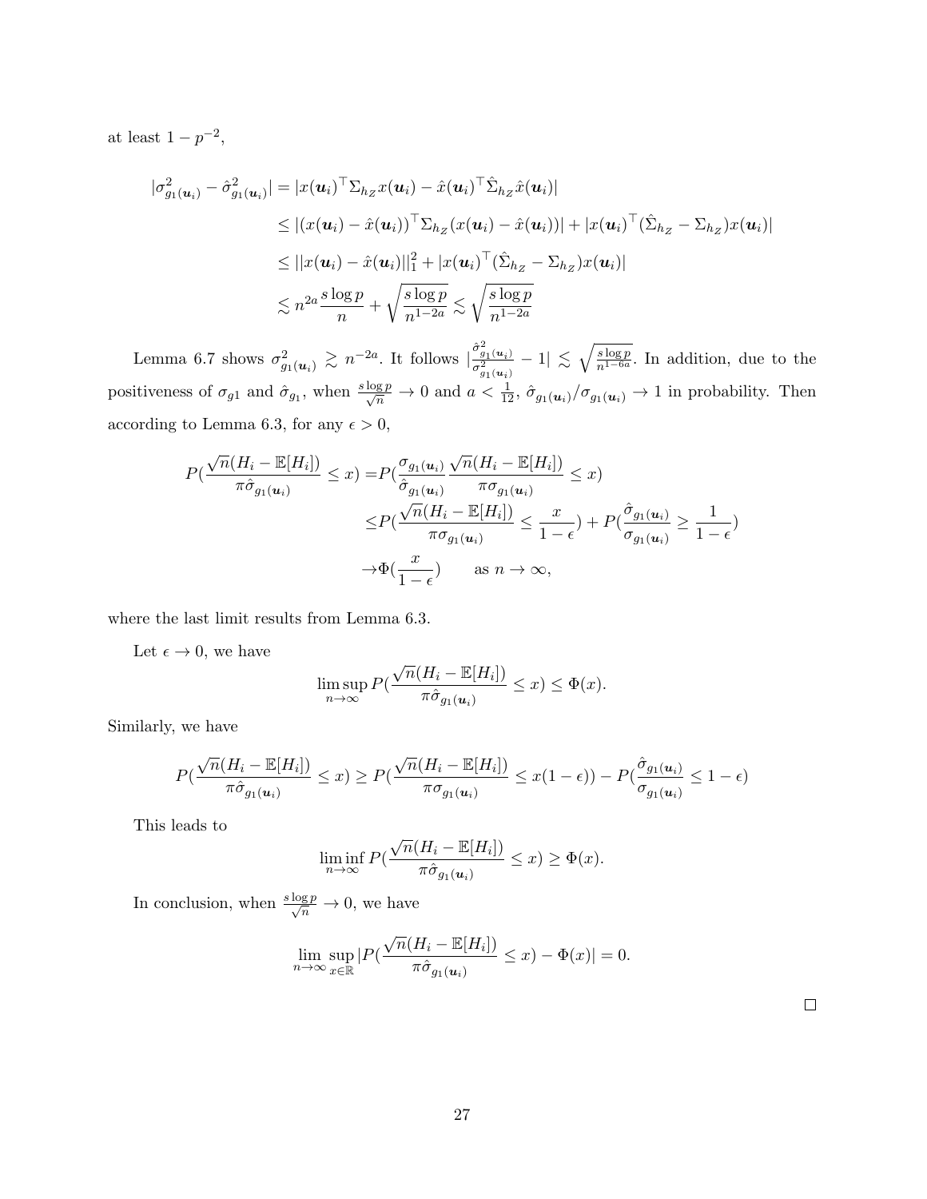at least $1 - p^{-2}$,

$$
\begin{aligned}
|\sigma^2_{g_1(\boldsymbol{u}_i)} - \hat{\sigma}^2_{g_1(\boldsymbol{u}_i)}| &= |x(\boldsymbol{u}_i)^\top \Sigma_{h_Z} x(\boldsymbol{u}_i) - \hat{x}(\boldsymbol{u}_i)^\top \hat{\Sigma}_{h_Z} \hat{x}(\boldsymbol{u}_i)| \\
&\leq |(x(\boldsymbol{u}_i) - \hat{x}(\boldsymbol{u}_i))^\top \Sigma_{h_Z} (x(\boldsymbol{u}_i) - \hat{x}(\boldsymbol{u}_i))| + |x(\boldsymbol{u}_i)^\top (\hat{\Sigma}_{h_Z} - \Sigma_{h_Z}) x(\boldsymbol{u}_i)| \\
&\leq ||x(\boldsymbol{u}_i) - \hat{x}(\boldsymbol{u}_i)||_1^2 + |x(\boldsymbol{u}_i)^\top (\hat{\Sigma}_{h_Z} - \Sigma_{h_Z}) x(\boldsymbol{u}_i)| \\
&\lesssim n^{2a} \frac{s \log p}{n} + \sqrt{\frac{s \log p}{n^{1-2a}}} \lesssim \sqrt{\frac{s \log p}{n^{1-2a}}}
\end{aligned}
$$

Lemma 6.7 shows $\sigma^2_{g_1(\boldsymbol{u}_i)} \gtrsim n^{-2a}$. It follows $|\frac{\hat{\sigma}^2_{g_1(\boldsymbol{u}_i)}}{\sigma^2_{g_1(\boldsymbol{u}_i)}} - 1| \lesssim \sqrt{\frac{s \log p}{n^{1-6a}}}$. In addition, due to the positiveness of $\sigma_{g1}$ and $\hat{\sigma}_{g_1}$, when $\frac{s \log p}{\sqrt{n}} \to 0$ and $a < \frac{1}{12}$, $\hat{\sigma}_{g_1(\boldsymbol{u}_i)}/\sigma_{g_1(\boldsymbol{u}_i)} \to 1$ in probability. Then according to Lemma 6.3, for any $\epsilon > 0$,

$$
\begin{aligned}
P(\frac{\sqrt{n}(H_i - \mathbb{E}[H_i])}{\pi \hat{\sigma}_{g_1(\boldsymbol{u}_i)}} \leq x) =& P(\frac{\sigma_{g_1(\boldsymbol{u}_i)}}{\hat{\sigma}_{g_1(\boldsymbol{u}_i)}} \frac{\sqrt{n}(H_i - \mathbb{E}[H_i])}{\pi \sigma_{g_1(\boldsymbol{u}_i)}} \leq x) \\
\leq& P(\frac{\sqrt{n}(H_i - \mathbb{E}[H_i])}{\pi \sigma_{g_1(\boldsymbol{u}_i)}} \leq \frac{x}{1-\epsilon}) + P(\frac{\hat{\sigma}_{g_1(\boldsymbol{u}_i)}}{\sigma_{g_1(\boldsymbol{u}_i)}} \geq \frac{1}{1-\epsilon}) \\
\to& \Phi(\frac{x}{1-\epsilon}) \qquad \text{as } n \to \infty,
\end{aligned}
$$

where the last limit results from Lemma 6.3.

Let $\epsilon \to 0$, we have

$$
\limsup_{n\to\infty} P(\frac{\sqrt{n}(H_i - \mathbb{E}[H_i])}{\pi \hat{\sigma}_{g_1(\boldsymbol{u}_i)}} \leq x) \leq \Phi(x).
$$

Similarly, we have

$$
P(\frac{\sqrt{n}(H_i - \mathbb{E}[H_i])}{\pi \hat{\sigma}_{g_1(\boldsymbol{u}_i)}} \leq x) \geq P(\frac{\sqrt{n}(H_i - \mathbb{E}[H_i])}{\pi \sigma_{g_1(\boldsymbol{u}_i)}} \leq x(1-\epsilon)) - P(\frac{\hat{\sigma}_{g_1(\boldsymbol{u}_i)}}{\sigma_{g_1(\boldsymbol{u}_i)}} \leq 1-\epsilon)
$$

This leads to

$$
\liminf_{n\to\infty} P(\frac{\sqrt{n}(H_i - \mathbb{E}[H_i])}{\pi \hat{\sigma}_{g_1(\boldsymbol{u}_i)}} \leq x) \geq \Phi(x).
$$

In conclusion, when $\frac{s \log p}{\sqrt{n}} \to 0$, we have

$$
\lim_{n\to\infty} \sup_{x\in\mathbb{R}} |P(\frac{\sqrt{n}(H_i - \mathbb{E}[H_i])}{\pi \hat{\sigma}_{g_1(\boldsymbol{u}_i)}} \leq x) - \Phi(x)| = 0.
$$

□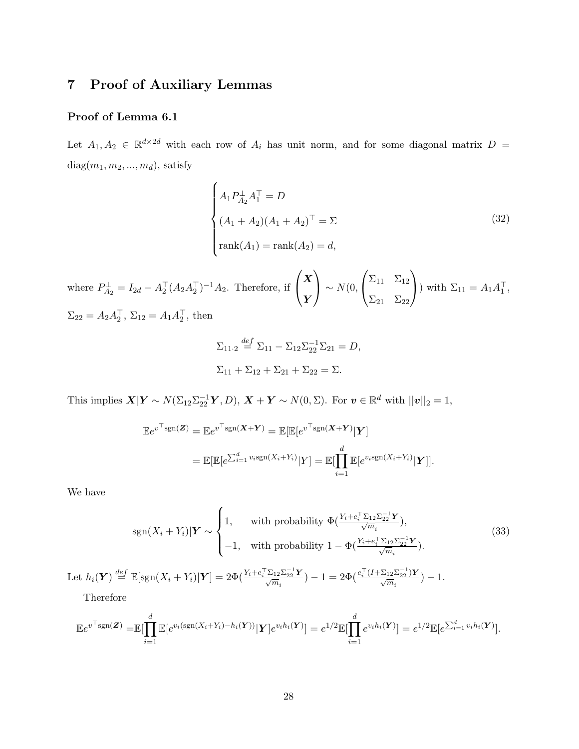# 7 Proof of Auxiliary Lemmas

### Proof of Lemma 6.1

Let $A_1, A_2 \in \mathbb{R}^{d\times 2d}$ with each row of $A_i$ has unit norm, and for some diagonal matrix $D = \text{diag}(m_1, m_2, ..., m_d)$, satisfy

$$
\begin{cases}
A_1 P_{A_2}^{\perp} A_1^\top = D \\
(A_1 + A_2)(A_1 + A_2)^\top = \Sigma \\
\text{rank}(A_1) = \text{rank}(A_2) = d,
\end{cases}
\tag{32}
$$

where $P_{A_2}^{\perp} = I_{2d} - A_2^\top (A_2 A_2^\top)^{-1} A_2$. Therefore, if $\begin{pmatrix} \boldsymbol{X} \\ \boldsymbol{Y} \end{pmatrix} \sim N(0, \begin{pmatrix} \Sigma_{11} & \Sigma_{12} \\ \Sigma_{21} & \Sigma_{22} \end{pmatrix})$ with $\Sigma_{11} = A_1 A_1^\top$, $\Sigma_{22} = A_2 A_2^\top$, $\Sigma_{12} = A_1 A_2^\top$, then

$$
\Sigma_{11\cdot 2} \overset{def}{=} \Sigma_{11} - \Sigma_{12}\Sigma_{22}^{-1}\Sigma_{21} = D,
$$

$$
\Sigma_{11} + \Sigma_{12} + \Sigma_{21} + \Sigma_{22} = \Sigma.
$$

This implies $\boldsymbol{X}|\boldsymbol{Y} \sim N(\Sigma_{12}\Sigma_{22}^{-1}\boldsymbol{Y}, D)$, $\boldsymbol{X} + \boldsymbol{Y} \sim N(0, \Sigma)$. For $\boldsymbol{v} \in \mathbb{R}^d$ with $||\boldsymbol{v}||_2 = 1$,

$$
\begin{aligned}
\mathbb{E}e^{v^\top \text{sgn}(\boldsymbol{Z})} &= \mathbb{E}e^{v^\top \text{sgn}(\boldsymbol{X}+\boldsymbol{Y})} = \mathbb{E}[\mathbb{E}[e^{v^\top \text{sgn}(\boldsymbol{X}+\boldsymbol{Y})}|\boldsymbol{Y}] \\
&= \mathbb{E}[\mathbb{E}[e^{\sum_{i=1}^d v_i \text{sgn}(X_i+Y_i)}|Y] = \mathbb{E}[\prod_{i=1}^d \mathbb{E}[e^{v_i \text{sgn}(X_i+Y_i)}|\boldsymbol{Y}]].
\end{aligned}
$$

We have

$$
\text{sgn}(X_i + Y_i)|\boldsymbol{Y} \sim
\begin{cases}
1, & \text{with probability } \Phi(\frac{Y_i + e_i^\top \Sigma_{12}\Sigma_{22}^{-1}\boldsymbol{Y}}{\sqrt{m_i}}), \\
-1, & \text{with probability } 1 - \Phi(\frac{Y_i + e_i^\top \Sigma_{12}\Sigma_{22}^{-1}\boldsymbol{Y}}{\sqrt{m_i}}).
\end{cases}
\tag{33}
$$

Let $h_i(\boldsymbol{Y}) \overset{def}{=} \mathbb{E}[\text{sgn}(X_i + Y_i)|\boldsymbol{Y}] = 2\Phi(\frac{Y_i + e_i^\top \Sigma_{12}\Sigma_{22}^{-1}\boldsymbol{Y}}{\sqrt{m_i}}) - 1 = 2\Phi(\frac{e_i^\top (I + \Sigma_{12}\Sigma_{22}^{-1})\boldsymbol{Y}}{\sqrt{m_i}}) - 1$.

Therefore

$$
\mathbb{E}e^{v^\top \text{sgn}(\boldsymbol{Z})} = \mathbb{E}[\prod_{i=1}^d \mathbb{E}[e^{v_i(\text{sgn}(X_i+Y_i) - h_i(\boldsymbol{Y}))}|\boldsymbol{Y}]e^{v_i h_i(\boldsymbol{Y})}] = e^{1/2}\mathbb{E}[\prod_{i=1}^d e^{v_i h_i(\boldsymbol{Y})}] = e^{1/2}\mathbb{E}[e^{\sum_{i=1}^d v_i h_i(\boldsymbol{Y})}].
$$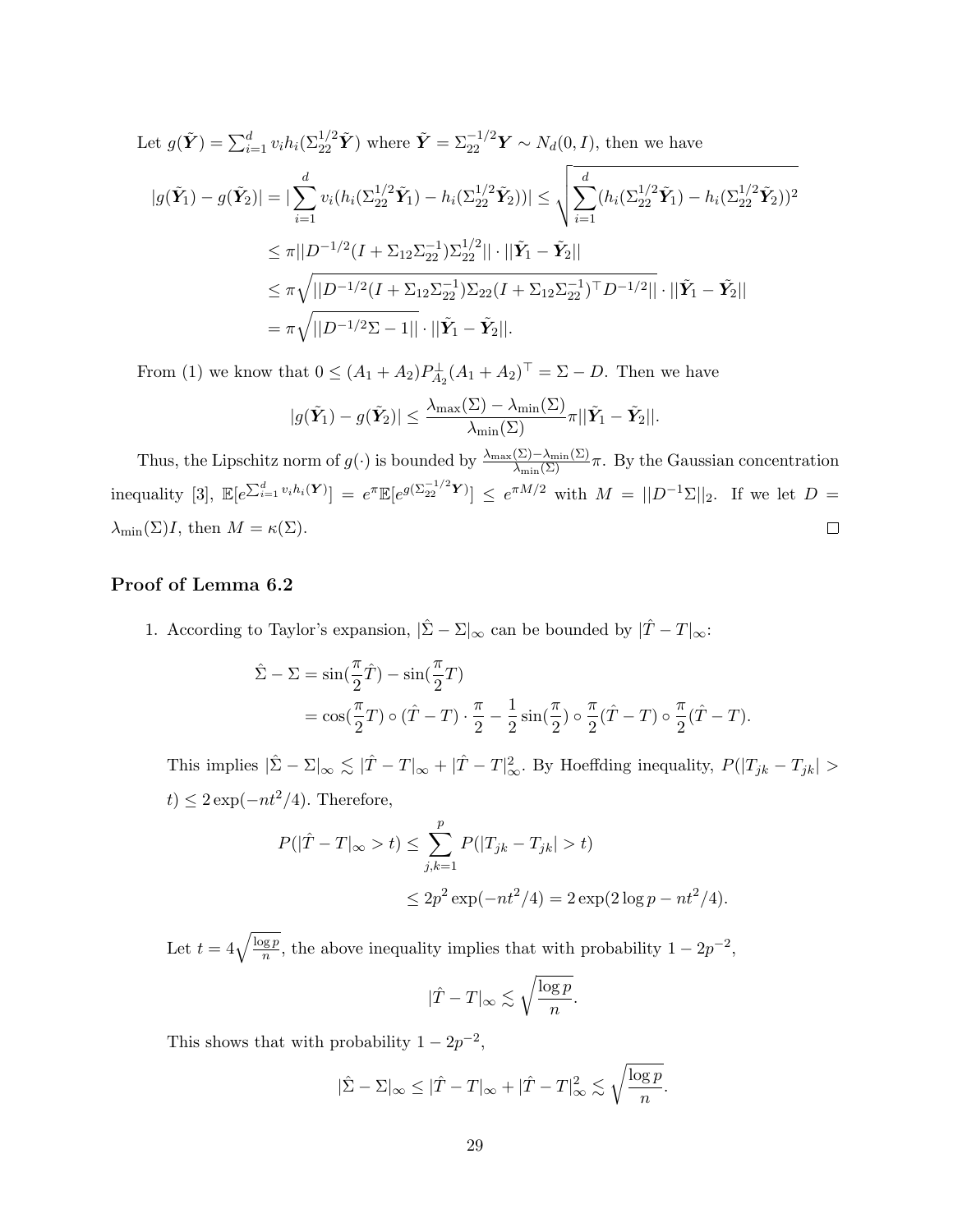Let $g(\tilde{\boldsymbol{Y}}) = \sum_{i=1}^d v_i h_i(\Sigma_{22}^{1/2}\tilde{\boldsymbol{Y}})$ where $\tilde{\boldsymbol{Y}} = \Sigma_{22}^{-1/2}\boldsymbol{Y} \sim N_d(0, I)$, then we have

$$
\begin{aligned}
|g(\tilde{\boldsymbol{Y}}_1) - g(\tilde{\boldsymbol{Y}}_2)| &= |\sum_{i=1}^d v_i(h_i(\Sigma_{22}^{1/2}\tilde{\boldsymbol{Y}}_1) - h_i(\Sigma_{22}^{1/2}\tilde{\boldsymbol{Y}}_2))| \leq \sqrt{\sum_{i=1}^d (h_i(\Sigma_{22}^{1/2}\tilde{\boldsymbol{Y}}_1) - h_i(\Sigma_{22}^{1/2}\tilde{\boldsymbol{Y}}_2))^2} \\
&\leq \pi ||D^{-1/2}(I + \Sigma_{12}\Sigma_{22}^{-1})\Sigma_{22}^{1/2}|| \cdot ||\tilde{\boldsymbol{Y}}_1 - \tilde{\boldsymbol{Y}}_2|| \\
&\leq \pi \sqrt{||D^{-1/2}(I + \Sigma_{12}\Sigma_{22}^{-1})\Sigma_{22}(I + \Sigma_{12}\Sigma_{22}^{-1})^\top D^{-1/2}||} \cdot ||\tilde{\boldsymbol{Y}}_1 - \tilde{\boldsymbol{Y}}_2|| \\
&= \pi \sqrt{||D^{-1/2}\Sigma - 1||} \cdot ||\tilde{\boldsymbol{Y}}_1 - \tilde{\boldsymbol{Y}}_2||.
\end{aligned}
$$

From (1) we know that $0 \leq (A_1 + A_2)P_{A_2}^{\perp}(A_1 + A_2)^\top = \Sigma - D$. Then we have

$$
|g(\tilde{\boldsymbol{Y}}_1) - g(\tilde{\boldsymbol{Y}}_2)| \leq \frac{\lambda_{\max}(\Sigma) - \lambda_{\min}(\Sigma)}{\lambda_{\min}(\Sigma)} \pi ||\tilde{\boldsymbol{Y}}_1 - \tilde{\boldsymbol{Y}}_2||.
$$

Thus, the Lipschitz norm of $g(\cdot)$ is bounded by $\frac{\lambda_{\max}(\Sigma) - \lambda_{\min}(\Sigma)}{\lambda_{\min}(\Sigma)}\pi$. By the Gaussian concentration inequality [3], $\mathbb{E}[e^{\sum_{i=1}^d v_i h_i(\boldsymbol{Y})}] = e^{\pi}\mathbb{E}[e^{g(\Sigma_{22}^{-1/2}\boldsymbol{Y})}] \leq e^{\pi M/2}$ with $M = ||D^{-1}\Sigma||_2$. If we let $D = \lambda_{\min}(\Sigma)I$, then $M = \kappa(\Sigma)$. $\square$

## Proof of Lemma 6.2

1. According to Taylor's expansion, $|\hat{\Sigma} - \Sigma|_\infty$ can be bounded by $|\hat{T} - T|_\infty$:

$$
\begin{aligned}
\hat{\Sigma} - \Sigma &= \sin(\frac{\pi}{2}\hat{T}) - \sin(\frac{\pi}{2}T) \\
&= \cos(\frac{\pi}{2}T) \circ (\hat{T} - T) \cdot \frac{\pi}{2} - \frac{1}{2}\sin(\frac{\pi}{2}) \circ \frac{\pi}{2}(\hat{T} - T) \circ \frac{\pi}{2}(\hat{T} - T).
\end{aligned}
$$

This implies $|\hat{\Sigma} - \Sigma|_\infty \lesssim |\hat{T} - T|_\infty + |\hat{T} - T|_\infty^2$. By Hoeffding inequality, $P(|T_{jk} - T_{jk}| > t) \leq 2\exp(-nt^2/4)$. Therefore,

$$
\begin{aligned}
P(|\hat{T} - T|_\infty > t) &\leq \sum_{j,k=1}^p P(|T_{jk} - T_{jk}| > t) \\
&\leq 2p^2 \exp(-nt^2/4) = 2\exp(2\log p - nt^2/4).
\end{aligned}
$$

Let $t = 4\sqrt{\frac{\log p}{n}}$, the above inequality implies that with probability $1 - 2p^{-2}$,

$$
|\hat{T} - T|_\infty \lesssim \sqrt{\frac{\log p}{n}}.
$$

This shows that with probability $1 - 2p^{-2}$,

$$
|\hat{\Sigma} - \Sigma|_\infty \leq |\hat{T} - T|_\infty + |\hat{T} - T|_\infty^2 \lesssim \sqrt{\frac{\log p}{n}}.
$$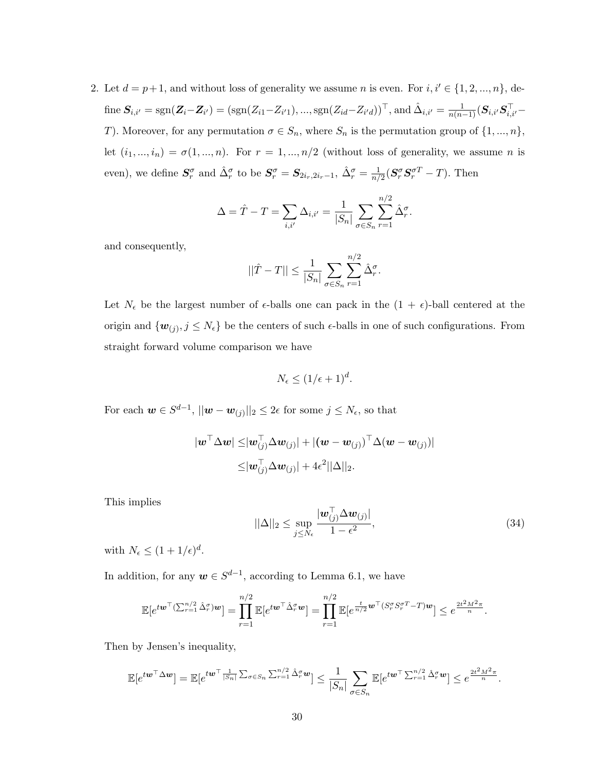2. Let $d = p+1$, and without loss of generality we assume $n$ is even. For $i, i' \in \{1, 2, ..., n\}$, define $\boldsymbol{S}_{i,i'} = \text{sgn}(\boldsymbol{Z}_i - \boldsymbol{Z}_{i'}) = (\text{sgn}(Z_{i1} - Z_{i'1}), ..., \text{sgn}(Z_{id} - Z_{i'd}))^\top$, and $\hat{\Delta}_{i,i'} = \frac{1}{n(n-1)}(\boldsymbol{S}_{i,i'}\boldsymbol{S}_{i,i'}^\top - T)$. Moreover, for any permutation $\sigma \in S_n$, where $S_n$ is the permutation group of $\{1, ..., n\}$, let $(i_1, ..., i_n) = \sigma(1, ..., n)$. For $r = 1, ..., n/2$ (without loss of generality, we assume $n$ is even), we define $\boldsymbol{S}_r^\sigma$ and $\hat{\Delta}_r^\sigma$ to be $\boldsymbol{S}_r^\sigma = \boldsymbol{S}_{2i_r, 2i_r - 1}$, $\hat{\Delta}_r^\sigma = \frac{1}{n/2}(\boldsymbol{S}_r^\sigma \boldsymbol{S}_r^{\sigma T} - T)$. Then

$$\Delta = \hat{T} - T = \sum_{i,i'} \Delta_{i,i'} = \frac{1}{|S_n|} \sum_{\sigma \in S_n} \sum_{r=1}^{n/2} \hat{\Delta}_r^\sigma.$$

and consequently,

$$||\hat{T} - T|| \leq \frac{1}{|S_n|} \sum_{\sigma \in S_n} \sum_{r=1}^{n/2} \hat{\Delta}_r^\sigma.$$

Let $N_\epsilon$ be the largest number of $\epsilon$-balls one can pack in the $(1 + \epsilon)$-ball centered at the origin and $\{\boldsymbol{w}_{(j)}, j \leq N_\epsilon\}$ be the centers of such $\epsilon$-balls in one of such configurations. From straight forward volume comparison we have

$$N_\epsilon \leq (1/\epsilon + 1)^d.$$

For each $\boldsymbol{w} \in S^{d-1}$, $||\boldsymbol{w} - \boldsymbol{w}_{(j)}||_2 \leq 2\epsilon$ for some $j \leq N_\epsilon$, so that

$$\begin{aligned}
|\boldsymbol{w}^\top \Delta \boldsymbol{w}| \leq & |\boldsymbol{w}_{(j)}^\top \Delta \boldsymbol{w}_{(j)}| + |(\boldsymbol{w} - \boldsymbol{w}_{(j)})^\top \Delta (\boldsymbol{w} - \boldsymbol{w}_{(j)})| \\
\leq & |\boldsymbol{w}_{(j)}^\top \Delta \boldsymbol{w}_{(j)}| + 4\epsilon^2 ||\Delta||_2.
\end{aligned}$$

This implies

$$||\Delta||_2 \leq \sup_{j \leq N_\epsilon} \frac{|\boldsymbol{w}_{(j)}^\top \Delta \boldsymbol{w}_{(j)}|}{1 - \epsilon^2}, \tag{34}$$

with $N_\epsilon \leq (1 + 1/\epsilon)^d$.

In addition, for any $\boldsymbol{w} \in S^{d-1}$, according to Lemma 6.1, we have

$$\mathbb{E}[e^{t\boldsymbol{w}^\top (\sum_{r=1}^{n/2} \hat{\Delta}_r^\sigma) \boldsymbol{w}}] = \prod_{r=1}^{n/2} \mathbb{E}[e^{t\boldsymbol{w}^\top \hat{\Delta}_r^\sigma \boldsymbol{w}}] = \prod_{r=1}^{n/2} \mathbb{E}[e^{\frac{t}{n/2} \boldsymbol{w}^\top (S_r^\sigma S_r^{\sigma T} - T) \boldsymbol{w}}] \leq e^{\frac{2t^2 M^2 \pi}{n}}.$$

Then by Jensen's inequality,

$$\mathbb{E}[e^{t\boldsymbol{w}^\top \Delta \boldsymbol{w}}] = \mathbb{E}[e^{t\boldsymbol{w}^\top \frac{1}{|S_n|} \sum_{\sigma \in S_n} \sum_{r=1}^{n/2} \hat{\Delta}_r^\sigma \boldsymbol{w}}] \leq \frac{1}{|S_n|} \sum_{\sigma \in S_n} \mathbb{E}[e^{t\boldsymbol{w}^\top \sum_{r=1}^{n/2} \hat{\Delta}_r^\sigma \boldsymbol{w}}] \leq e^{\frac{2t^2 M^2 \pi}{n}}.$$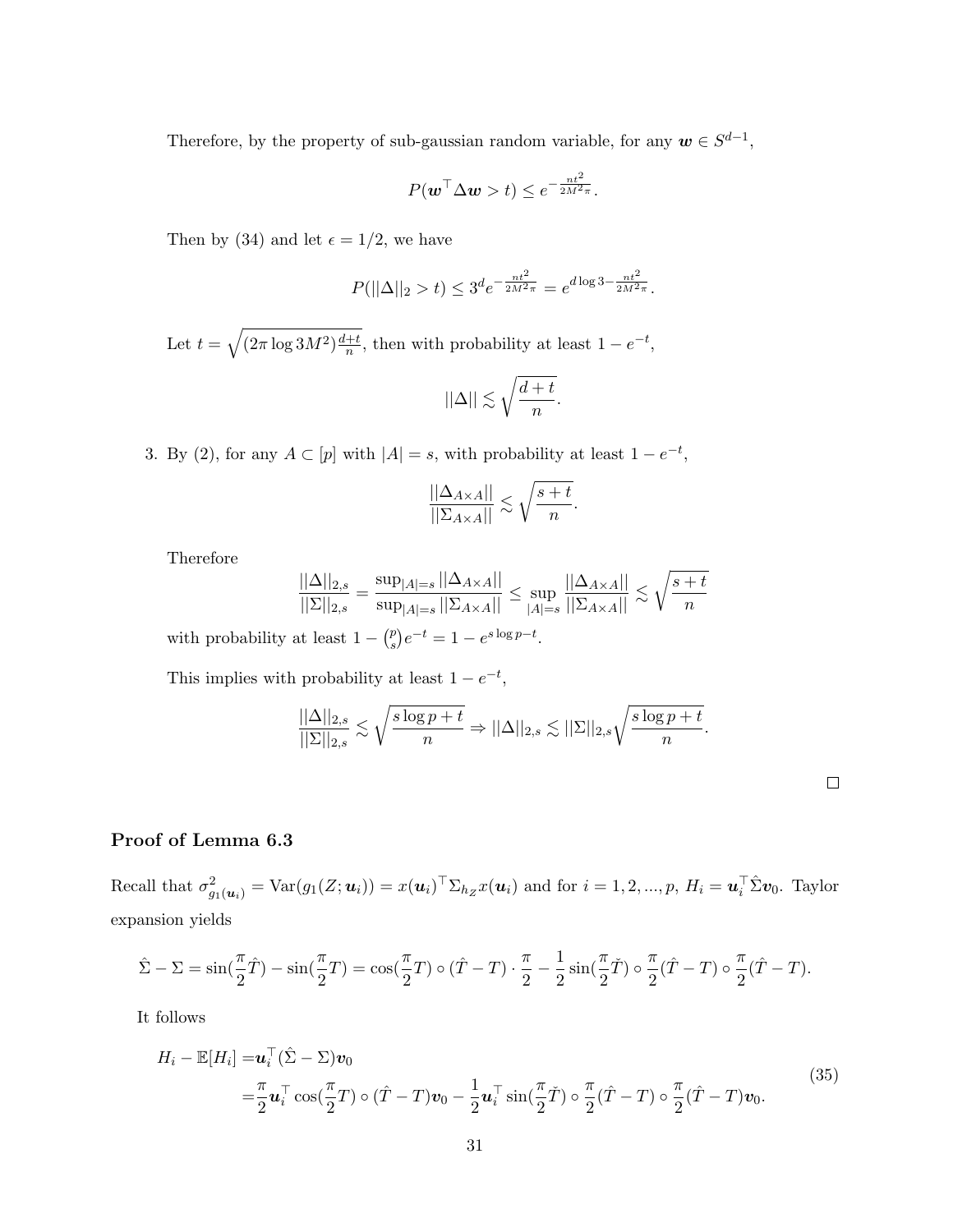Therefore, by the property of sub-gaussian random variable, for any $\boldsymbol{w} \in S^{d-1}$,

$$P(\boldsymbol{w}^\top \Delta \boldsymbol{w} > t) \le e^{-\frac{nt^2}{2M^2\pi}}.$$

Then by (34) and let $\epsilon = 1/2$, we have

$$P(||\Delta||_2 > t) \le 3^d e^{-\frac{nt^2}{2M^2\pi}} = e^{d\log 3 - \frac{nt^2}{2M^2\pi}}.$$

Let $t = \sqrt{(2\pi \log 3M^2)\frac{d+t}{n}}$, then with probability at least $1 - e^{-t}$,

$$||\Delta|| \lesssim \sqrt{\frac{d+t}{n}}.$$

3. By (2), for any $A \subset [p]$ with $|A| = s$, with probability at least $1 - e^{-t}$,

$$\frac{||\Delta_{A\times A}||}{||\Sigma_{A\times A}||} \lesssim \sqrt{\frac{s+t}{n}}.$$

Therefore

$$\frac{||\Delta||_{2,s}}{||\Sigma||_{2,s}} = \frac{\sup_{|A|=s} ||\Delta_{A\times A}||}{\sup_{|A|=s} ||\Sigma_{A\times A}||} \le \sup_{|A|=s} \frac{||\Delta_{A\times A}||}{||\Sigma_{A\times A}||} \lesssim \sqrt{\frac{s+t}{n}}$$

with probability at least $1 - \binom{p}{s}e^{-t} = 1 - e^{s\log p - t}$.

This implies with probability at least $1 - e^{-t}$,

$$\frac{||\Delta||_{2,s}}{||\Sigma||_{2,s}} \lesssim \sqrt{\frac{s\log p + t}{n}} \Rightarrow ||\Delta||_{2,s} \lesssim ||\Sigma||_{2,s}\sqrt{\frac{s\log p + t}{n}}.$$

□

### Proof of Lemma 6.3

Recall that $\sigma^2_{g_1(\boldsymbol{u}_i)} = \text{Var}(g_1(Z;\boldsymbol{u}_i)) = x(\boldsymbol{u}_i)^\top \Sigma_{h_Z} x(\boldsymbol{u}_i)$ and for $i = 1, 2, ..., p$, $H_i = \boldsymbol{u}_i^\top \hat{\Sigma}\boldsymbol{v}_0$. Taylor expansion yields

$$\hat{\Sigma} - \Sigma = \sin(\frac{\pi}{2}\hat{T}) - \sin(\frac{\pi}{2}T) = \cos(\frac{\pi}{2}T) \circ (\hat{T} - T)\cdot\frac{\pi}{2} - \frac{1}{2}\sin(\frac{\pi}{2}\check{T}) \circ \frac{\pi}{2}(\hat{T} - T) \circ \frac{\pi}{2}(\hat{T} - T).$$

It follows

$$\begin{aligned} H_i - \mathbb{E}[H_i] =& \boldsymbol{u}_i^\top(\hat{\Sigma} - \Sigma)\boldsymbol{v}_0 \\ =& \frac{\pi}{2}\boldsymbol{u}_i^\top \cos(\frac{\pi}{2}T) \circ (\hat{T} - T)\boldsymbol{v}_0 - \frac{1}{2}\boldsymbol{u}_i^\top \sin(\frac{\pi}{2}\check{T}) \circ \frac{\pi}{2}(\hat{T} - T) \circ \frac{\pi}{2}(\hat{T} - T)\boldsymbol{v}_0. \end{aligned} \tag{35}$$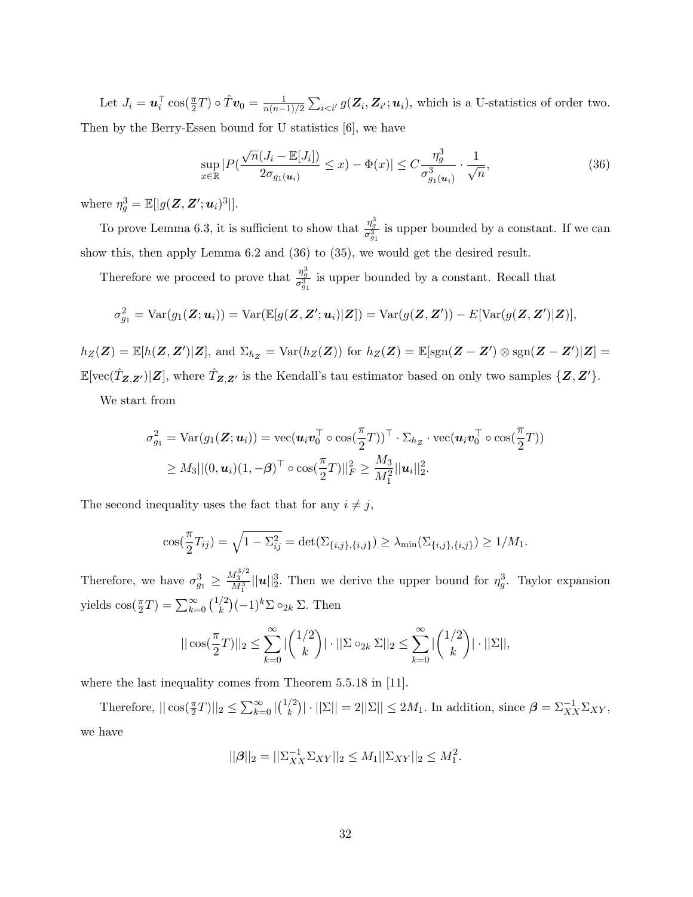Let $J_i = \boldsymbol{u}_i^\top \cos(\frac{\pi}{2}T) \circ \hat{T}\boldsymbol{v}_0 = \frac{1}{n(n-1)/2}\sum_{i<i'} g(\boldsymbol{Z}_i, \boldsymbol{Z}_{i'}; \boldsymbol{u}_i)$, which is a U-statistics of order two. Then by the Berry-Essen bound for U statistics [6], we have

$$\sup_{x\in\mathbb{R}} |P(\frac{\sqrt{n}(J_i - \mathbb{E}[J_i])}{2\sigma_{g_1(\boldsymbol{u}_i)}} \le x) - \Phi(x)| \le C\frac{\eta_g^3}{\sigma_{g_1(\boldsymbol{u}_i)}^3} \cdot \frac{1}{\sqrt{n}}, \tag{36}$$

where $\eta_g^3 = \mathbb{E}[|g(\boldsymbol{Z}, \boldsymbol{Z'}; \boldsymbol{u}_i)^3|]$.

To prove Lemma 6.3, it is sufficient to show that $\frac{\eta_g^3}{\sigma_{g_1}^3}$ is upper bounded by a constant. If we can show this, then apply Lemma 6.2 and (36) to (35), we would get the desired result.

Therefore we proceed to prove that $\frac{\eta_g^3}{\sigma_{g_1}^3}$ is upper bounded by a constant. Recall that

$$\sigma_{g_1}^2 = \mathrm{Var}(g_1(\boldsymbol{Z}; \boldsymbol{u}_i)) = \mathrm{Var}(\mathbb{E}[g(\boldsymbol{Z}, \boldsymbol{Z'}; \boldsymbol{u}_i)|\boldsymbol{Z}]) = \mathrm{Var}(g(\boldsymbol{Z}, \boldsymbol{Z'})) - E[\mathrm{Var}(g(\boldsymbol{Z}, \boldsymbol{Z'})|\boldsymbol{Z})],$$

$h_Z(\boldsymbol{Z}) = \mathbb{E}[h(\boldsymbol{Z}, \boldsymbol{Z'})|\boldsymbol{Z}]$, and $\Sigma_{h_Z} = \mathrm{Var}(h_Z(\boldsymbol{Z}))$ for $h_Z(\boldsymbol{Z}) = \mathbb{E}[\mathrm{sgn}(\boldsymbol{Z} - \boldsymbol{Z'}) \otimes \mathrm{sgn}(\boldsymbol{Z} - \boldsymbol{Z'})|\boldsymbol{Z}] = \mathbb{E}[\mathrm{vec}(\hat{T}_{\boldsymbol{Z},\boldsymbol{Z'}})|\boldsymbol{Z}]$, where $\hat{T}_{\boldsymbol{Z},\boldsymbol{Z'}}$ is the Kendall's tau estimator based on only two samples $\{\boldsymbol{Z}, \boldsymbol{Z'}\}$.

We start from

$$\begin{aligned}
\sigma_{g_1}^2 &= \mathrm{Var}(g_1(\boldsymbol{Z}; \boldsymbol{u}_i)) = \mathrm{vec}(\boldsymbol{u}_i\boldsymbol{v}_0^\top \circ \cos(\frac{\pi}{2}T))^\top \cdot \Sigma_{h_Z} \cdot \mathrm{vec}(\boldsymbol{u}_i\boldsymbol{v}_0^\top \circ \cos(\frac{\pi}{2}T)) \\
&\ge M_3 ||(0, \boldsymbol{u}_i)(1, -\boldsymbol{\beta})^\top \circ \cos(\frac{\pi}{2}T)||_F^2 \ge \frac{M_3}{M_1^2}||\boldsymbol{u}_i||_2^2.
\end{aligned}$$

The second inequality uses the fact that for any $i \neq j$,

$$\cos(\frac{\pi}{2}T_{ij}) = \sqrt{1 - \Sigma_{ij}^2} = \det(\Sigma_{\{i,j\},\{i,j\}}) \ge \lambda_{\min}(\Sigma_{\{i,j\},\{i,j\}}) \ge 1/M_1.$$

Therefore, we have $\sigma_{g_1}^3 \ge \frac{M_3^{3/2}}{M_1^3}||\boldsymbol{u}||_2^3$. Then we derive the upper bound for $\eta_g^3$. Taylor expansion yields $\cos(\frac{\pi}{2}T) = \sum_{k=0}^{\infty}\binom{1/2}{k}(-1)^k \Sigma \circ_{2k} \Sigma$. Then

$$||\cos(\frac{\pi}{2}T)||_2 \le \sum_{k=0}^{\infty} |\binom{1/2}{k}| \cdot ||\Sigma \circ_{2k} \Sigma||_2 \le \sum_{k=0}^{\infty} |\binom{1/2}{k}| \cdot ||\Sigma||,$$

where the last inequality comes from Theorem 5.5.18 in [11].

Therefore, $||\cos(\frac{\pi}{2}T)||_2 \le \sum_{k=0}^{\infty} |\binom{1/2}{k}| \cdot ||\Sigma|| = 2||\Sigma|| \le 2M_1$. In addition, since $\boldsymbol{\beta} = \Sigma_{XX}^{-1}\Sigma_{XY}$, we have

$$||\boldsymbol{\beta}||_2 = ||\Sigma_{XX}^{-1}\Sigma_{XY}||_2 \le M_1||\Sigma_{XY}||_2 \le M_1^2.$$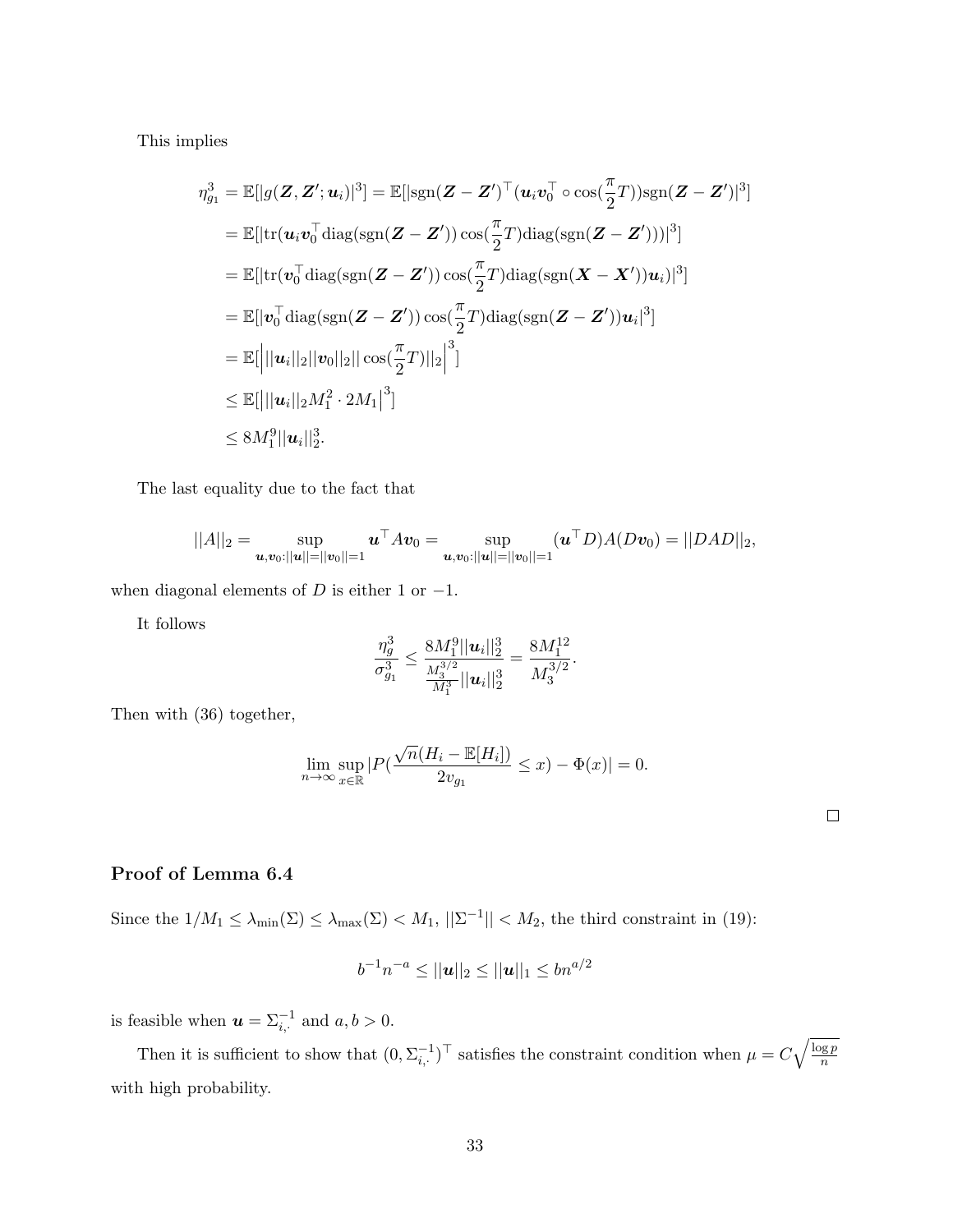This implies

$$
\begin{aligned}
\eta_{g_1}^3 &= \mathbb{E}[|g(\boldsymbol{Z},\boldsymbol{Z}';\boldsymbol{u}_i)|^3] = \mathbb{E}[|\text{sgn}(\boldsymbol{Z}-\boldsymbol{Z}')^\top(\boldsymbol{u}_i\boldsymbol{v}_0^\top \circ \cos(\frac{\pi}{2}T))\text{sgn}(\boldsymbol{Z}-\boldsymbol{Z}')|^3] \\
&= \mathbb{E}[|\text{tr}(\boldsymbol{u}_i\boldsymbol{v}_0^\top \text{diag}(\text{sgn}(\boldsymbol{Z}-\boldsymbol{Z}'))\cos(\frac{\pi}{2}T)\text{diag}(\text{sgn}(\boldsymbol{Z}-\boldsymbol{Z}')))|^3] \\
&= \mathbb{E}[|\text{tr}(\boldsymbol{v}_0^\top \text{diag}(\text{sgn}(\boldsymbol{Z}-\boldsymbol{Z}'))\cos(\frac{\pi}{2}T)\text{diag}(\text{sgn}(\boldsymbol{X}-\boldsymbol{X}'))\boldsymbol{u}_i)|^3] \\
&= \mathbb{E}[|\boldsymbol{v}_0^\top \text{diag}(\text{sgn}(\boldsymbol{Z}-\boldsymbol{Z}'))\cos(\frac{\pi}{2}T)\text{diag}(\text{sgn}(\boldsymbol{Z}-\boldsymbol{Z}'))\boldsymbol{u}_i|^3] \\
&= \mathbb{E}[\Big| ||\boldsymbol{u}_i||_2 ||\boldsymbol{v}_0||_2 || \cos(\frac{\pi}{2}T)||_2 \Big|^3] \\
&\leq \mathbb{E}[\Big| ||\boldsymbol{u}_i||_2 M_1^2 \cdot 2M_1 \Big|^3] \\
&\leq 8M_1^9 ||\boldsymbol{u}_i||_2^3.
\end{aligned}
$$

The last equality due to the fact that

$$
||A||_2 = \sup_{\boldsymbol{u},\boldsymbol{v}_0:||\boldsymbol{u}||=||\boldsymbol{v}_0||=1} \boldsymbol{u}^\top A\boldsymbol{v}_0 = \sup_{\boldsymbol{u},\boldsymbol{v}_0:||\boldsymbol{u}||=||\boldsymbol{v}_0||=1} (\boldsymbol{u}^\top D)A(D\boldsymbol{v}_0) = ||DAD||_2,
$$

when diagonal elements of $D$ is either 1 or $-1$.

It follows

$$
\frac{\eta_g^3}{\sigma_{g_1}^3} \leq \frac{8M_1^9||\boldsymbol{u}_i||_2^3}{\frac{M_3^{3/2}}{M_1^3}||\boldsymbol{u}_i||_2^3} = \frac{8M_1^{12}}{M_3^{3/2}}.
$$

Then with (36) together,

$$
\lim_{n\to\infty}\sup_{x\in\mathbb{R}}|P(\frac{\sqrt{n}(H_i-\mathbb{E}[H_i])}{2v_{g_1}} \leq x) - \Phi(x)| = 0.
$$

□

## Proof of Lemma 6.4

Since the $1/M_1 \leq \lambda_{\min}(\Sigma) \leq \lambda_{\max}(\Sigma) < M_1$, $||\Sigma^{-1}|| < M_2$, the third constraint in (19):

$$
b^{-1}n^{-a} \leq ||\boldsymbol{u}||_2 \leq ||\boldsymbol{u}||_1 \leq bn^{a/2}
$$

is feasible when $\boldsymbol{u} = \Sigma_{i,\cdot}^{-1}$ and $a, b > 0$.

Then it is sufficient to show that $(0, \Sigma_{i,\cdot}^{-1})^\top$ satisfies the constraint condition when $\mu = C\sqrt{\frac{\log p}{n}}$ with high probability.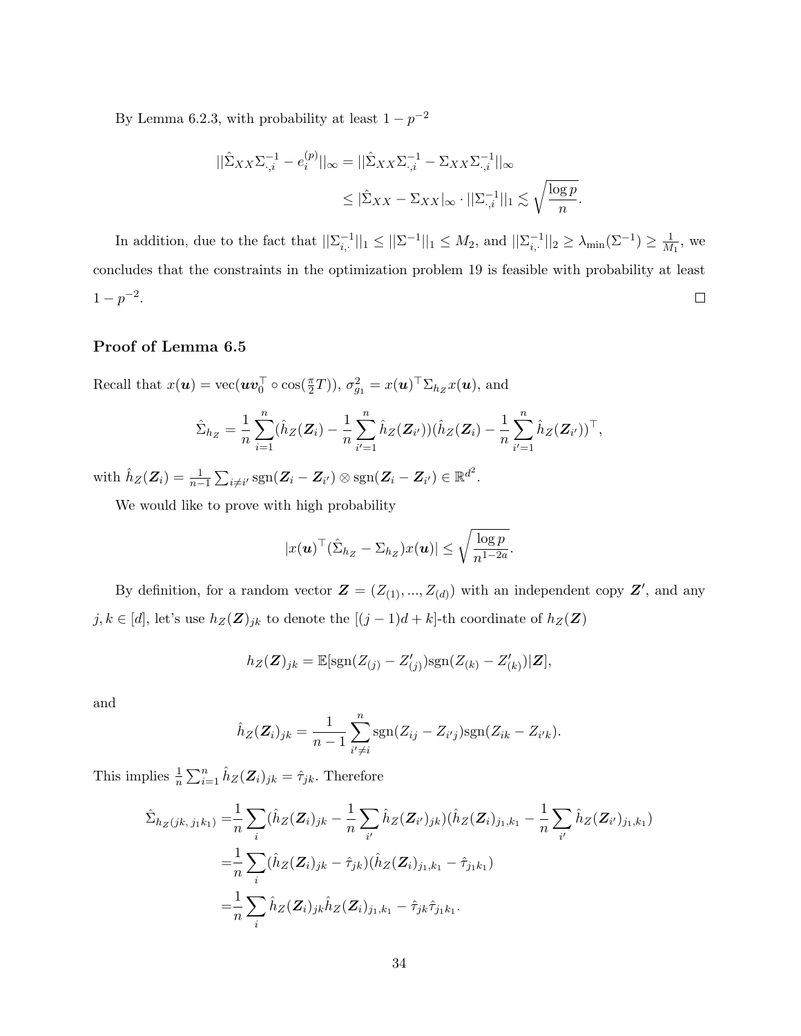By Lemma 6.2.3, with probability at least $1 - p^{-2}$

$$
\begin{aligned}
||\hat{\Sigma}_{XX}\Sigma^{-1}_{\cdot,i} - e_i^{(p)}||_\infty &= ||\hat{\Sigma}_{XX}\Sigma^{-1}_{\cdot,i} - \Sigma_{XX}\Sigma^{-1}_{\cdot,i}||_\infty \\
&\leq |\hat{\Sigma}_{XX} - \Sigma_{XX}|_\infty \cdot ||\Sigma^{-1}_{\cdot,i}||_1 \lesssim \sqrt{\frac{\log p}{n}}.
\end{aligned}
$$

In addition, due to the fact that $||\Sigma^{-1}_{i,\cdot}||_1 \leq ||\Sigma^{-1}||_1 \leq M_2$, and $||\Sigma^{-1}_{i,\cdot}||_2 \geq \lambda_{\min}(\Sigma^{-1}) \geq \frac{1}{M_1}$, we concludes that the constraints in the optimization problem 19 is feasible with probability at least $1 - p^{-2}$. □

### Proof of Lemma 6.5

Recall that $x(\boldsymbol{u}) = \text{vec}(\boldsymbol{u}\boldsymbol{v}_0^\top \circ \cos(\frac{\pi}{2}T))$, $\sigma_{g_1}^2 = x(\boldsymbol{u})^\top \Sigma_{h_Z} x(\boldsymbol{u})$, and

$$
\hat{\Sigma}_{h_Z} = \frac{1}{n}\sum_{i=1}^n (\hat{h}_Z(\boldsymbol{Z}_i) - \frac{1}{n}\sum_{i'=1}^n \hat{h}_Z(\boldsymbol{Z}_{i'}))(\hat{h}_Z(\boldsymbol{Z}_i) - \frac{1}{n}\sum_{i'=1}^n \hat{h}_Z(\boldsymbol{Z}_{i'}))^\top,
$$

with $\hat{h}_Z(\boldsymbol{Z}_i) = \frac{1}{n-1}\sum_{i \neq i'} \text{sgn}(\boldsymbol{Z}_i - \boldsymbol{Z}_{i'}) \otimes \text{sgn}(\boldsymbol{Z}_i - \boldsymbol{Z}_{i'}) \in \mathbb{R}^{d^2}$.

We would like to prove with high probability

$$
|x(\boldsymbol{u})^\top (\hat{\Sigma}_{h_Z} - \Sigma_{h_Z}) x(\boldsymbol{u})| \leq \sqrt{\frac{\log p}{n^{1-2a}}}.
$$

By definition, for a random vector $\boldsymbol{Z} = (Z_{(1)}, ..., Z_{(d)})$ with an independent copy $\boldsymbol{Z}'$, and any $j, k \in [d]$, let's use $h_Z(\boldsymbol{Z})_{jk}$ to denote the $[(j-1)d + k]$-th coordinate of $h_Z(\boldsymbol{Z})$

$$
h_Z(\boldsymbol{Z})_{jk} = \mathbb{E}[\text{sgn}(Z_{(j)} - Z'_{(j)})\text{sgn}(Z_{(k)} - Z'_{(k)})|\boldsymbol{Z}],
$$

and

$$
\hat{h}_Z(\boldsymbol{Z}_i)_{jk} = \frac{1}{n-1}\sum_{i' \neq i}^n \text{sgn}(Z_{ij} - Z_{i'j})\text{sgn}(Z_{ik} - Z_{i'k}).
$$

This implies $\frac{1}{n}\sum_{i=1}^n \hat{h}_Z(\boldsymbol{Z}_i)_{jk} = \hat{\tau}_{jk}$. Therefore

$$
\begin{aligned}
\hat{\Sigma}_{h_Z(jk,\, j_1k_1)} =& \frac{1}{n}\sum_i (\hat{h}_Z(\boldsymbol{Z}_i)_{jk} - \frac{1}{n}\sum_{i'} \hat{h}_Z(\boldsymbol{Z}_{i'})_{jk})(\hat{h}_Z(\boldsymbol{Z}_i)_{j_1,k_1} - \frac{1}{n}\sum_{i'} \hat{h}_Z(\boldsymbol{Z}_{i'})_{j_1,k_1}) \\
=& \frac{1}{n}\sum_i (\hat{h}_Z(\boldsymbol{Z}_i)_{jk} - \hat{\tau}_{jk})(\hat{h}_Z(\boldsymbol{Z}_i)_{j_1,k_1} - \hat{\tau}_{j_1k_1}) \\
=& \frac{1}{n}\sum_i \hat{h}_Z(\boldsymbol{Z}_i)_{jk}\hat{h}_Z(\boldsymbol{Z}_i)_{j_1,k_1} - \hat{\tau}_{jk}\hat{\tau}_{j_1k_1}.
\end{aligned}
$$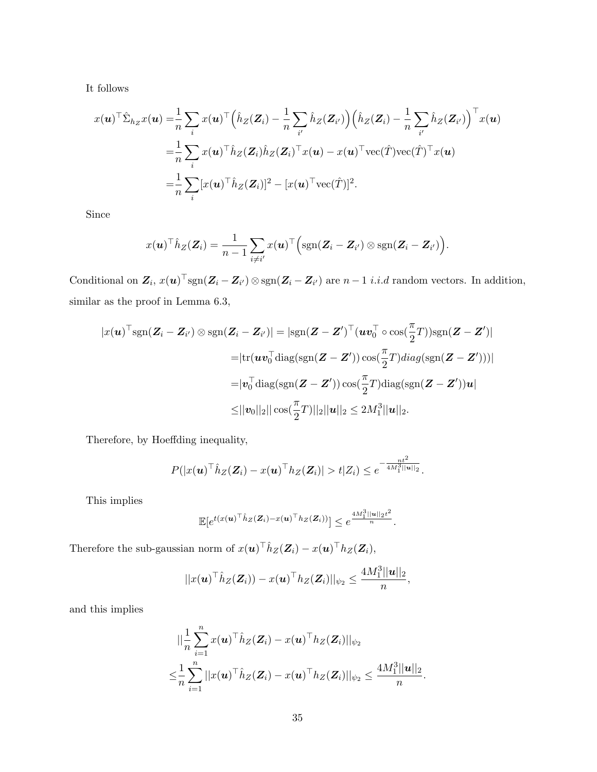It follows

$$
\begin{aligned}
x(\boldsymbol{u})^\top \hat{\Sigma}_{h_Z} x(\boldsymbol{u}) =& \frac{1}{n}\sum_i x(\boldsymbol{u})^\top \Big(\hat{h}_Z(\boldsymbol{Z}_i) - \frac{1}{n}\sum_{i'} \hat{h}_Z(\boldsymbol{Z}_{i'})\Big)\Big(\hat{h}_Z(\boldsymbol{Z}_i) - \frac{1}{n}\sum_{i'} \hat{h}_Z(\boldsymbol{Z}_{i'})\Big)^\top x(\boldsymbol{u}) \\
=& \frac{1}{n}\sum_i x(\boldsymbol{u})^\top \hat{h}_Z(\boldsymbol{Z}_i)\hat{h}_Z(\boldsymbol{Z}_i)^\top x(\boldsymbol{u}) - x(\boldsymbol{u})^\top \mathrm{vec}(\hat{T})\mathrm{vec}(\hat{T})^\top x(\boldsymbol{u}) \\
=& \frac{1}{n}\sum_i [x(\boldsymbol{u})^\top \hat{h}_Z(\boldsymbol{Z}_i)]^2 - [x(\boldsymbol{u})^\top \mathrm{vec}(\hat{T})]^2.
\end{aligned}
$$

Since

$$
x(\boldsymbol{u})^\top \hat{h}_Z(\boldsymbol{Z}_i) = \frac{1}{n-1}\sum_{i \neq i'} x(\boldsymbol{u})^\top \Big(\mathrm{sgn}(\boldsymbol{Z}_i - \boldsymbol{Z}_{i'}) \otimes \mathrm{sgn}(\boldsymbol{Z}_i - \boldsymbol{Z}_{i'})\Big).
$$

Conditional on $\boldsymbol{Z}_i$, $x(\boldsymbol{u})^\top \mathrm{sgn}(\boldsymbol{Z}_i - \boldsymbol{Z}_{i'}) \otimes \mathrm{sgn}(\boldsymbol{Z}_i - \boldsymbol{Z}_{i'})$ are $n-1$ *i.i.d* random vectors. In addition, similar as the proof in Lemma 6.3,

$$
\begin{aligned}
|x(\boldsymbol{u})^\top \mathrm{sgn}(\boldsymbol{Z}_i - \boldsymbol{Z}_{i'}) \otimes \mathrm{sgn}(\boldsymbol{Z}_i - \boldsymbol{Z}_{i'})| = & |\mathrm{sgn}(\boldsymbol{Z} - \boldsymbol{Z}')^\top (\boldsymbol{u}\boldsymbol{v}_0^\top \circ \cos(\frac{\pi}{2}T))\mathrm{sgn}(\boldsymbol{Z} - \boldsymbol{Z}')| \\
=& |\mathrm{tr}(\boldsymbol{u}\boldsymbol{v}_0^\top \mathrm{diag}(\mathrm{sgn}(\boldsymbol{Z} - \boldsymbol{Z}')) \cos(\frac{\pi}{2}T) diag(\mathrm{sgn}(\boldsymbol{Z} - \boldsymbol{Z}')))| \\
=& |\boldsymbol{v}_0^\top \mathrm{diag}(\mathrm{sgn}(\boldsymbol{Z} - \boldsymbol{Z}')) \cos(\frac{\pi}{2}T)\mathrm{diag}(\mathrm{sgn}(\boldsymbol{Z} - \boldsymbol{Z}'))\boldsymbol{u}| \\
\leq& ||\boldsymbol{v}_0||_2 || \cos(\frac{\pi}{2}T)||_2 ||\boldsymbol{u}||_2 \leq 2M_1^3 ||\boldsymbol{u}||_2.
\end{aligned}
$$

Therefore, by Hoeffding inequality,

$$
P(|x(\boldsymbol{u})^\top \hat{h}_Z(\boldsymbol{Z}_i) - x(\boldsymbol{u})^\top h_Z(\boldsymbol{Z}_i)| > t | Z_i) \leq e^{-\frac{nt^2}{4M_1^3 ||\boldsymbol{u}||_2}}.
$$

This implies

$$
\mathbb{E}[e^{t(x(\boldsymbol{u})^\top \hat{h}_Z(\boldsymbol{Z}_i) - x(\boldsymbol{u})^\top h_Z(\boldsymbol{Z}_i))}] \leq e^{\frac{4M_1^3 ||\boldsymbol{u}||_2 t^2}{n}}.
$$

Therefore the sub-gaussian norm of $x(\boldsymbol{u})^\top \hat{h}_Z(\boldsymbol{Z}_i) - x(\boldsymbol{u})^\top h_Z(\boldsymbol{Z}_i)$,

$$
||x(\boldsymbol{u})^\top \hat{h}_Z(\boldsymbol{Z}_i)) - x(\boldsymbol{u})^\top h_Z(\boldsymbol{Z}_i)||_{\psi_2} \leq \frac{4M_1^3 ||\boldsymbol{u}||_2}{n},
$$

and this implies

$$
\begin{aligned}
&|| \frac{1}{n}\sum_{i=1}^n x(\boldsymbol{u})^\top \hat{h}_Z(\boldsymbol{Z}_i) - x(\boldsymbol{u})^\top h_Z(\boldsymbol{Z}_i)||_{\psi_2} \\
\leq& \frac{1}{n}\sum_{i=1}^n ||x(\boldsymbol{u})^\top \hat{h}_Z(\boldsymbol{Z}_i) - x(\boldsymbol{u})^\top h_Z(\boldsymbol{Z}_i)||_{\psi_2} \leq \frac{4M_1^3 ||\boldsymbol{u}||_2}{n}.
\end{aligned}
$$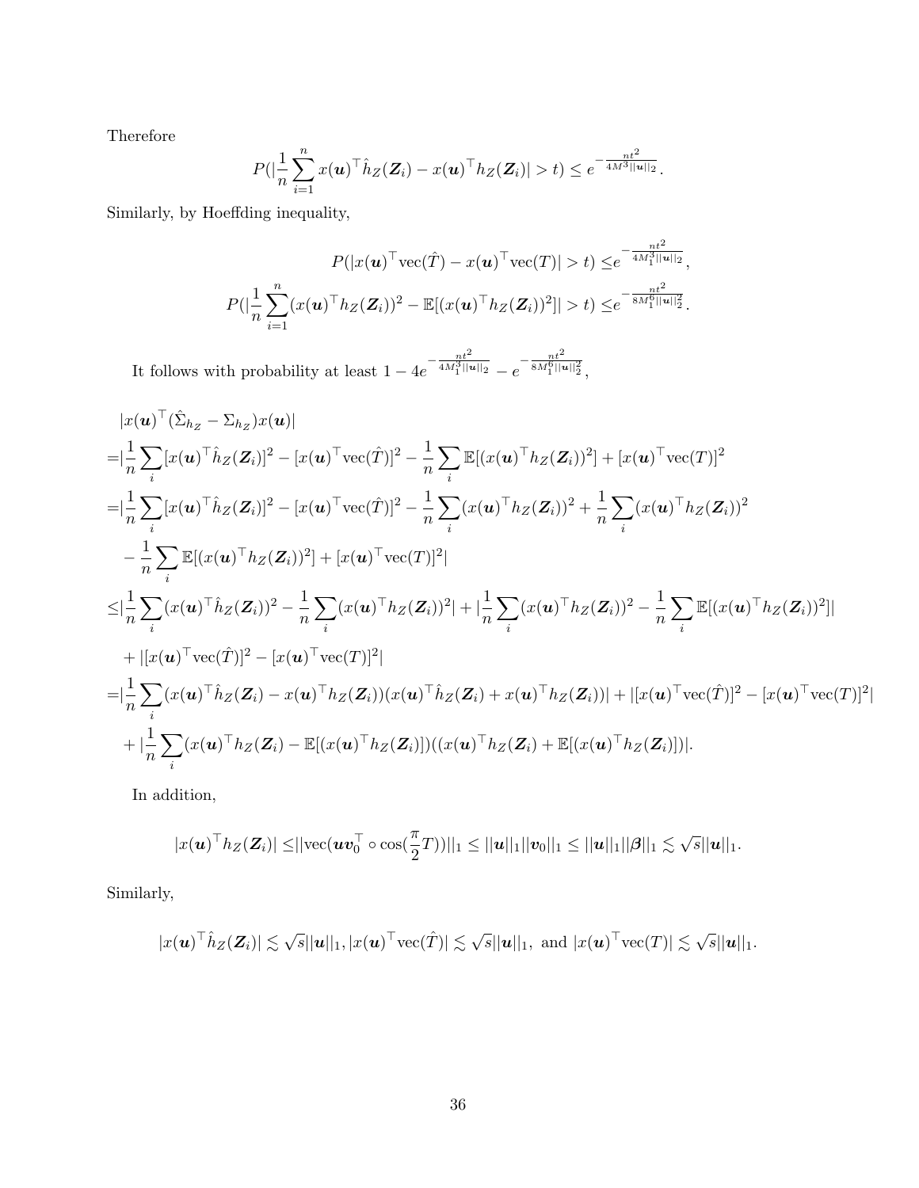Therefore

$$P(|\frac{1}{n}\sum_{i=1}^{n} x(\boldsymbol{u})^\top \hat{h}_Z(\boldsymbol{Z}_i) - x(\boldsymbol{u})^\top h_Z(\boldsymbol{Z}_i)| > t) \leq e^{-\frac{nt^2}{4M^3||\boldsymbol{u}||_2}}.$$

Similarly, by Hoeffding inequality,

$$P(|x(\boldsymbol{u})^\top \text{vec}(\hat{T}) - x(\boldsymbol{u})^\top \text{vec}(T)| > t) \leq e^{-\frac{nt^2}{4M_1^3||\boldsymbol{u}||_2}},$$

$$P(|\frac{1}{n}\sum_{i=1}^{n}(x(\boldsymbol{u})^\top h_Z(\boldsymbol{Z}_i))^2 - \mathbb{E}[(x(\boldsymbol{u})^\top h_Z(\boldsymbol{Z}_i))^2]| > t) \leq e^{-\frac{nt^2}{8M_1^6||\boldsymbol{u}||_2^2}}.$$

It follows with probability at least $1 - 4e^{-\frac{nt^2}{4M_1^3||\boldsymbol{u}||_2}} - e^{-\frac{nt^2}{8M_1^6||\boldsymbol{u}||_2^2}}$,

$$\begin{aligned}
&|x(\boldsymbol{u})^\top(\hat{\Sigma}_{h_Z} - \Sigma_{h_Z})x(\boldsymbol{u})| \\
=&|\frac{1}{n}\sum_i [x(\boldsymbol{u})^\top \hat{h}_Z(\boldsymbol{Z}_i)]^2 - [x(\boldsymbol{u})^\top \text{vec}(\hat{T})]^2 - \frac{1}{n}\sum_i \mathbb{E}[(x(\boldsymbol{u})^\top h_Z(\boldsymbol{Z}_i))^2] + [x(\boldsymbol{u})^\top \text{vec}(T)]^2 \\
=&|\frac{1}{n}\sum_i [x(\boldsymbol{u})^\top \hat{h}_Z(\boldsymbol{Z}_i)]^2 - [x(\boldsymbol{u})^\top \text{vec}(\hat{T})]^2 - \frac{1}{n}\sum_i (x(\boldsymbol{u})^\top h_Z(\boldsymbol{Z}_i))^2 + \frac{1}{n}\sum_i (x(\boldsymbol{u})^\top h_Z(\boldsymbol{Z}_i))^2 \\
&- \frac{1}{n}\sum_i \mathbb{E}[(x(\boldsymbol{u})^\top h_Z(\boldsymbol{Z}_i))^2] + [x(\boldsymbol{u})^\top \text{vec}(T)]^2| \\
\leq&|\frac{1}{n}\sum_i (x(\boldsymbol{u})^\top \hat{h}_Z(\boldsymbol{Z}_i))^2 - \frac{1}{n}\sum_i (x(\boldsymbol{u})^\top h_Z(\boldsymbol{Z}_i))^2| + |\frac{1}{n}\sum_i (x(\boldsymbol{u})^\top h_Z(\boldsymbol{Z}_i))^2 - \frac{1}{n}\sum_i \mathbb{E}[(x(\boldsymbol{u})^\top h_Z(\boldsymbol{Z}_i))^2]| \\
&+ |[x(\boldsymbol{u})^\top \text{vec}(\hat{T})]^2 - [x(\boldsymbol{u})^\top \text{vec}(T)]^2| \\
=&|\frac{1}{n}\sum_i (x(\boldsymbol{u})^\top \hat{h}_Z(\boldsymbol{Z}_i) - x(\boldsymbol{u})^\top h_Z(\boldsymbol{Z}_i))(x(\boldsymbol{u})^\top \hat{h}_Z(\boldsymbol{Z}_i) + x(\boldsymbol{u})^\top h_Z(\boldsymbol{Z}_i))| + |[x(\boldsymbol{u})^\top \text{vec}(\hat{T})]^2 - [x(\boldsymbol{u})^\top \text{vec}(T)]^2| \\
&+ |\frac{1}{n}\sum_i (x(\boldsymbol{u})^\top h_Z(\boldsymbol{Z}_i) - \mathbb{E}[(x(\boldsymbol{u})^\top h_Z(\boldsymbol{Z}_i)])((x(\boldsymbol{u})^\top h_Z(\boldsymbol{Z}_i) + \mathbb{E}[(x(\boldsymbol{u})^\top h_Z(\boldsymbol{Z}_i)])|.
\end{aligned}$$

In addition,

$$|x(\boldsymbol{u})^\top h_Z(\boldsymbol{Z}_i)| \leq ||\text{vec}(\boldsymbol{u}\boldsymbol{v}_0^\top \circ \cos(\frac{\pi}{2}T))||_1 \leq ||\boldsymbol{u}||_1||\boldsymbol{v}_0||_1 \leq ||\boldsymbol{u}||_1||\boldsymbol{\beta}||_1 \lesssim \sqrt{s}||\boldsymbol{u}||_1.$$

Similarly,

$$|x(\boldsymbol{u})^\top \hat{h}_Z(\boldsymbol{Z}_i)| \lesssim \sqrt{s}||\boldsymbol{u}||_1, |x(\boldsymbol{u})^\top \text{vec}(\hat{T})| \lesssim \sqrt{s}||\boldsymbol{u}||_1, \text{ and } |x(\boldsymbol{u})^\top \text{vec}(T)| \lesssim \sqrt{s}||\boldsymbol{u}||_1.$$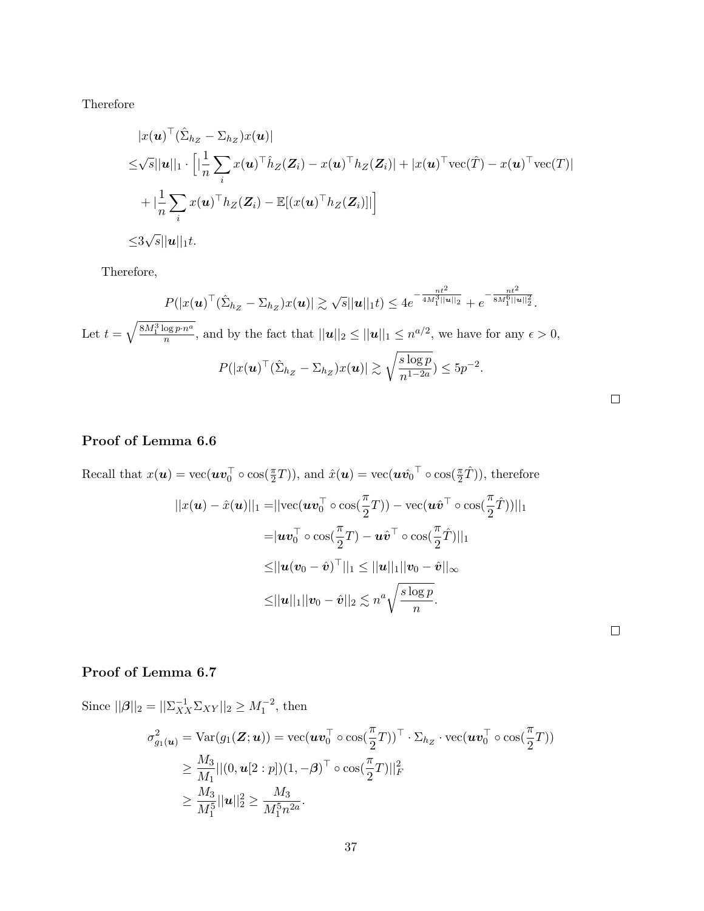Therefore

$$
\begin{aligned}
&|x(\boldsymbol{u})^\top(\hat{\Sigma}_{h_Z} - \Sigma_{h_Z})x(\boldsymbol{u})| \\
\leq& \sqrt{s}||\boldsymbol{u}||_1 \cdot \Big[ |\frac{1}{n}\sum_i x(\boldsymbol{u})^\top \hat{h}_Z(\boldsymbol{Z}_i) - x(\boldsymbol{u})^\top h_Z(\boldsymbol{Z}_i)| + |x(\boldsymbol{u})^\top \mathrm{vec}(\hat{T}) - x(\boldsymbol{u})^\top \mathrm{vec}(T)| \\
&+ |\frac{1}{n}\sum_i x(\boldsymbol{u})^\top h_Z(\boldsymbol{Z}_i) - \mathbb{E}[(x(\boldsymbol{u})^\top h_Z(\boldsymbol{Z}_i)]| \Big] \\
\leq& 3\sqrt{s}||\boldsymbol{u}||_1 t.
\end{aligned}
$$

Therefore,

$$
P(|x(\boldsymbol{u})^\top(\hat{\Sigma}_{h_Z} - \Sigma_{h_Z})x(\boldsymbol{u})| \gtrsim \sqrt{s}||\boldsymbol{u}||_1 t) \leq 4e^{-\frac{nt^2}{4M_1^3||\boldsymbol{u}||_2}} + e^{-\frac{nt^2}{8M_1^6||\boldsymbol{u}||_2^2}}.
$$

Let $t = \sqrt{\frac{8M_1^3 \log p \cdot n^a}{n}}$, and by the fact that $||\boldsymbol{u}||_2 \leq ||\boldsymbol{u}||_1 \leq n^{a/2}$, we have for any $\epsilon > 0$,

$$
P(|x(\boldsymbol{u})^\top(\hat{\Sigma}_{h_Z} - \Sigma_{h_Z})x(\boldsymbol{u})| \gtrsim \sqrt{\frac{s \log p}{n^{1-2a}}}) \leq 5p^{-2}.
$$

□

### Proof of Lemma 6.6

Recall that $x(\boldsymbol{u}) = \mathrm{vec}(\boldsymbol{u}\boldsymbol{v}_0^\top \circ \cos(\frac{\pi}{2}T))$, and $\hat{x}(\boldsymbol{u}) = \mathrm{vec}(\boldsymbol{u}\hat{\boldsymbol{v}_0}^\top \circ \cos(\frac{\pi}{2}\hat{T}))$, therefore

$$
\begin{aligned}
||x(\boldsymbol{u}) - \hat{x}(\boldsymbol{u})||_1 =& ||\mathrm{vec}(\boldsymbol{u}\boldsymbol{v}_0^\top \circ \cos(\frac{\pi}{2}T)) - \mathrm{vec}(\boldsymbol{u}\hat{\boldsymbol{v}}^\top \circ \cos(\frac{\pi}{2}\hat{T}))||_1 \\
=& |\boldsymbol{u}\boldsymbol{v}_0^\top \circ \cos(\frac{\pi}{2}T) - \boldsymbol{u}\hat{\boldsymbol{v}}^\top \circ \cos(\frac{\pi}{2}\hat{T})||_1 \\
\leq& ||\boldsymbol{u}(\boldsymbol{v}_0 - \hat{\boldsymbol{v}})^\top||_1 \leq ||\boldsymbol{u}||_1 ||\boldsymbol{v}_0 - \hat{\boldsymbol{v}}||_\infty \\
\leq& ||\boldsymbol{u}||_1 ||\boldsymbol{v}_0 - \hat{\boldsymbol{v}}||_2 \lesssim n^a \sqrt{\frac{s \log p}{n}}.
\end{aligned}
$$

□

### Proof of Lemma 6.7

Since $||\boldsymbol{\beta}||_2 = ||\Sigma_{XX}^{-1}\Sigma_{XY}||_2 \geq M_1^{-2}$, then

$$
\begin{aligned}
\sigma_{g_1(\boldsymbol{u})}^2 =& \mathrm{Var}(g_1(\boldsymbol{Z}; \boldsymbol{u})) = \mathrm{vec}(\boldsymbol{u}\boldsymbol{v}_0^\top \circ \cos(\frac{\pi}{2}T))^\top \cdot \Sigma_{h_Z} \cdot \mathrm{vec}(\boldsymbol{u}\boldsymbol{v}_0^\top \circ \cos(\frac{\pi}{2}T)) \\
\geq& \frac{M_3}{M_1}||(0, \boldsymbol{u}[2:p])(1, -\boldsymbol{\beta})^\top \circ \cos(\frac{\pi}{2}T)||_F^2 \\
\geq& \frac{M_3}{M_1^5}||\boldsymbol{u}||_2^2 \geq \frac{M_3}{M_1^5 n^{2a}}.
\end{aligned}
$$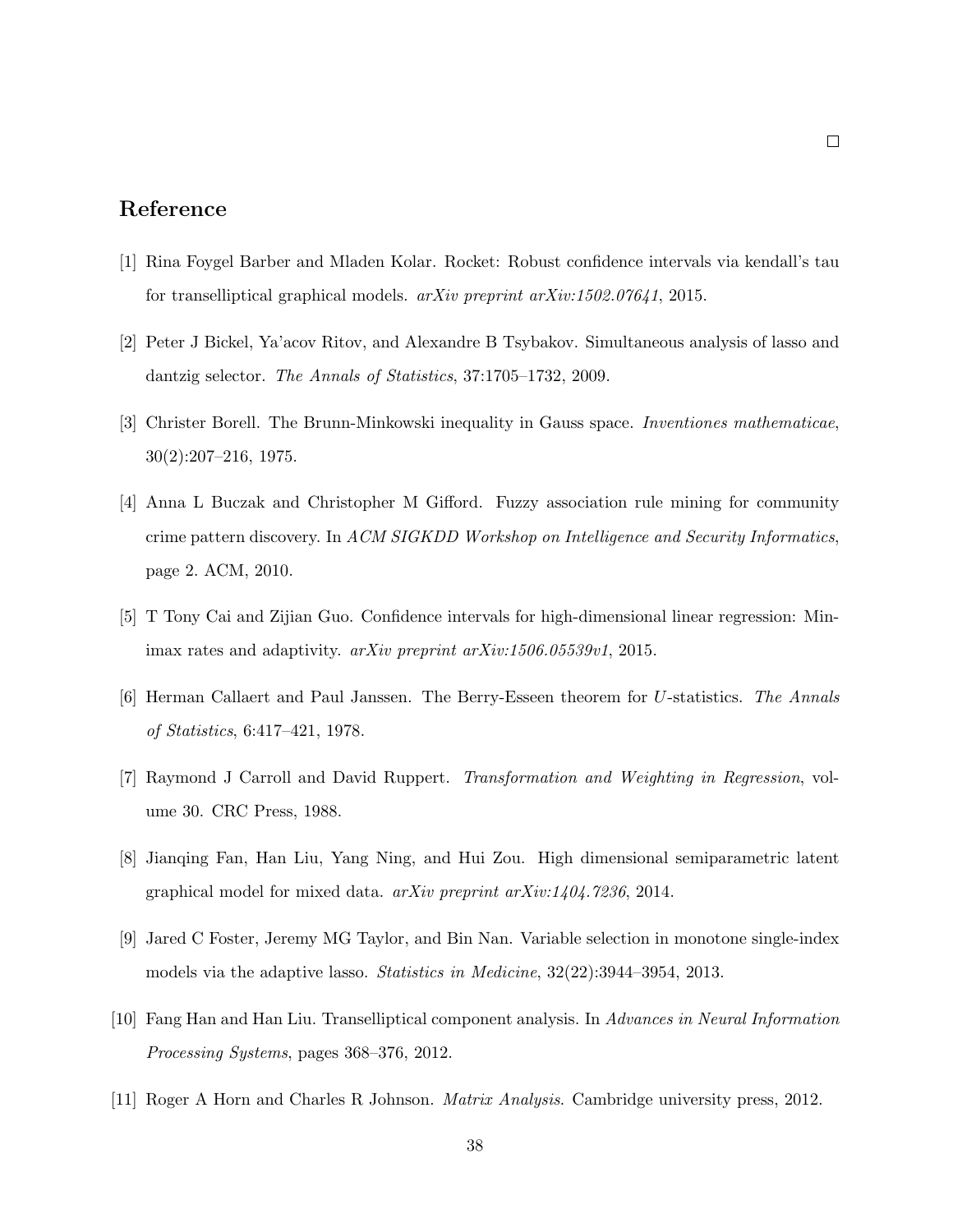□

# Reference

[1] Rina Foygel Barber and Mladen Kolar. Rocket: Robust confidence intervals via kendall's tau for transelliptical graphical models. *arXiv preprint arXiv:1502.07641*, 2015.

[2] Peter J Bickel, Ya'acov Ritov, and Alexandre B Tsybakov. Simultaneous analysis of lasso and dantzig selector. *The Annals of Statistics*, 37:1705–1732, 2009.

[3] Christer Borell. The Brunn-Minkowski inequality in Gauss space. *Inventiones mathematicae*, 30(2):207–216, 1975.

[4] Anna L Buczak and Christopher M Gifford. Fuzzy association rule mining for community crime pattern discovery. In *ACM SIGKDD Workshop on Intelligence and Security Informatics*, page 2. ACM, 2010.

[5] T Tony Cai and Zijian Guo. Confidence intervals for high-dimensional linear regression: Minimax rates and adaptivity. *arXiv preprint arXiv:1506.05539v1*, 2015.

[6] Herman Callaert and Paul Janssen. The Berry-Esseen theorem for $U$-statistics. *The Annals of Statistics*, 6:417–421, 1978.

[7] Raymond J Carroll and David Ruppert. *Transformation and Weighting in Regression*, volume 30. CRC Press, 1988.

[8] Jianqing Fan, Han Liu, Yang Ning, and Hui Zou. High dimensional semiparametric latent graphical model for mixed data. *arXiv preprint arXiv:1404.7236*, 2014.

[9] Jared C Foster, Jeremy MG Taylor, and Bin Nan. Variable selection in monotone single-index models via the adaptive lasso. *Statistics in Medicine*, 32(22):3944–3954, 2013.

[10] Fang Han and Han Liu. Transelliptical component analysis. In *Advances in Neural Information Processing Systems*, pages 368–376, 2012.

[11] Roger A Horn and Charles R Johnson. *Matrix Analysis*. Cambridge university press, 2012.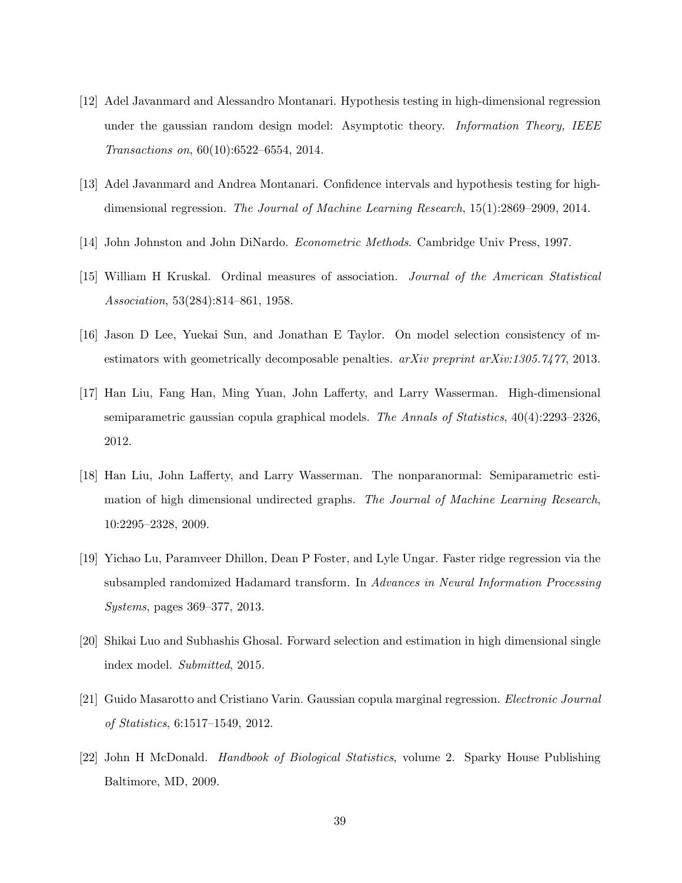[12] Adel Javanmard and Alessandro Montanari. Hypothesis testing in high-dimensional regression under the gaussian random design model: Asymptotic theory. *Information Theory, IEEE Transactions on*, 60(10):6522–6554, 2014.

[13] Adel Javanmard and Andrea Montanari. Confidence intervals and hypothesis testing for high-dimensional regression. *The Journal of Machine Learning Research*, 15(1):2869–2909, 2014.

[14] John Johnston and John DiNardo. *Econometric Methods*. Cambridge Univ Press, 1997.

[15] William H Kruskal. Ordinal measures of association. *Journal of the American Statistical Association*, 53(284):814–861, 1958.

[16] Jason D Lee, Yuekai Sun, and Jonathan E Taylor. On model selection consistency of m-estimators with geometrically decomposable penalties. *arXiv preprint arXiv:1305.7477*, 2013.

[17] Han Liu, Fang Han, Ming Yuan, John Lafferty, and Larry Wasserman. High-dimensional semiparametric gaussian copula graphical models. *The Annals of Statistics*, 40(4):2293–2326, 2012.

[18] Han Liu, John Lafferty, and Larry Wasserman. The nonparanormal: Semiparametric estimation of high dimensional undirected graphs. *The Journal of Machine Learning Research*, 10:2295–2328, 2009.

[19] Yichao Lu, Paramveer Dhillon, Dean P Foster, and Lyle Ungar. Faster ridge regression via the subsampled randomized Hadamard transform. In *Advances in Neural Information Processing Systems*, pages 369–377, 2013.

[20] Shikai Luo and Subhashis Ghosal. Forward selection and estimation in high dimensional single index model. *Submitted*, 2015.

[21] Guido Masarotto and Cristiano Varin. Gaussian copula marginal regression. *Electronic Journal of Statistics*, 6:1517–1549, 2012.

[22] John H McDonald. *Handbook of Biological Statistics*, volume 2. Sparky House Publishing Baltimore, MD, 2009.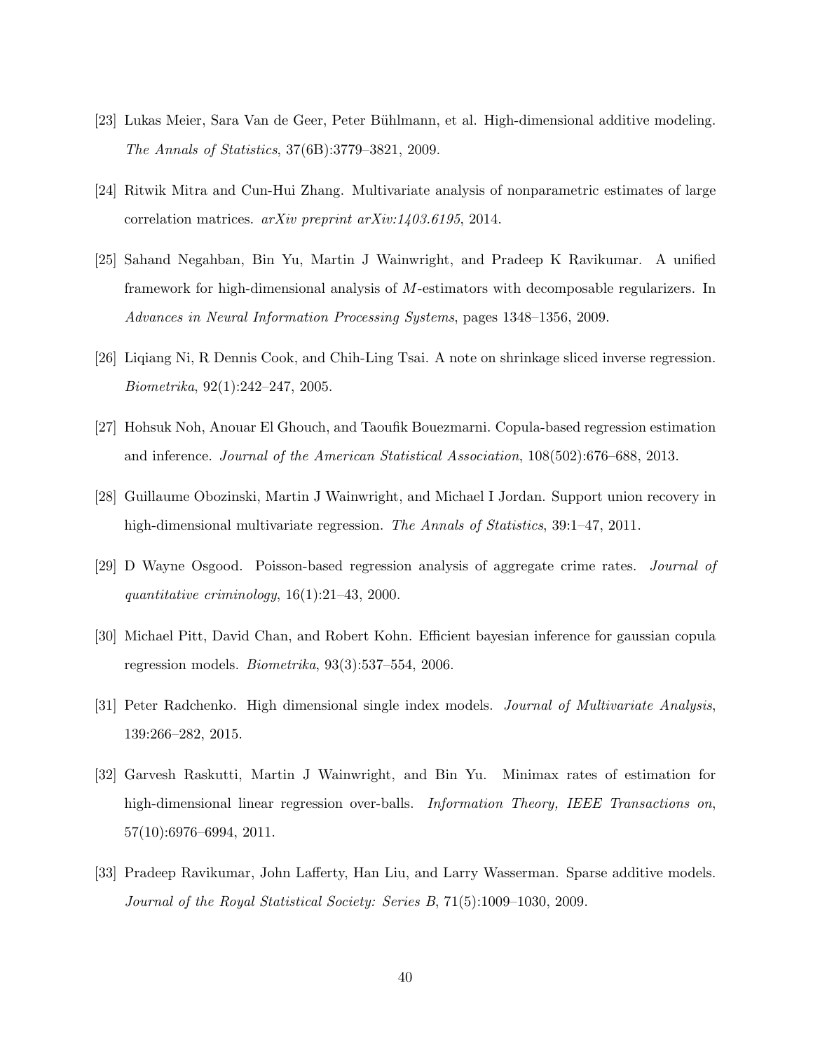[23] Lukas Meier, Sara Van de Geer, Peter Bühlmann, et al. High-dimensional additive modeling. *The Annals of Statistics*, 37(6B):3779–3821, 2009.

[24] Ritwik Mitra and Cun-Hui Zhang. Multivariate analysis of nonparametric estimates of large correlation matrices. *arXiv preprint arXiv:1403.6195*, 2014.

[25] Sahand Negahban, Bin Yu, Martin J Wainwright, and Pradeep K Ravikumar. A unified framework for high-dimensional analysis of $M$-estimators with decomposable regularizers. In *Advances in Neural Information Processing Systems*, pages 1348–1356, 2009.

[26] Liqiang Ni, R Dennis Cook, and Chih-Ling Tsai. A note on shrinkage sliced inverse regression. *Biometrika*, 92(1):242–247, 2005.

[27] Hohsuk Noh, Anouar El Ghouch, and Taoufik Bouezmarni. Copula-based regression estimation and inference. *Journal of the American Statistical Association*, 108(502):676–688, 2013.

[28] Guillaume Obozinski, Martin J Wainwright, and Michael I Jordan. Support union recovery in high-dimensional multivariate regression. *The Annals of Statistics*, 39:1–47, 2011.

[29] D Wayne Osgood. Poisson-based regression analysis of aggregate crime rates. *Journal of quantitative criminology*, 16(1):21–43, 2000.

[30] Michael Pitt, David Chan, and Robert Kohn. Efficient bayesian inference for gaussian copula regression models. *Biometrika*, 93(3):537–554, 2006.

[31] Peter Radchenko. High dimensional single index models. *Journal of Multivariate Analysis*, 139:266–282, 2015.

[32] Garvesh Raskutti, Martin J Wainwright, and Bin Yu. Minimax rates of estimation for high-dimensional linear regression over-balls. *Information Theory, IEEE Transactions on*, 57(10):6976–6994, 2011.

[33] Pradeep Ravikumar, John Lafferty, Han Liu, and Larry Wasserman. Sparse additive models. *Journal of the Royal Statistical Society: Series B*, 71(5):1009–1030, 2009.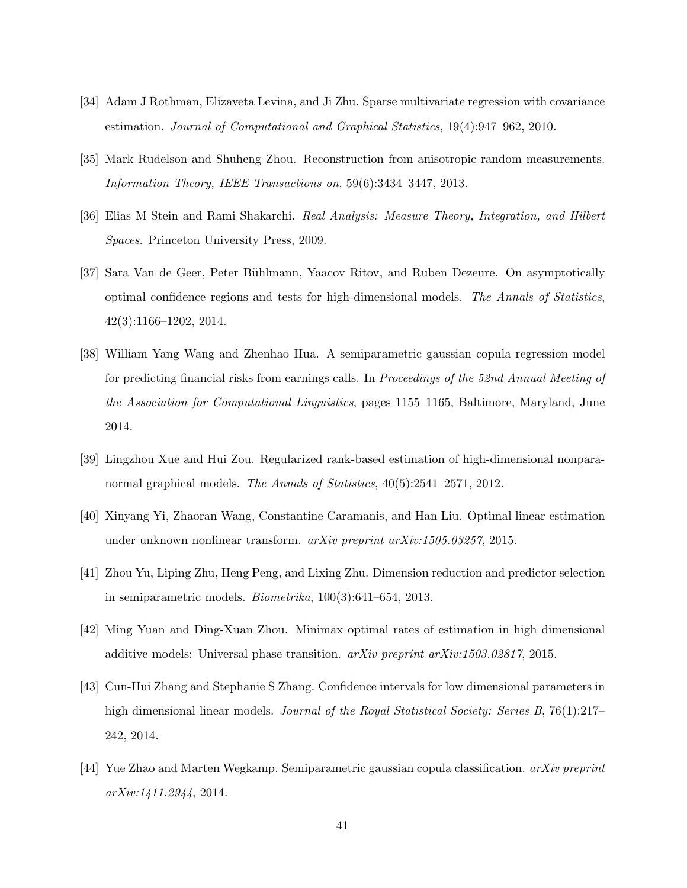[34] Adam J Rothman, Elizaveta Levina, and Ji Zhu. Sparse multivariate regression with covariance estimation. *Journal of Computational and Graphical Statistics*, 19(4):947–962, 2010.

[35] Mark Rudelson and Shuheng Zhou. Reconstruction from anisotropic random measurements. *Information Theory, IEEE Transactions on*, 59(6):3434–3447, 2013.

[36] Elias M Stein and Rami Shakarchi. *Real Analysis: Measure Theory, Integration, and Hilbert Spaces*. Princeton University Press, 2009.

[37] Sara Van de Geer, Peter Bühlmann, Yaacov Ritov, and Ruben Dezeure. On asymptotically optimal confidence regions and tests for high-dimensional models. *The Annals of Statistics*, 42(3):1166–1202, 2014.

[38] William Yang Wang and Zhenhao Hua. A semiparametric gaussian copula regression model for predicting financial risks from earnings calls. In *Proceedings of the 52nd Annual Meeting of the Association for Computational Linguistics*, pages 1155–1165, Baltimore, Maryland, June 2014.

[39] Lingzhou Xue and Hui Zou. Regularized rank-based estimation of high-dimensional nonparanormal graphical models. *The Annals of Statistics*, 40(5):2541–2571, 2012.

[40] Xinyang Yi, Zhaoran Wang, Constantine Caramanis, and Han Liu. Optimal linear estimation under unknown nonlinear transform. *arXiv preprint arXiv:1505.03257*, 2015.

[41] Zhou Yu, Liping Zhu, Heng Peng, and Lixing Zhu. Dimension reduction and predictor selection in semiparametric models. *Biometrika*, 100(3):641–654, 2013.

[42] Ming Yuan and Ding-Xuan Zhou. Minimax optimal rates of estimation in high dimensional additive models: Universal phase transition. *arXiv preprint arXiv:1503.02817*, 2015.

[43] Cun-Hui Zhang and Stephanie S Zhang. Confidence intervals for low dimensional parameters in high dimensional linear models. *Journal of the Royal Statistical Society: Series B*, 76(1):217–242, 2014.

[44] Yue Zhao and Marten Wegkamp. Semiparametric gaussian copula classification. *arXiv preprint arXiv:1411.2944*, 2014.